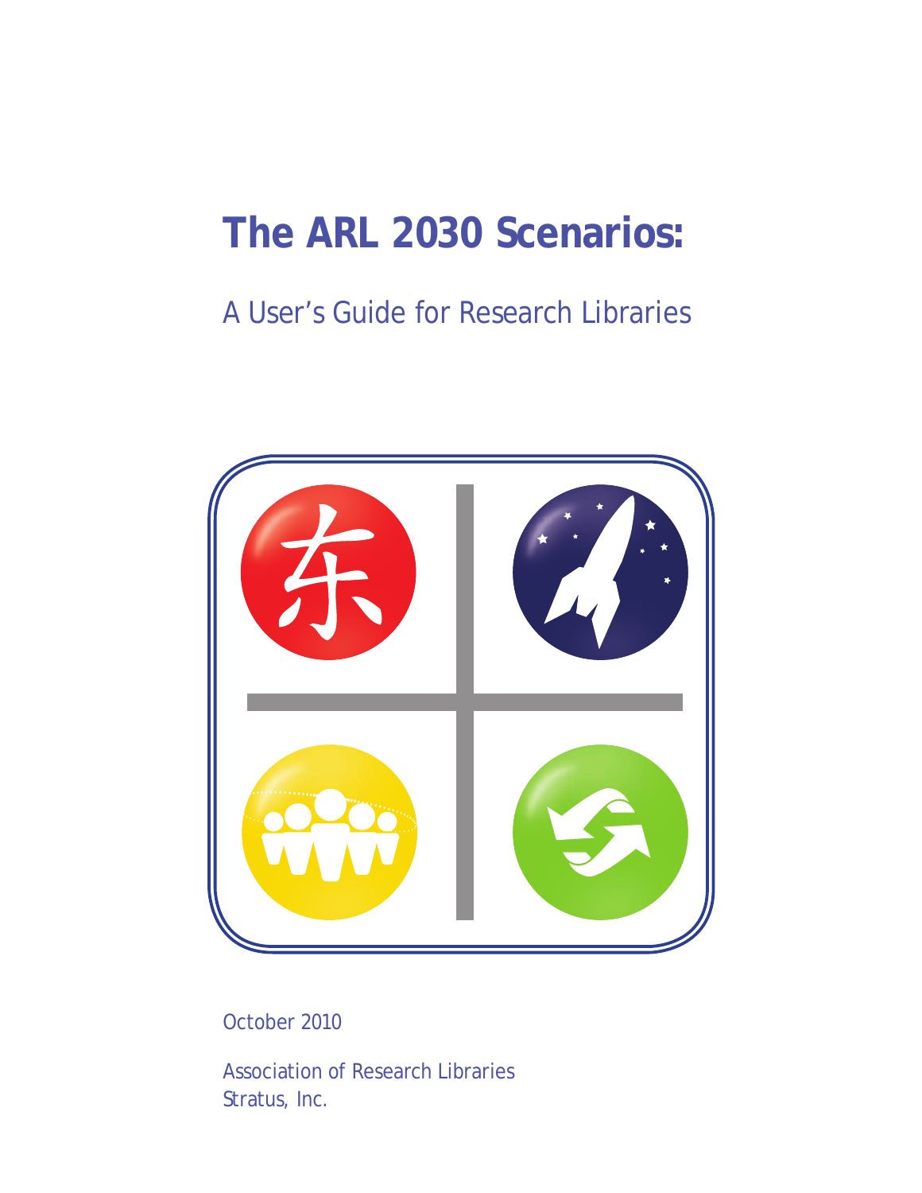# The ARL 2030 Scenarios:

## A User's Guide for Research Libraries

October 2010

Association of Research Libraries
Stratus, Inc.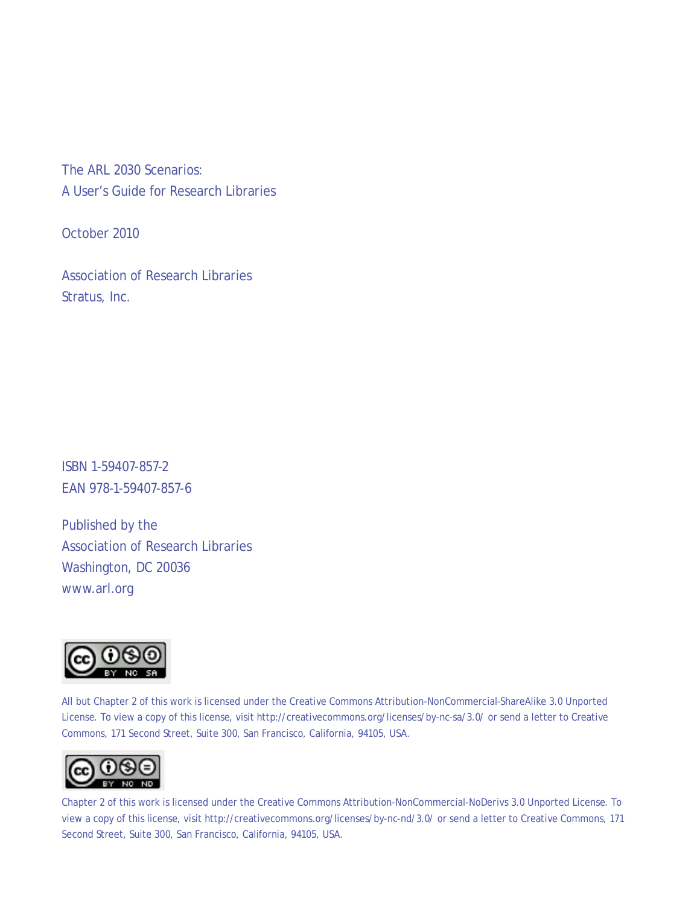The ARL 2030 Scenarios:
A User's Guide for Research Libraries

October 2010

Association of Research Libraries
Stratus, Inc.

ISBN 1-59407-857-2
EAN 978-1-59407-857-6

Published by the
Association of Research Libraries
Washington, DC 20036
www.arl.org

All but Chapter 2 of this work is licensed under the Creative Commons Attribution-NonCommercial-ShareAlike 3.0 Unported License. To view a copy of this license, visit http://creativecommons.org/licenses/by-nc-sa/3.0/ or send a letter to Creative Commons, 171 Second Street, Suite 300, San Francisco, California, 94105, USA.

Chapter 2 of this work is licensed under the Creative Commons Attribution-NonCommercial-NoDerivs 3.0 Unported License. To view a copy of this license, visit http://creativecommons.org/licenses/by-nc-nd/3.0/ or send a letter to Creative Commons, 171 Second Street, Suite 300, San Francisco, California, 94105, USA.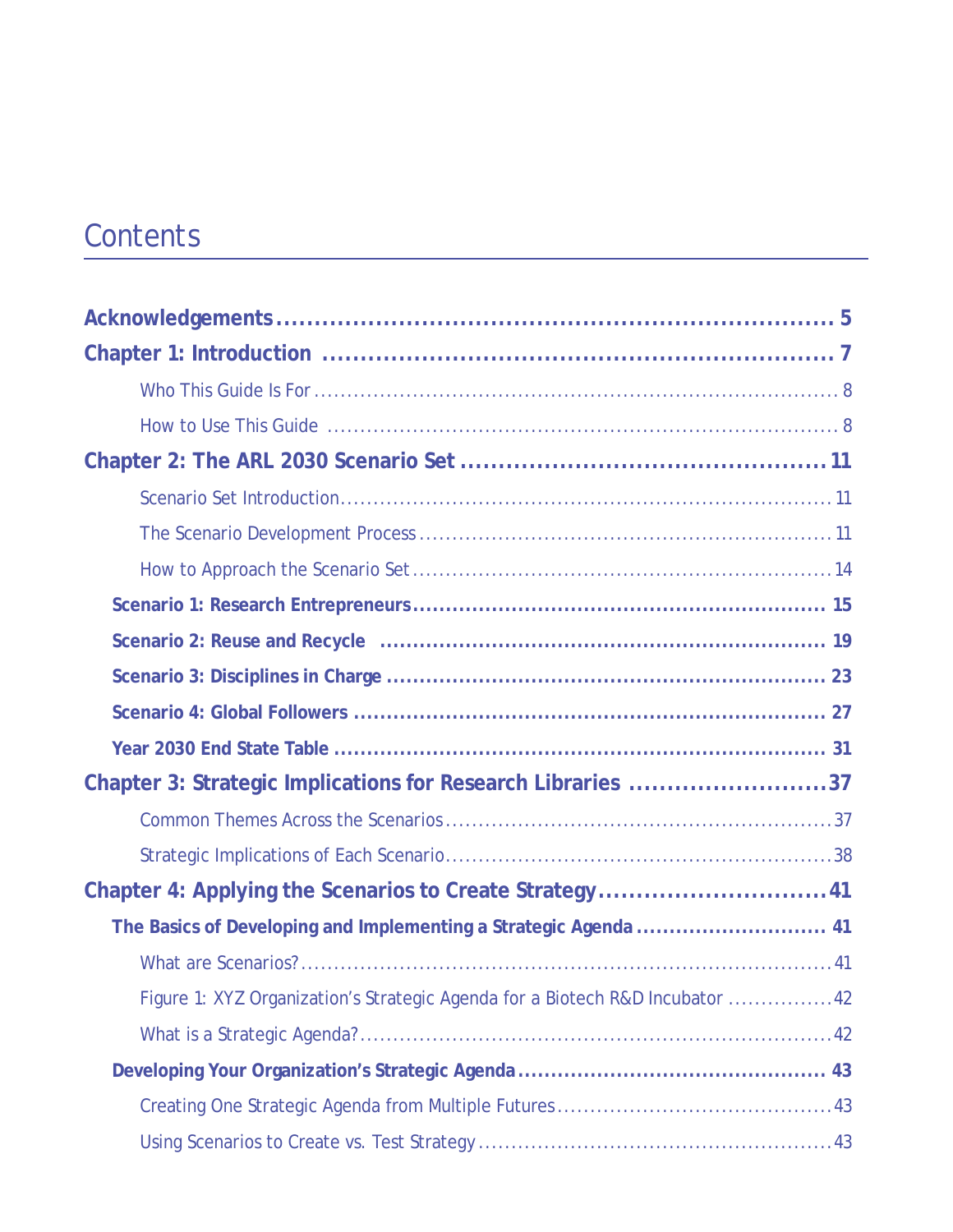# Contents

**Acknowledgements** ........ 5

**Chapter 1: Introduction** ........ 7

- Who This Guide Is For ........ 8
- How to Use This Guide ........ 8

**Chapter 2: The ARL 2030 Scenario Set** ........ 11

- Scenario Set Introduction ........ 11
- The Scenario Development Process ........ 11
- How to Approach the Scenario Set ........ 14

**Scenario 1: Research Entrepreneurs** ........ 15

**Scenario 2: Reuse and Recycle** ........ 19

**Scenario 3: Disciplines in Charge** ........ 23

**Scenario 4: Global Followers** ........ 27

**Year 2030 End State Table** ........ 31

**Chapter 3: Strategic Implications for Research Libraries** ........ 37

- Common Themes Across the Scenarios ........ 37
- Strategic Implications of Each Scenario ........ 38

**Chapter 4: Applying the Scenarios to Create Strategy** ........ 41

**The Basics of Developing and Implementing a Strategic Agenda** ........ 41

- What are Scenarios? ........ 41
- Figure 1: XYZ Organization's Strategic Agenda for a Biotech R&D Incubator ........ 42
- What is a Strategic Agenda? ........ 42

**Developing Your Organization's Strategic Agenda** ........ 43

- Creating One Strategic Agenda from Multiple Futures ........ 43
- Using Scenarios to Create vs. Test Strategy ........ 43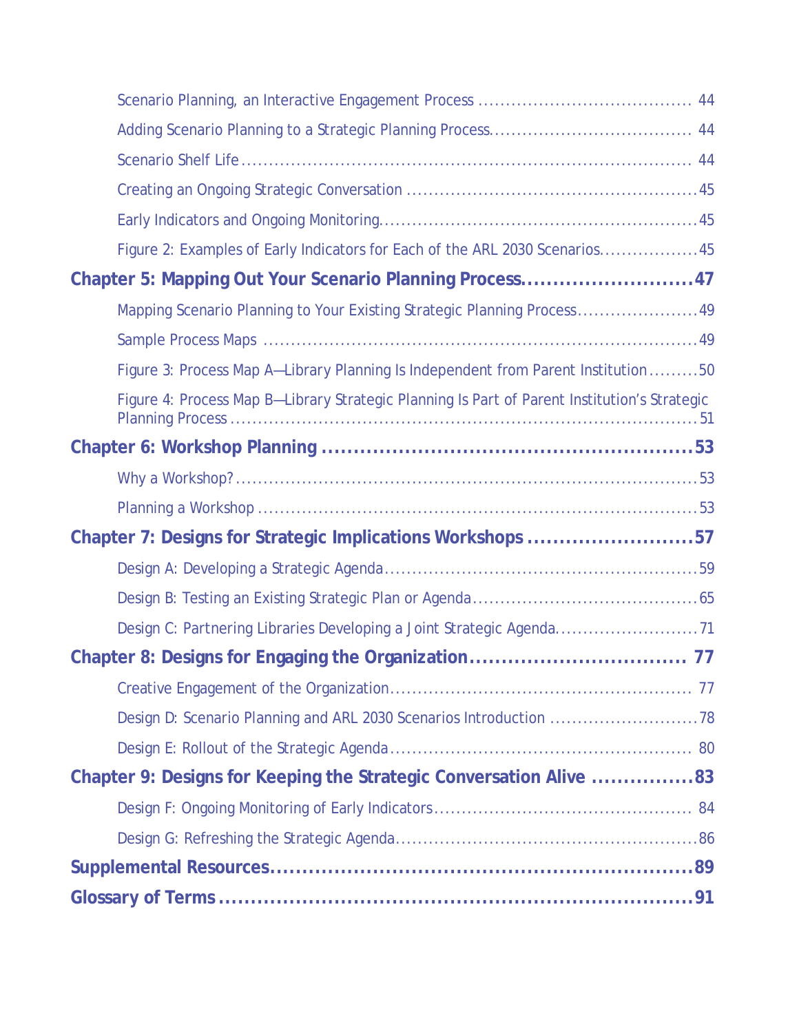Scenario Planning, an Interactive Engagement Process ....................................... 44

Adding Scenario Planning to a Strategic Planning Process..................................... 44

Scenario Shelf Life ..................................................................................... 44

Creating an Ongoing Strategic Conversation ......................................................45

Early Indicators and Ongoing Monitoring...........................................................45

Figure 2: Examples of Early Indicators for Each of the ARL 2030 Scenarios..................45

**Chapter 5: Mapping Out Your Scenario Planning Process...........................47**

Mapping Scenario Planning to Your Existing Strategic Planning Process......................49

Sample Process Maps ...............................................................................49

Figure 3: Process Map A—Library Planning Is Independent from Parent Institution .........50

Figure 4: Process Map B—Library Strategic Planning Is Part of Parent Institution's Strategic Planning Process .........................................................................................51

**Chapter 6: Workshop Planning ..........................................................53**

Why a Workshop?.......................................................................................53

Planning a Workshop ..................................................................................53

**Chapter 7: Designs for Strategic Implications Workshops ..........................57**

Design A: Developing a Strategic Agenda..........................................................59

Design B: Testing an Existing Strategic Plan or Agenda..........................................65

Design C: Partnering Libraries Developing a Joint Strategic Agenda..........................71

**Chapter 8: Designs for Engaging the Organization................................. 77**

Creative Engagement of the Organization....................................................... 77

Design D: Scenario Planning and ARL 2030 Scenarios Introduction ...........................78

Design E: Rollout of the Strategic Agenda....................................................... 80

**Chapter 9: Designs for Keeping the Strategic Conversation Alive ................83**

Design F: Ongoing Monitoring of Early Indicators................................................ 84

Design G: Refreshing the Strategic Agenda........................................................86

**Supplemental Resources...................................................................89**

**Glossary of Terms .........................................................................91**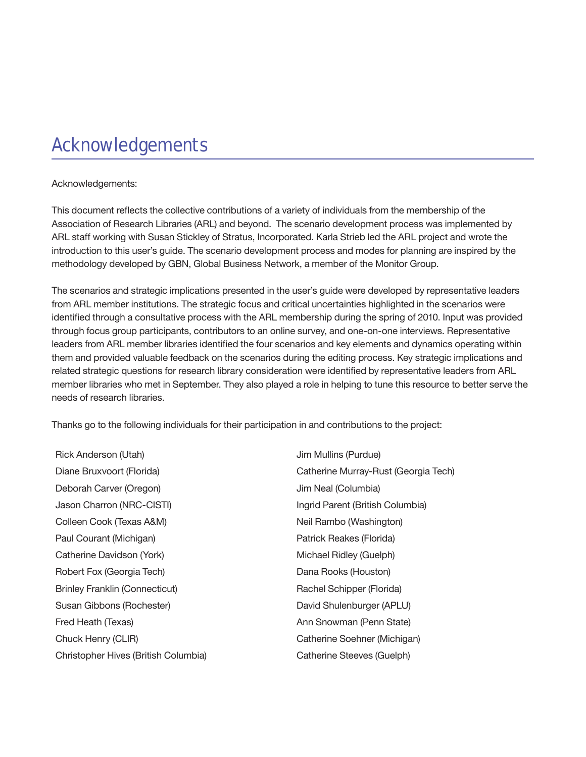# Acknowledgements

Acknowledgements:

This document reflects the collective contributions of a variety of individuals from the membership of the Association of Research Libraries (ARL) and beyond. The scenario development process was implemented by ARL staff working with Susan Stickley of Stratus, Incorporated. Karla Strieb led the ARL project and wrote the introduction to this user's guide. The scenario development process and modes for planning are inspired by the methodology developed by GBN, Global Business Network, a member of the Monitor Group.

The scenarios and strategic implications presented in the user's guide were developed by representative leaders from ARL member institutions. The strategic focus and critical uncertainties highlighted in the scenarios were identified through a consultative process with the ARL membership during the spring of 2010. Input was provided through focus group participants, contributors to an online survey, and one-on-one interviews. Representative leaders from ARL member libraries identified the four scenarios and key elements and dynamics operating within them and provided valuable feedback on the scenarios during the editing process. Key strategic implications and related strategic questions for research library consideration were identified by representative leaders from ARL member libraries who met in September. They also played a role in helping to tune this resource to better serve the needs of research libraries.

Thanks go to the following individuals for their participation in and contributions to the project:

Rick Anderson (Utah)
Diane Bruxvoort (Florida)
Deborah Carver (Oregon)
Jason Charron (NRC-CISTI)
Colleen Cook (Texas A&M)
Paul Courant (Michigan)
Catherine Davidson (York)
Robert Fox (Georgia Tech)
Brinley Franklin (Connecticut)
Susan Gibbons (Rochester)
Fred Heath (Texas)
Chuck Henry (CLIR)
Christopher Hives (British Columbia)
Jim Mullins (Purdue)
Catherine Murray-Rust (Georgia Tech)
Jim Neal (Columbia)
Ingrid Parent (British Columbia)
Neil Rambo (Washington)
Patrick Reakes (Florida)
Michael Ridley (Guelph)
Dana Rooks (Houston)
Rachel Schipper (Florida)
David Shulenburger (APLU)
Ann Snowman (Penn State)
Catherine Soehner (Michigan)
Catherine Steeves (Guelph)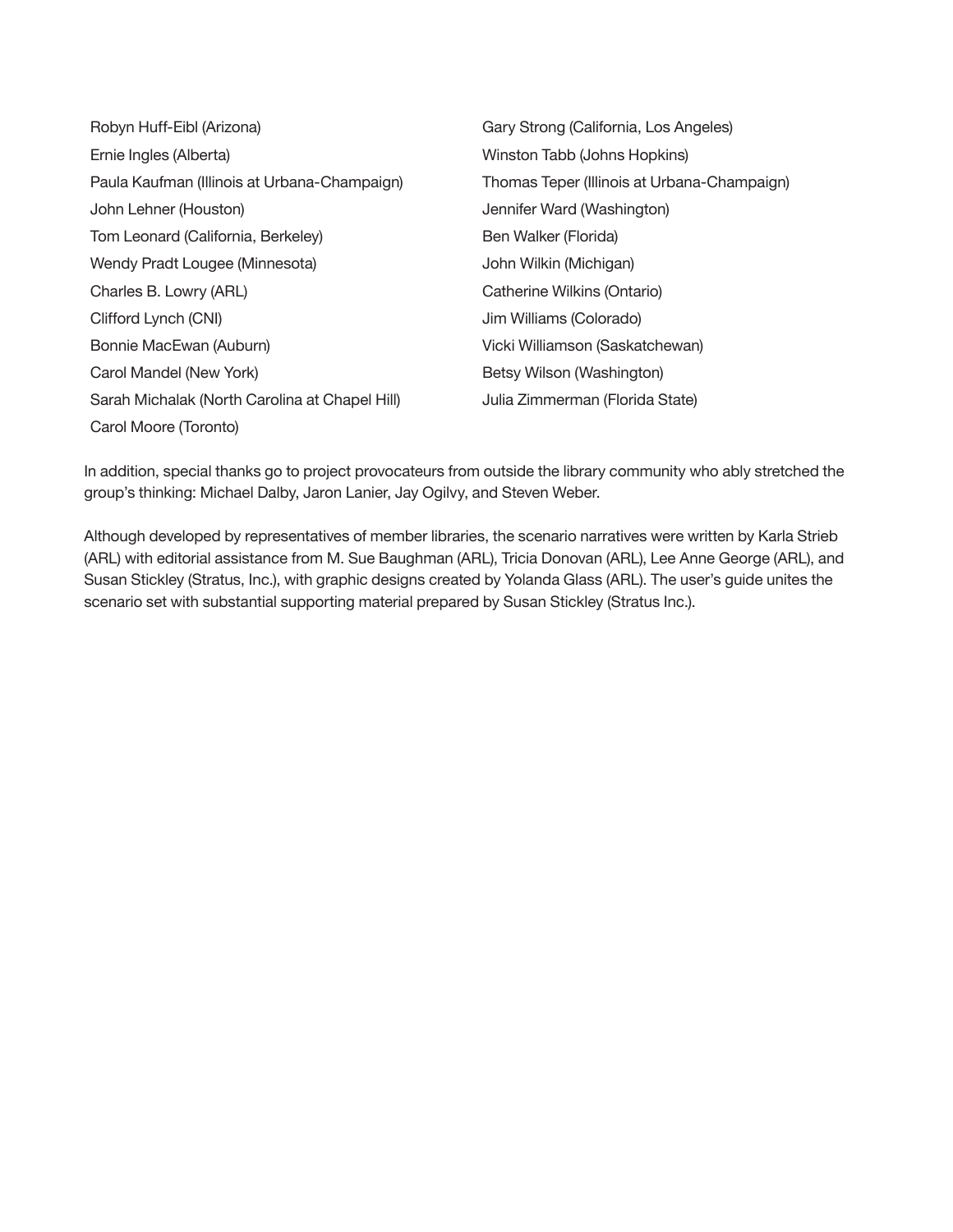Robyn Huff-Eibl (Arizona)

Ernie Ingles (Alberta)

Paula Kaufman (Illinois at Urbana-Champaign)

John Lehner (Houston)

Tom Leonard (California, Berkeley)

Wendy Pradt Lougee (Minnesota)

Charles B. Lowry (ARL)

Clifford Lynch (CNI)

Bonnie MacEwan (Auburn)

Carol Mandel (New York)

Sarah Michalak (North Carolina at Chapel Hill)

Carol Moore (Toronto)

Gary Strong (California, Los Angeles)

Winston Tabb (Johns Hopkins)

Thomas Teper (Illinois at Urbana-Champaign)

Jennifer Ward (Washington)

Ben Walker (Florida)

John Wilkin (Michigan)

Catherine Wilkins (Ontario)

Jim Williams (Colorado)

Vicki Williamson (Saskatchewan)

Betsy Wilson (Washington)

Julia Zimmerman (Florida State)

In addition, special thanks go to project provocateurs from outside the library community who ably stretched the group's thinking: Michael Dalby, Jaron Lanier, Jay Ogilvy, and Steven Weber.

Although developed by representatives of member libraries, the scenario narratives were written by Karla Strieb (ARL) with editorial assistance from M. Sue Baughman (ARL), Tricia Donovan (ARL), Lee Anne George (ARL), and Susan Stickley (Stratus, Inc.), with graphic designs created by Yolanda Glass (ARL). The user's guide unites the scenario set with substantial supporting material prepared by Susan Stickley (Stratus Inc.).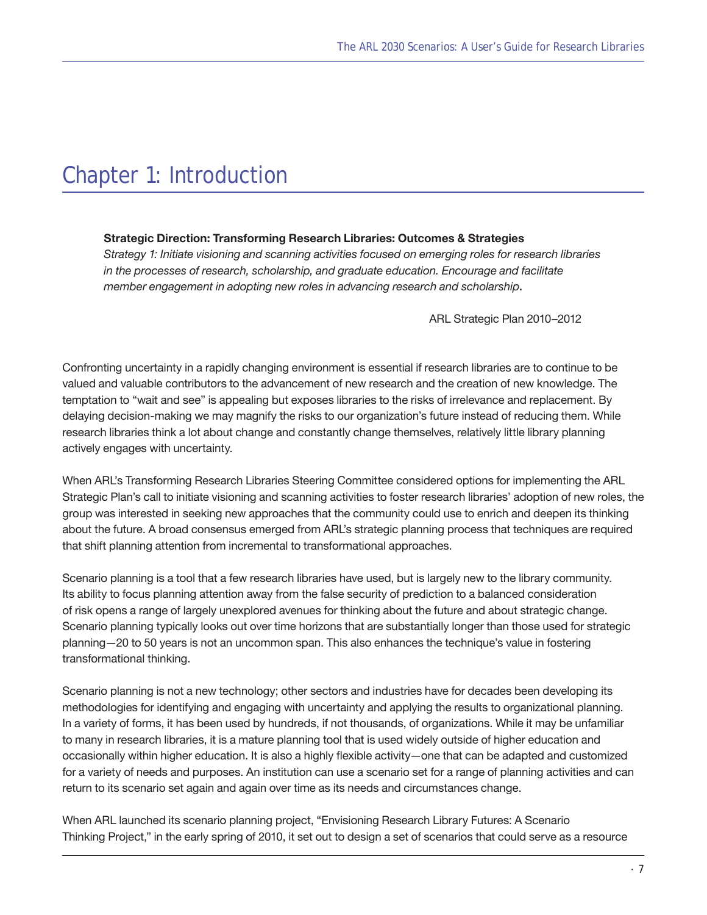# Chapter 1: Introduction

> **Strategic Direction: Transforming Research Libraries: Outcomes & Strategies**
> *Strategy 1: Initiate visioning and scanning activities focused on emerging roles for research libraries in the processes of research, scholarship, and graduate education. Encourage and facilitate member engagement in adopting new roles in advancing research and scholarship*.
>
> ARL Strategic Plan 2010–2012

Confronting uncertainty in a rapidly changing environment is essential if research libraries are to continue to be valued and valuable contributors to the advancement of new research and the creation of new knowledge. The temptation to "wait and see" is appealing but exposes libraries to the risks of irrelevance and replacement. By delaying decision-making we may magnify the risks to our organization's future instead of reducing them. While research libraries think a lot about change and constantly change themselves, relatively little library planning actively engages with uncertainty.

When ARL's Transforming Research Libraries Steering Committee considered options for implementing the ARL Strategic Plan's call to initiate visioning and scanning activities to foster research libraries' adoption of new roles, the group was interested in seeking new approaches that the community could use to enrich and deepen its thinking about the future. A broad consensus emerged from ARL's strategic planning process that techniques are required that shift planning attention from incremental to transformational approaches.

Scenario planning is a tool that a few research libraries have used, but is largely new to the library community. Its ability to focus planning attention away from the false security of prediction to a balanced consideration of risk opens a range of largely unexplored avenues for thinking about the future and about strategic change. Scenario planning typically looks out over time horizons that are substantially longer than those used for strategic planning—20 to 50 years is not an uncommon span. This also enhances the technique's value in fostering transformational thinking.

Scenario planning is not a new technology; other sectors and industries have for decades been developing its methodologies for identifying and engaging with uncertainty and applying the results to organizational planning. In a variety of forms, it has been used by hundreds, if not thousands, of organizations. While it may be unfamiliar to many in research libraries, it is a mature planning tool that is used widely outside of higher education and occasionally within higher education. It is also a highly flexible activity—one that can be adapted and customized for a variety of needs and purposes. An institution can use a scenario set for a range of planning activities and can return to its scenario set again and again over time as its needs and circumstances change.

When ARL launched its scenario planning project, "Envisioning Research Library Futures: A Scenario Thinking Project," in the early spring of 2010, it set out to design a set of scenarios that could serve as a resource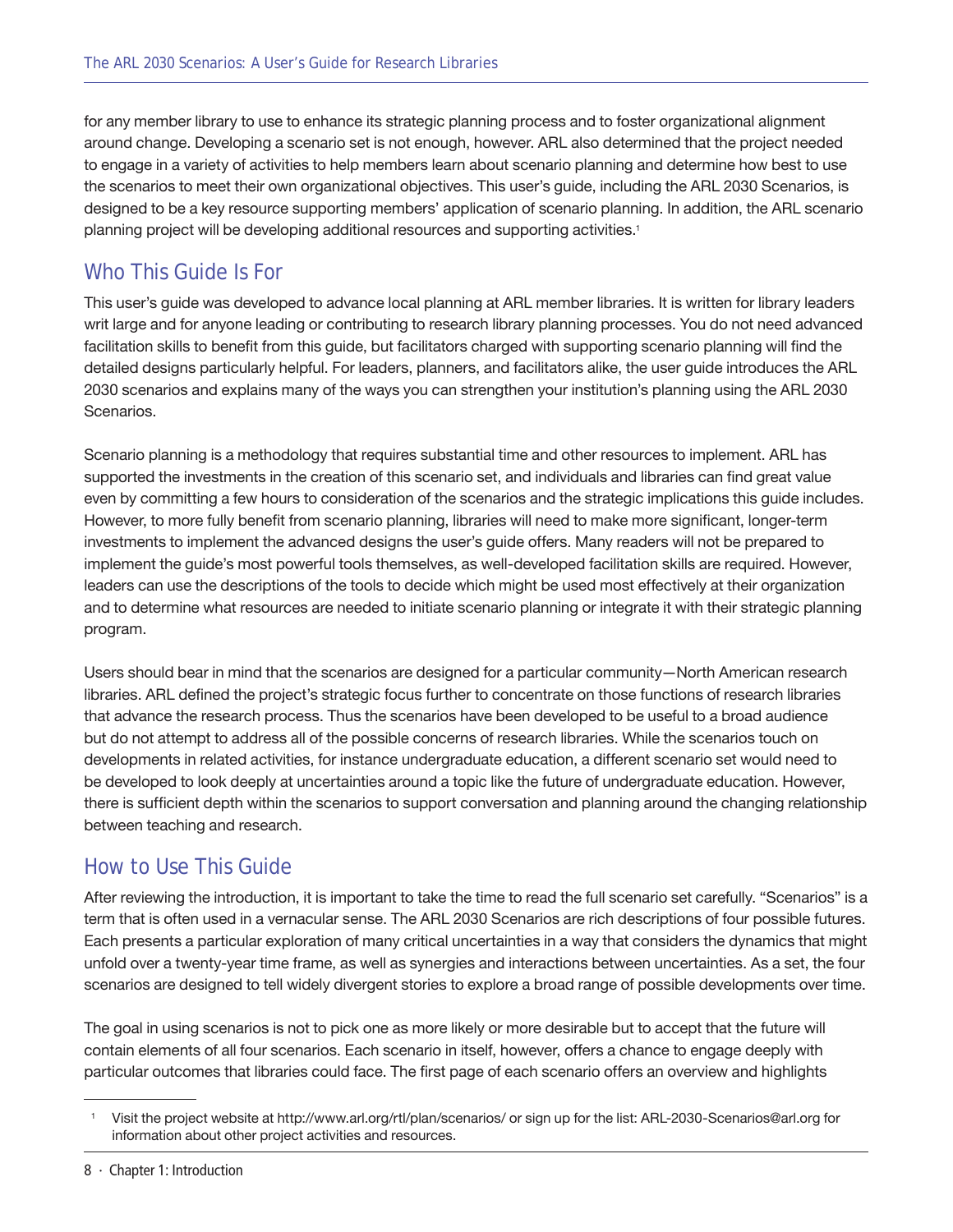for any member library to use to enhance its strategic planning process and to foster organizational alignment around change. Developing a scenario set is not enough, however. ARL also determined that the project needed to engage in a variety of activities to help members learn about scenario planning and determine how best to use the scenarios to meet their own organizational objectives. This user's guide, including the ARL 2030 Scenarios, is designed to be a key resource supporting members' application of scenario planning. In addition, the ARL scenario planning project will be developing additional resources and supporting activities.[1]

## Who This Guide Is For

This user's guide was developed to advance local planning at ARL member libraries. It is written for library leaders writ large and for anyone leading or contributing to research library planning processes. You do not need advanced facilitation skills to benefit from this guide, but facilitators charged with supporting scenario planning will find the detailed designs particularly helpful. For leaders, planners, and facilitators alike, the user guide introduces the ARL 2030 scenarios and explains many of the ways you can strengthen your institution's planning using the ARL 2030 Scenarios.

Scenario planning is a methodology that requires substantial time and other resources to implement. ARL has supported the investments in the creation of this scenario set, and individuals and libraries can find great value even by committing a few hours to consideration of the scenarios and the strategic implications this guide includes. However, to more fully benefit from scenario planning, libraries will need to make more significant, longer-term investments to implement the advanced designs the user's guide offers. Many readers will not be prepared to implement the guide's most powerful tools themselves, as well-developed facilitation skills are required. However, leaders can use the descriptions of the tools to decide which might be used most effectively at their organization and to determine what resources are needed to initiate scenario planning or integrate it with their strategic planning program.

Users should bear in mind that the scenarios are designed for a particular community—North American research libraries. ARL defined the project's strategic focus further to concentrate on those functions of research libraries that advance the research process. Thus the scenarios have been developed to be useful to a broad audience but do not attempt to address all of the possible concerns of research libraries. While the scenarios touch on developments in related activities, for instance undergraduate education, a different scenario set would need to be developed to look deeply at uncertainties around a topic like the future of undergraduate education. However, there is sufficient depth within the scenarios to support conversation and planning around the changing relationship between teaching and research.

## How to Use This Guide

After reviewing the introduction, it is important to take the time to read the full scenario set carefully. "Scenarios" is a term that is often used in a vernacular sense. The ARL 2030 Scenarios are rich descriptions of four possible futures. Each presents a particular exploration of many critical uncertainties in a way that considers the dynamics that might unfold over a twenty-year time frame, as well as synergies and interactions between uncertainties. As a set, the four scenarios are designed to tell widely divergent stories to explore a broad range of possible developments over time.

The goal in using scenarios is not to pick one as more likely or more desirable but to accept that the future will contain elements of all four scenarios. Each scenario in itself, however, offers a chance to engage deeply with particular outcomes that libraries could face. The first page of each scenario offers an overview and highlights

---

[1] Visit the project website at http://www.arl.org/rtl/plan/scenarios/ or sign up for the list: ARL-2030-Scenarios@arl.org for information about other project activities and resources.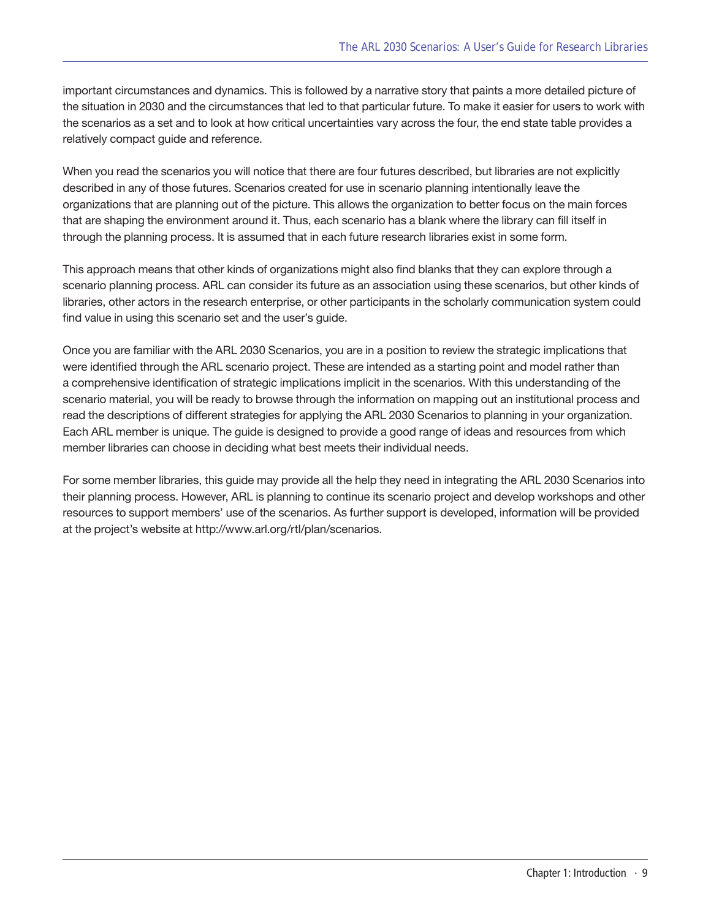important circumstances and dynamics. This is followed by a narrative story that paints a more detailed picture of the situation in 2030 and the circumstances that led to that particular future. To make it easier for users to work with the scenarios as a set and to look at how critical uncertainties vary across the four, the end state table provides a relatively compact guide and reference.

When you read the scenarios you will notice that there are four futures described, but libraries are not explicitly described in any of those futures. Scenarios created for use in scenario planning intentionally leave the organizations that are planning out of the picture. This allows the organization to better focus on the main forces that are shaping the environment around it. Thus, each scenario has a blank where the library can fill itself in through the planning process. It is assumed that in each future research libraries exist in some form.

This approach means that other kinds of organizations might also find blanks that they can explore through a scenario planning process. ARL can consider its future as an association using these scenarios, but other kinds of libraries, other actors in the research enterprise, or other participants in the scholarly communication system could find value in using this scenario set and the user's guide.

Once you are familiar with the ARL 2030 Scenarios, you are in a position to review the strategic implications that were identified through the ARL scenario project. These are intended as a starting point and model rather than a comprehensive identification of strategic implications implicit in the scenarios. With this understanding of the scenario material, you will be ready to browse through the information on mapping out an institutional process and read the descriptions of different strategies for applying the ARL 2030 Scenarios to planning in your organization. Each ARL member is unique. The guide is designed to provide a good range of ideas and resources from which member libraries can choose in deciding what best meets their individual needs.

For some member libraries, this guide may provide all the help they need in integrating the ARL 2030 Scenarios into their planning process. However, ARL is planning to continue its scenario project and develop workshops and other resources to support members' use of the scenarios. As further support is developed, information will be provided at the project's website at http://www.arl.org/rtl/plan/scenarios.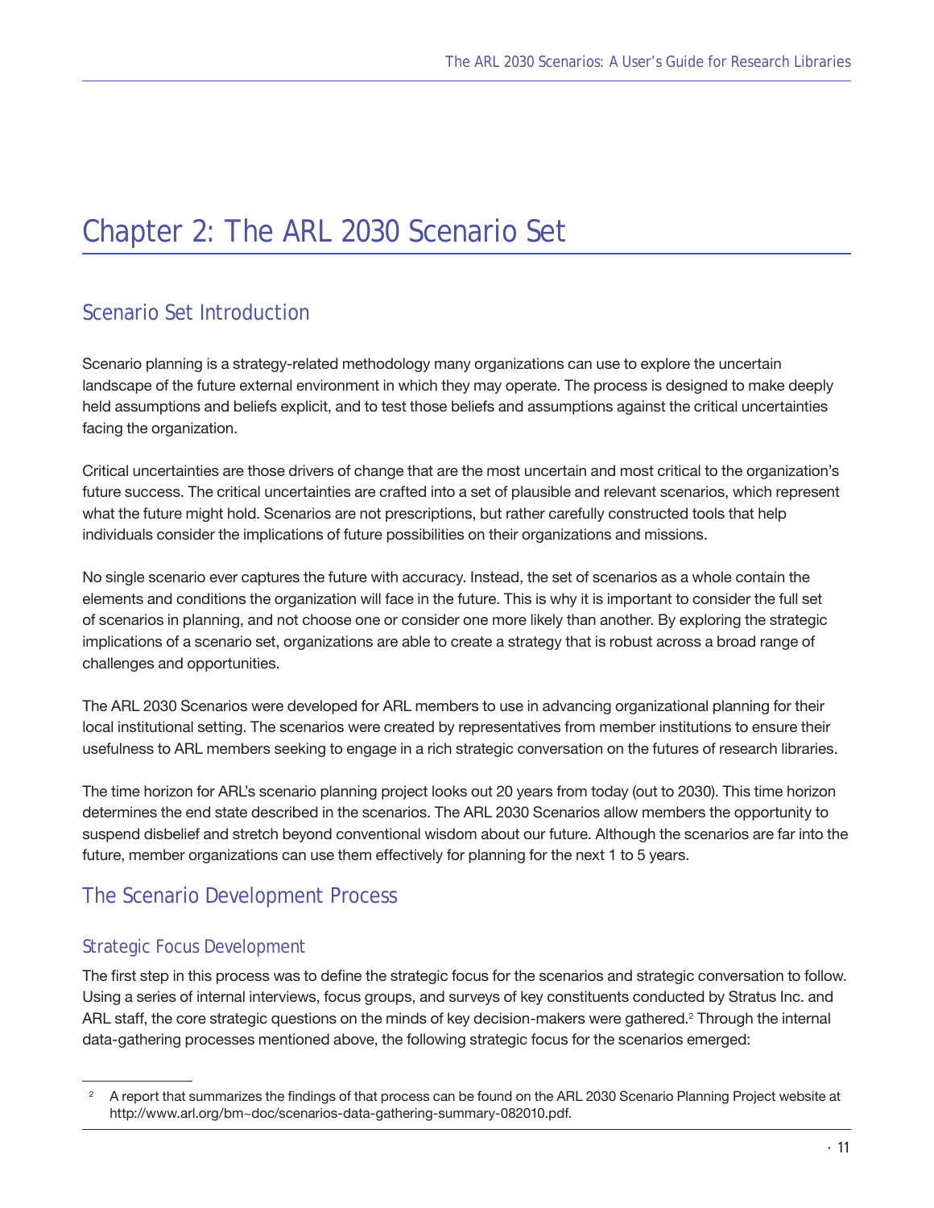# Chapter 2: The ARL 2030 Scenario Set

## Scenario Set Introduction

Scenario planning is a strategy-related methodology many organizations can use to explore the uncertain landscape of the future external environment in which they may operate. The process is designed to make deeply held assumptions and beliefs explicit, and to test those beliefs and assumptions against the critical uncertainties facing the organization.

Critical uncertainties are those drivers of change that are the most uncertain and most critical to the organization's future success. The critical uncertainties are crafted into a set of plausible and relevant scenarios, which represent what the future might hold. Scenarios are not prescriptions, but rather carefully constructed tools that help individuals consider the implications of future possibilities on their organizations and missions.

No single scenario ever captures the future with accuracy. Instead, the set of scenarios as a whole contain the elements and conditions the organization will face in the future. This is why it is important to consider the full set of scenarios in planning, and not choose one or consider one more likely than another. By exploring the strategic implications of a scenario set, organizations are able to create a strategy that is robust across a broad range of challenges and opportunities.

The ARL 2030 Scenarios were developed for ARL members to use in advancing organizational planning for their local institutional setting. The scenarios were created by representatives from member institutions to ensure their usefulness to ARL members seeking to engage in a rich strategic conversation on the futures of research libraries.

The time horizon for ARL's scenario planning project looks out 20 years from today (out to 2030). This time horizon determines the end state described in the scenarios. The ARL 2030 Scenarios allow members the opportunity to suspend disbelief and stretch beyond conventional wisdom about our future. Although the scenarios are far into the future, member organizations can use them effectively for planning for the next 1 to 5 years.

## The Scenario Development Process

### Strategic Focus Development

The first step in this process was to define the strategic focus for the scenarios and strategic conversation to follow. Using a series of internal interviews, focus groups, and surveys of key constituents conducted by Stratus Inc. and ARL staff, the core strategic questions on the minds of key decision-makers were gathered.[2] Through the internal data-gathering processes mentioned above, the following strategic focus for the scenarios emerged:

[2] A report that summarizes the findings of that process can be found on the ARL 2030 Scenario Planning Project website at http://www.arl.org/bm~doc/scenarios-data-gathering-summary-082010.pdf.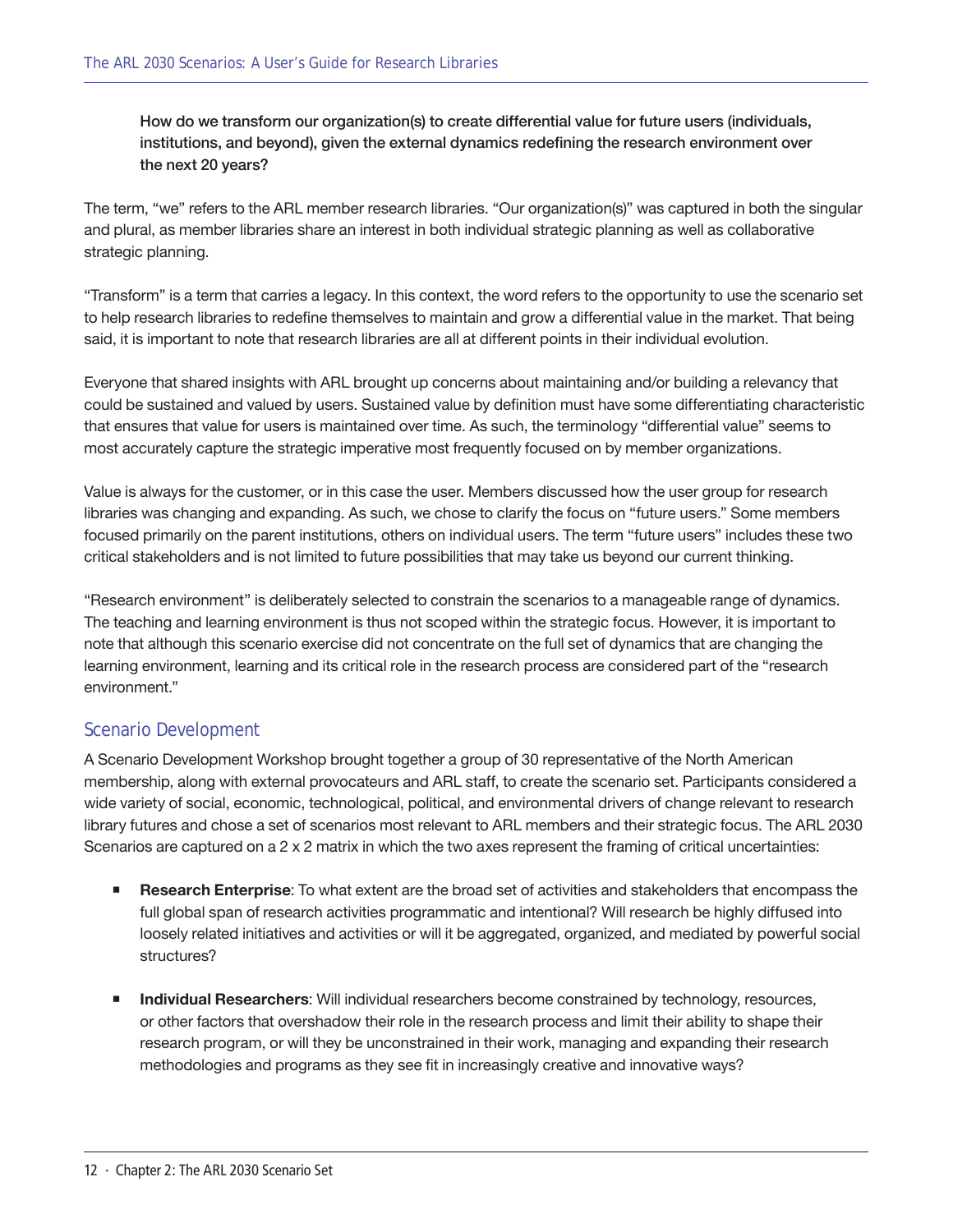**How do we transform our organization(s) to create differential value for future users (individuals, institutions, and beyond), given the external dynamics redefining the research environment over the next 20 years?**

The term, "we" refers to the ARL member research libraries. "Our organization(s)" was captured in both the singular and plural, as member libraries share an interest in both individual strategic planning as well as collaborative strategic planning.

"Transform" is a term that carries a legacy. In this context, the word refers to the opportunity to use the scenario set to help research libraries to redefine themselves to maintain and grow a differential value in the market. That being said, it is important to note that research libraries are all at different points in their individual evolution.

Everyone that shared insights with ARL brought up concerns about maintaining and/or building a relevancy that could be sustained and valued by users. Sustained value by definition must have some differentiating characteristic that ensures that value for users is maintained over time. As such, the terminology "differential value" seems to most accurately capture the strategic imperative most frequently focused on by member organizations.

Value is always for the customer, or in this case the user. Members discussed how the user group for research libraries was changing and expanding. As such, we chose to clarify the focus on "future users." Some members focused primarily on the parent institutions, others on individual users. The term "future users" includes these two critical stakeholders and is not limited to future possibilities that may take us beyond our current thinking.

"Research environment" is deliberately selected to constrain the scenarios to a manageable range of dynamics. The teaching and learning environment is thus not scoped within the strategic focus. However, it is important to note that although this scenario exercise did not concentrate on the full set of dynamics that are changing the learning environment, learning and its critical role in the research process are considered part of the "research environment."

## Scenario Development

A Scenario Development Workshop brought together a group of 30 representative of the North American membership, along with external provocateurs and ARL staff, to create the scenario set. Participants considered a wide variety of social, economic, technological, political, and environmental drivers of change relevant to research library futures and chose a set of scenarios most relevant to ARL members and their strategic focus. The ARL 2030 Scenarios are captured on a 2 x 2 matrix in which the two axes represent the framing of critical uncertainties:

- **Research Enterprise**: To what extent are the broad set of activities and stakeholders that encompass the full global span of research activities programmatic and intentional? Will research be highly diffused into loosely related initiatives and activities or will it be aggregated, organized, and mediated by powerful social structures?

- **Individual Researchers**: Will individual researchers become constrained by technology, resources, or other factors that overshadow their role in the research process and limit their ability to shape their research program, or will they be unconstrained in their work, managing and expanding their research methodologies and programs as they see fit in increasingly creative and innovative ways?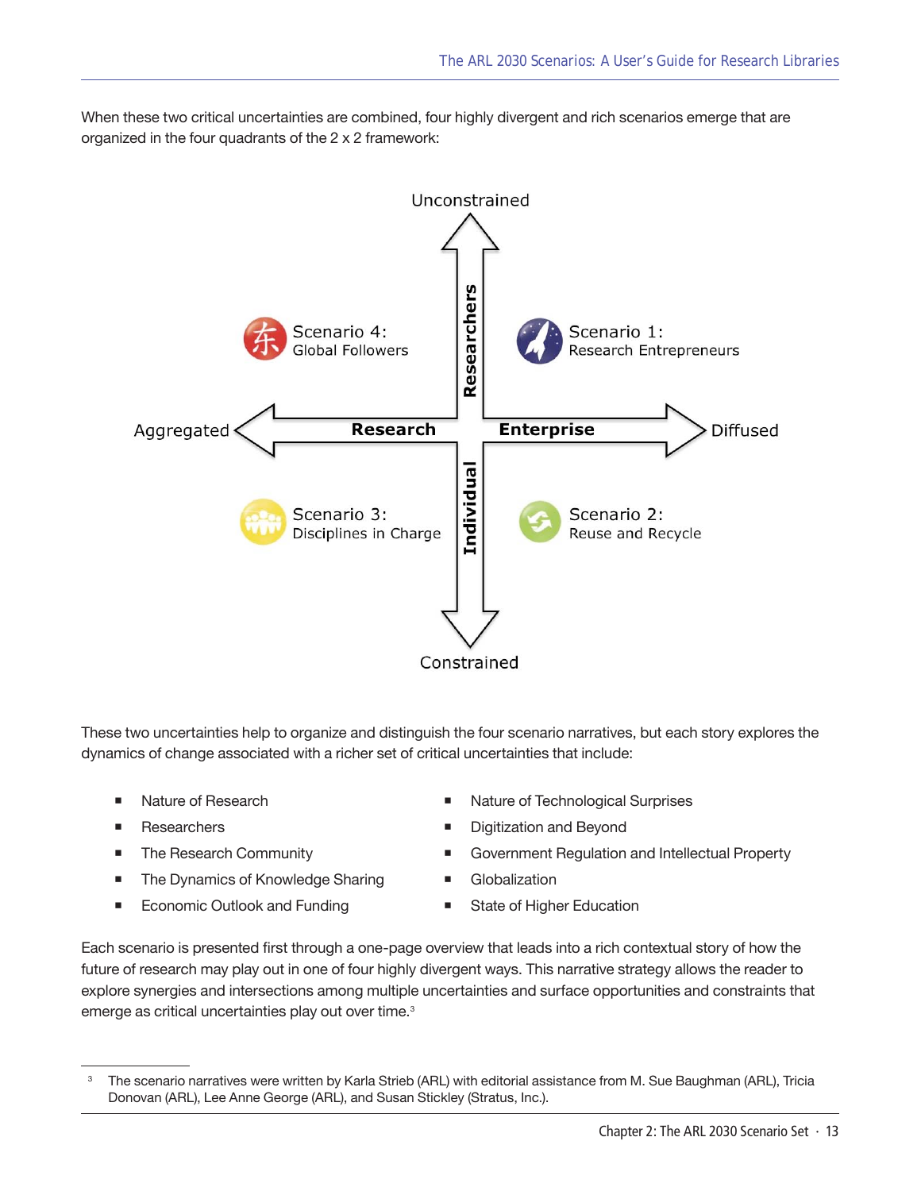When these two critical uncertainties are combined, four highly divergent and rich scenarios emerge that are organized in the four quadrants of the 2 x 2 framework:

Unconstrained

Scenario 4: Global Followers

Scenario 1: Research Entrepreneurs

Aggregated — **Research Enterprise** — Diffused

**Researchers**

**Individual**

Scenario 3: Disciplines in Charge

Scenario 2: Reuse and Recycle

Constrained

These two uncertainties help to organize and distinguish the four scenario narratives, but each story explores the dynamics of change associated with a richer set of critical uncertainties that include:

- Nature of Research
- Researchers
- The Research Community
- The Dynamics of Knowledge Sharing
- Economic Outlook and Funding
- Nature of Technological Surprises
- Digitization and Beyond
- Government Regulation and Intellectual Property
- Globalization
- State of Higher Education

Each scenario is presented first through a one-page overview that leads into a rich contextual story of how the future of research may play out in one of four highly divergent ways. This narrative strategy allows the reader to explore synergies and intersections among multiple uncertainties and surface opportunities and constraints that emerge as critical uncertainties play out over time.[3]

[3] The scenario narratives were written by Karla Strieb (ARL) with editorial assistance from M. Sue Baughman (ARL), Tricia Donovan (ARL), Lee Anne George (ARL), and Susan Stickley (Stratus, Inc.).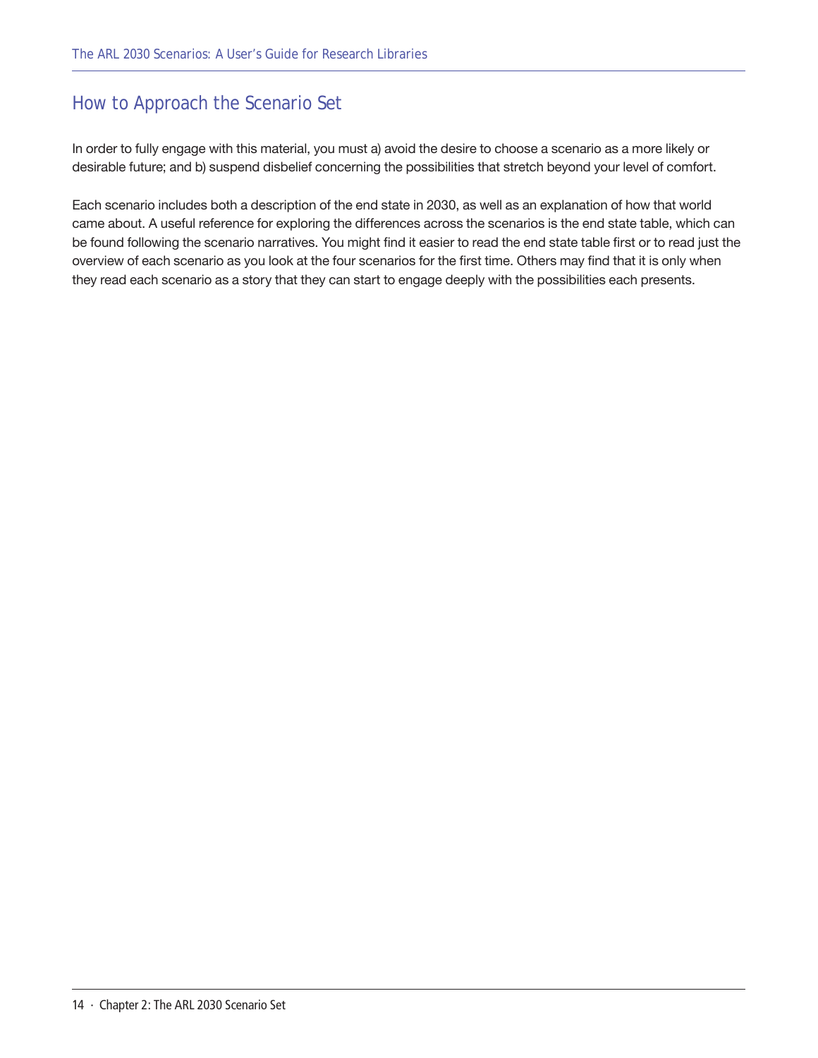## How to Approach the Scenario Set

In order to fully engage with this material, you must a) avoid the desire to choose a scenario as a more likely or desirable future; and b) suspend disbelief concerning the possibilities that stretch beyond your level of comfort.

Each scenario includes both a description of the end state in 2030, as well as an explanation of how that world came about. A useful reference for exploring the differences across the scenarios is the end state table, which can be found following the scenario narratives. You might find it easier to read the end state table first or to read just the overview of each scenario as you look at the four scenarios for the first time. Others may find that it is only when they read each scenario as a story that they can start to engage deeply with the possibilities each presents.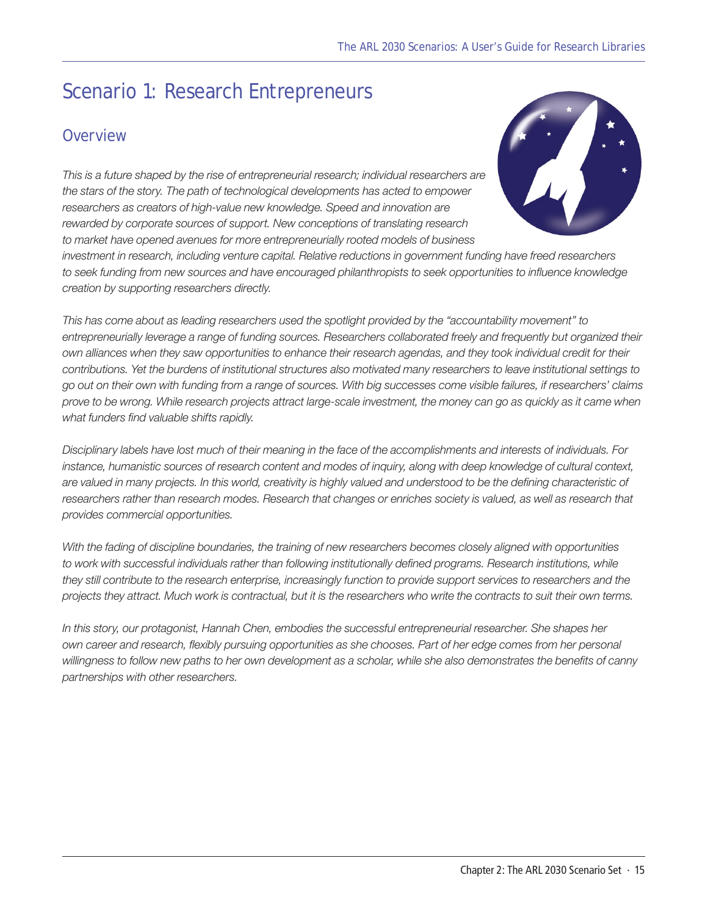# Scenario 1: Research Entrepreneurs

## Overview

*This is a future shaped by the rise of entrepreneurial research; individual researchers are the stars of the story. The path of technological developments has acted to empower researchers as creators of high-value new knowledge. Speed and innovation are rewarded by corporate sources of support. New conceptions of translating research to market have opened avenues for more entrepreneurially rooted models of business investment in research, including venture capital. Relative reductions in government funding have freed researchers to seek funding from new sources and have encouraged philanthropists to seek opportunities to influence knowledge creation by supporting researchers directly.*

*This has come about as leading researchers used the spotlight provided by the "accountability movement" to entrepreneurially leverage a range of funding sources. Researchers collaborated freely and frequently but organized their own alliances when they saw opportunities to enhance their research agendas, and they took individual credit for their contributions. Yet the burdens of institutional structures also motivated many researchers to leave institutional settings to go out on their own with funding from a range of sources. With big successes come visible failures, if researchers' claims prove to be wrong. While research projects attract large-scale investment, the money can go as quickly as it came when what funders find valuable shifts rapidly.*

*Disciplinary labels have lost much of their meaning in the face of the accomplishments and interests of individuals. For instance, humanistic sources of research content and modes of inquiry, along with deep knowledge of cultural context, are valued in many projects. In this world, creativity is highly valued and understood to be the defining characteristic of researchers rather than research modes. Research that changes or enriches society is valued, as well as research that provides commercial opportunities.*

*With the fading of discipline boundaries, the training of new researchers becomes closely aligned with opportunities to work with successful individuals rather than following institutionally defined programs. Research institutions, while they still contribute to the research enterprise, increasingly function to provide support services to researchers and the projects they attract. Much work is contractual, but it is the researchers who write the contracts to suit their own terms.*

*In this story, our protagonist, Hannah Chen, embodies the successful entrepreneurial researcher. She shapes her own career and research, flexibly pursuing opportunities as she chooses. Part of her edge comes from her personal willingness to follow new paths to her own development as a scholar, while she also demonstrates the benefits of canny partnerships with other researchers.*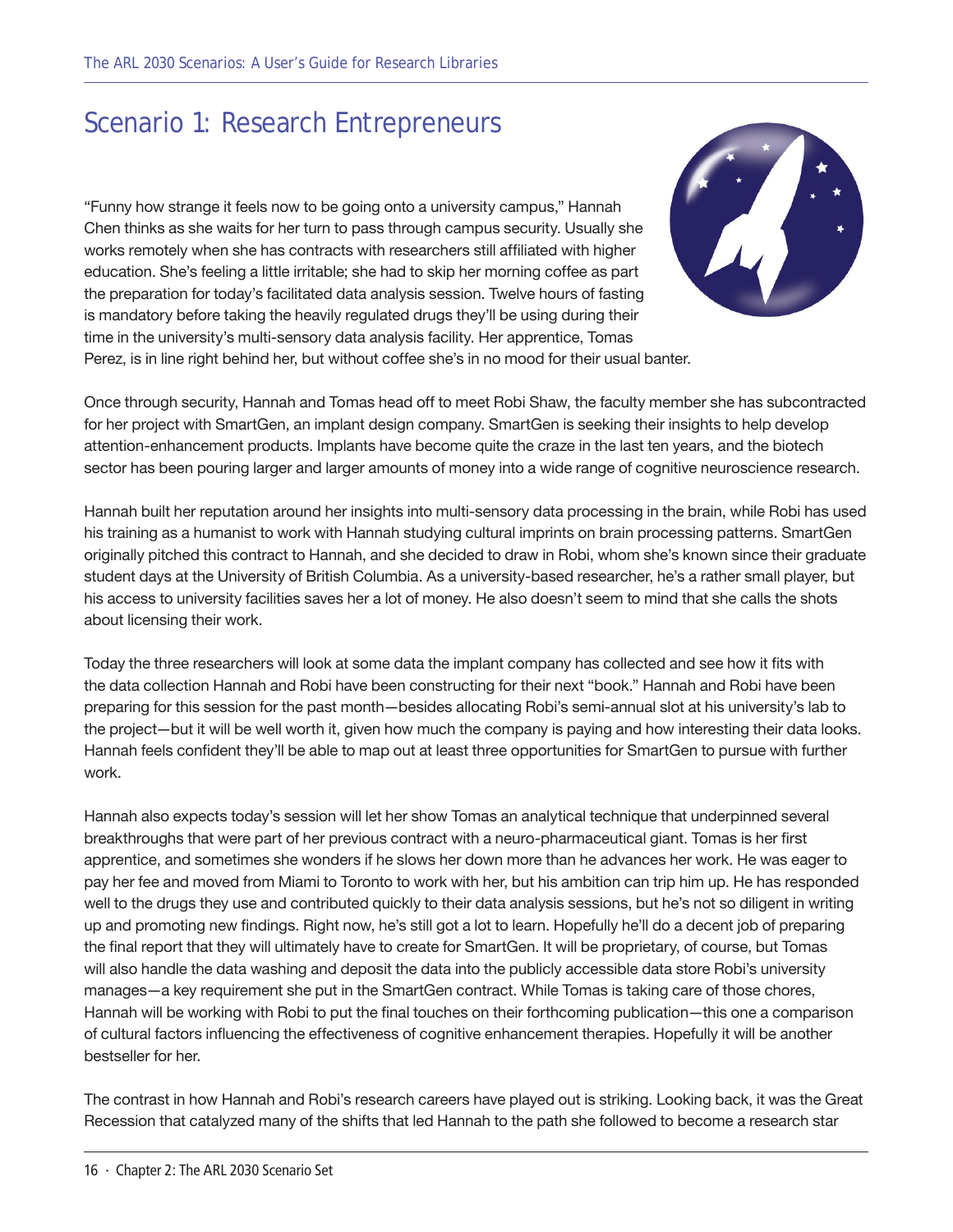# Scenario 1: Research Entrepreneurs

"Funny how strange it feels now to be going onto a university campus," Hannah Chen thinks as she waits for her turn to pass through campus security. Usually she works remotely when she has contracts with researchers still affiliated with higher education. She's feeling a little irritable; she had to skip her morning coffee as part the preparation for today's facilitated data analysis session. Twelve hours of fasting is mandatory before taking the heavily regulated drugs they'll be using during their time in the university's multi-sensory data analysis facility. Her apprentice, Tomas Perez, is in line right behind her, but without coffee she's in no mood for their usual banter.

Once through security, Hannah and Tomas head off to meet Robi Shaw, the faculty member she has subcontracted for her project with SmartGen, an implant design company. SmartGen is seeking their insights to help develop attention-enhancement products. Implants have become quite the craze in the last ten years, and the biotech sector has been pouring larger and larger amounts of money into a wide range of cognitive neuroscience research.

Hannah built her reputation around her insights into multi-sensory data processing in the brain, while Robi has used his training as a humanist to work with Hannah studying cultural imprints on brain processing patterns. SmartGen originally pitched this contract to Hannah, and she decided to draw in Robi, whom she's known since their graduate student days at the University of British Columbia. As a university-based researcher, he's a rather small player, but his access to university facilities saves her a lot of money. He also doesn't seem to mind that she calls the shots about licensing their work.

Today the three researchers will look at some data the implant company has collected and see how it fits with the data collection Hannah and Robi have been constructing for their next "book." Hannah and Robi have been preparing for this session for the past month—besides allocating Robi's semi-annual slot at his university's lab to the project—but it will be well worth it, given how much the company is paying and how interesting their data looks. Hannah feels confident they'll be able to map out at least three opportunities for SmartGen to pursue with further work.

Hannah also expects today's session will let her show Tomas an analytical technique that underpinned several breakthroughs that were part of her previous contract with a neuro-pharmaceutical giant. Tomas is her first apprentice, and sometimes she wonders if he slows her down more than he advances her work. He was eager to pay her fee and moved from Miami to Toronto to work with her, but his ambition can trip him up. He has responded well to the drugs they use and contributed quickly to their data analysis sessions, but he's not so diligent in writing up and promoting new findings. Right now, he's still got a lot to learn. Hopefully he'll do a decent job of preparing the final report that they will ultimately have to create for SmartGen. It will be proprietary, of course, but Tomas will also handle the data washing and deposit the data into the publicly accessible data store Robi's university manages—a key requirement she put in the SmartGen contract. While Tomas is taking care of those chores, Hannah will be working with Robi to put the final touches on their forthcoming publication—this one a comparison of cultural factors influencing the effectiveness of cognitive enhancement therapies. Hopefully it will be another bestseller for her.

The contrast in how Hannah and Robi's research careers have played out is striking. Looking back, it was the Great Recession that catalyzed many of the shifts that led Hannah to the path she followed to become a research star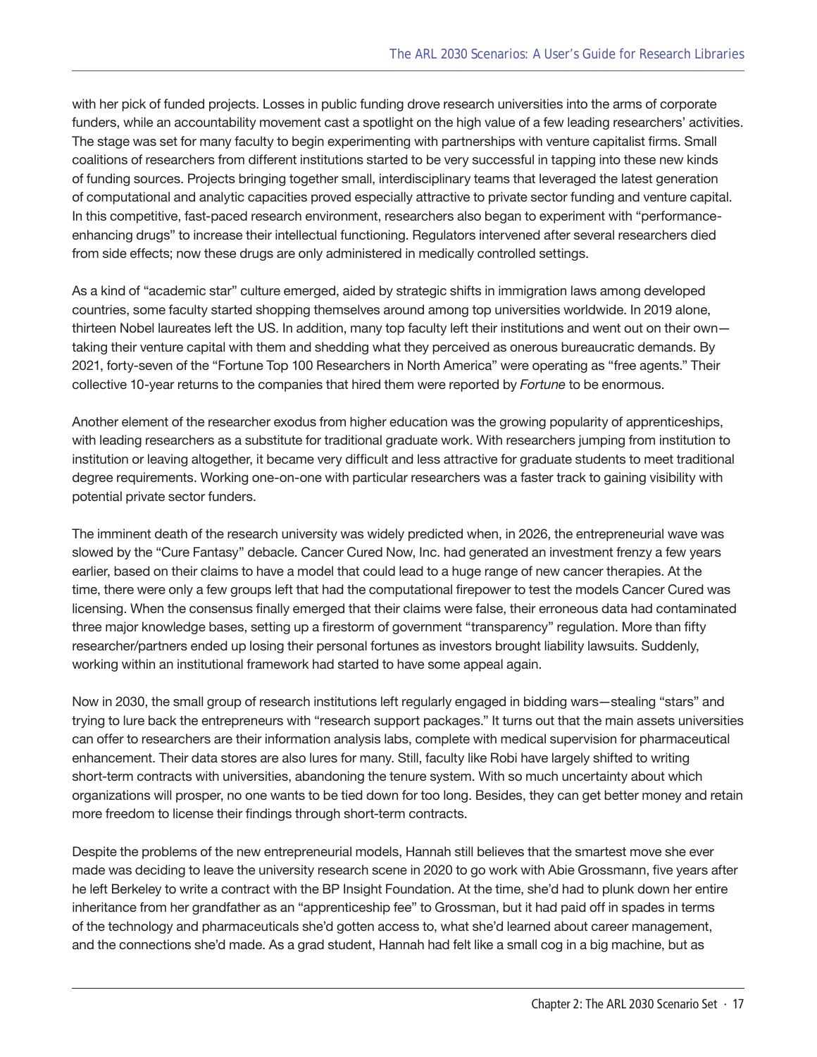with her pick of funded projects. Losses in public funding drove research universities into the arms of corporate funders, while an accountability movement cast a spotlight on the high value of a few leading researchers' activities. The stage was set for many faculty to begin experimenting with partnerships with venture capitalist firms. Small coalitions of researchers from different institutions started to be very successful in tapping into these new kinds of funding sources. Projects bringing together small, interdisciplinary teams that leveraged the latest generation of computational and analytic capacities proved especially attractive to private sector funding and venture capital. In this competitive, fast-paced research environment, researchers also began to experiment with "performance-enhancing drugs" to increase their intellectual functioning. Regulators intervened after several researchers died from side effects; now these drugs are only administered in medically controlled settings.

As a kind of "academic star" culture emerged, aided by strategic shifts in immigration laws among developed countries, some faculty started shopping themselves around among top universities worldwide. In 2019 alone, thirteen Nobel laureates left the US. In addition, many top faculty left their institutions and went out on their own—taking their venture capital with them and shedding what they perceived as onerous bureaucratic demands. By 2021, forty-seven of the "Fortune Top 100 Researchers in North America" were operating as "free agents." Their collective 10-year returns to the companies that hired them were reported by *Fortune* to be enormous.

Another element of the researcher exodus from higher education was the growing popularity of apprenticeships, with leading researchers as a substitute for traditional graduate work. With researchers jumping from institution to institution or leaving altogether, it became very difficult and less attractive for graduate students to meet traditional degree requirements. Working one-on-one with particular researchers was a faster track to gaining visibility with potential private sector funders.

The imminent death of the research university was widely predicted when, in 2026, the entrepreneurial wave was slowed by the "Cure Fantasy" debacle. Cancer Cured Now, Inc. had generated an investment frenzy a few years earlier, based on their claims to have a model that could lead to a huge range of new cancer therapies. At the time, there were only a few groups left that had the computational firepower to test the models Cancer Cured was licensing. When the consensus finally emerged that their claims were false, their erroneous data had contaminated three major knowledge bases, setting up a firestorm of government "transparency" regulation. More than fifty researcher/partners ended up losing their personal fortunes as investors brought liability lawsuits. Suddenly, working within an institutional framework had started to have some appeal again.

Now in 2030, the small group of research institutions left regularly engaged in bidding wars—stealing "stars" and trying to lure back the entrepreneurs with "research support packages." It turns out that the main assets universities can offer to researchers are their information analysis labs, complete with medical supervision for pharmaceutical enhancement. Their data stores are also lures for many. Still, faculty like Robi have largely shifted to writing short-term contracts with universities, abandoning the tenure system. With so much uncertainty about which organizations will prosper, no one wants to be tied down for too long. Besides, they can get better money and retain more freedom to license their findings through short-term contracts.

Despite the problems of the new entrepreneurial models, Hannah still believes that the smartest move she ever made was deciding to leave the university research scene in 2020 to go work with Abie Grossmann, five years after he left Berkeley to write a contract with the BP Insight Foundation. At the time, she'd had to plunk down her entire inheritance from her grandfather as an "apprenticeship fee" to Grossman, but it had paid off in spades in terms of the technology and pharmaceuticals she'd gotten access to, what she'd learned about career management, and the connections she'd made. As a grad student, Hannah had felt like a small cog in a big machine, but as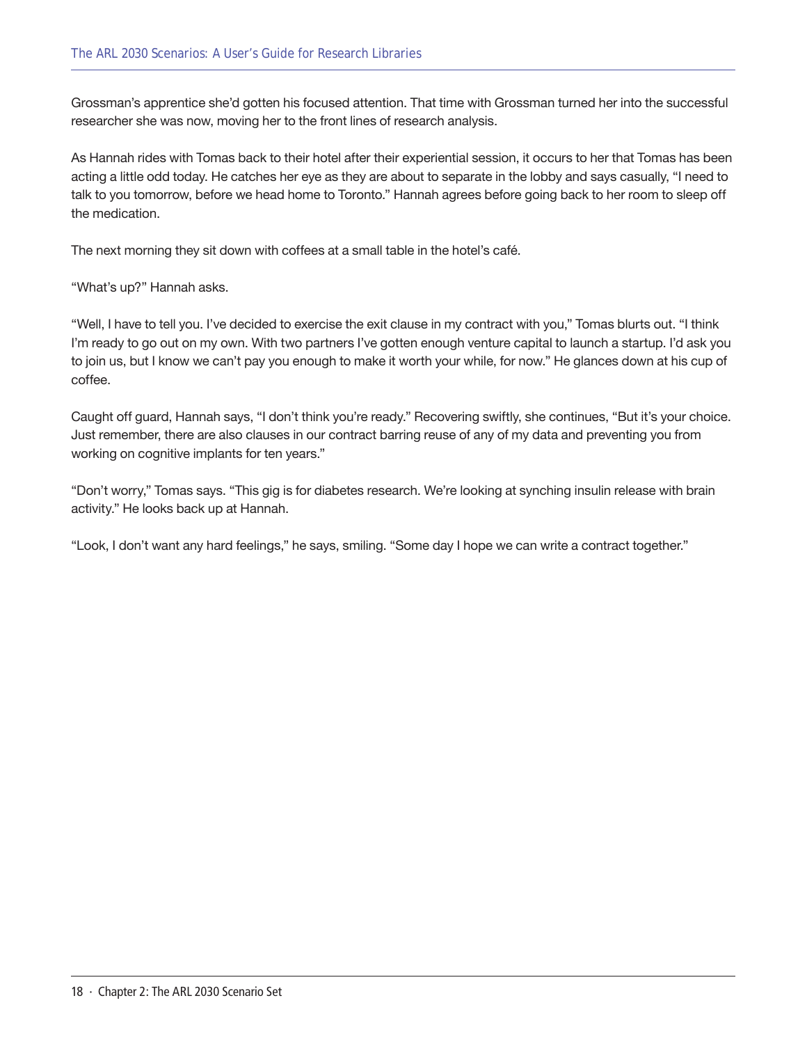Grossman's apprentice she'd gotten his focused attention. That time with Grossman turned her into the successful researcher she was now, moving her to the front lines of research analysis.

As Hannah rides with Tomas back to their hotel after their experiential session, it occurs to her that Tomas has been acting a little odd today. He catches her eye as they are about to separate in the lobby and says casually, "I need to talk to you tomorrow, before we head home to Toronto." Hannah agrees before going back to her room to sleep off the medication.

The next morning they sit down with coffees at a small table in the hotel's café.

"What's up?" Hannah asks.

"Well, I have to tell you. I've decided to exercise the exit clause in my contract with you," Tomas blurts out. "I think I'm ready to go out on my own. With two partners I've gotten enough venture capital to launch a startup. I'd ask you to join us, but I know we can't pay you enough to make it worth your while, for now." He glances down at his cup of coffee.

Caught off guard, Hannah says, "I don't think you're ready." Recovering swiftly, she continues, "But it's your choice. Just remember, there are also clauses in our contract barring reuse of any of my data and preventing you from working on cognitive implants for ten years."

"Don't worry," Tomas says. "This gig is for diabetes research. We're looking at synching insulin release with brain activity." He looks back up at Hannah.

"Look, I don't want any hard feelings," he says, smiling. "Some day I hope we can write a contract together."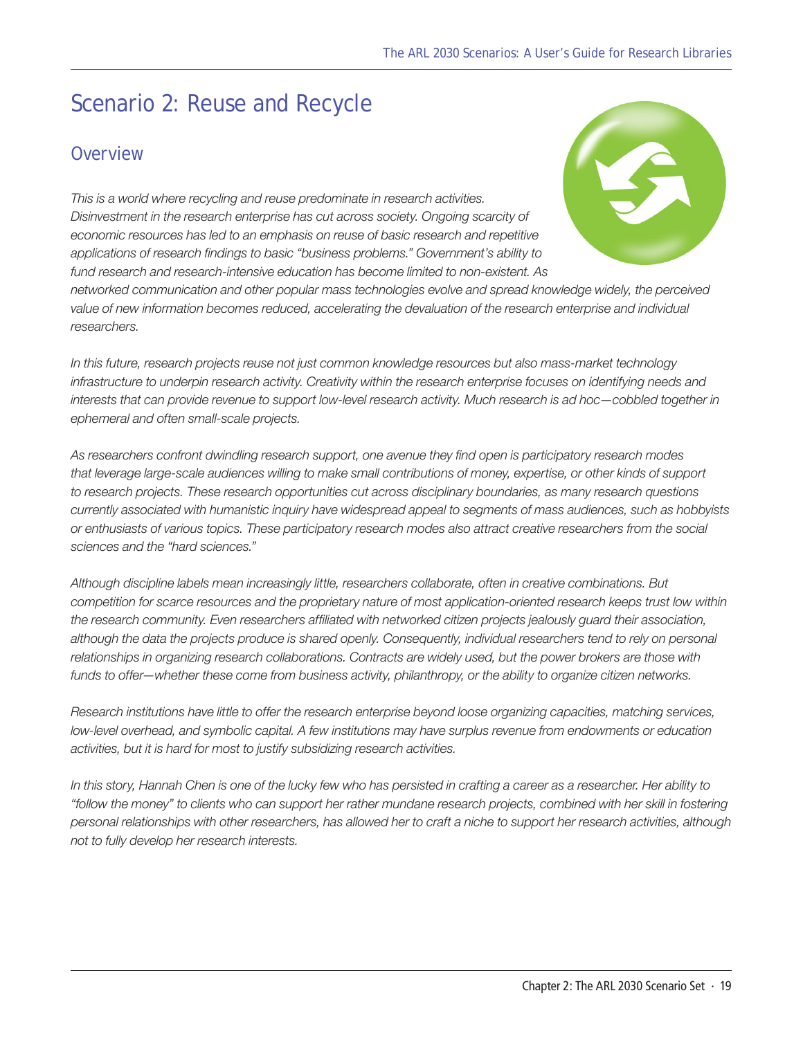# Scenario 2: Reuse and Recycle

## Overview

*This is a world where recycling and reuse predominate in research activities. Disinvestment in the research enterprise has cut across society. Ongoing scarcity of economic resources has led to an emphasis on reuse of basic research and repetitive applications of research findings to basic "business problems." Government's ability to fund research and research-intensive education has become limited to non-existent. As networked communication and other popular mass technologies evolve and spread knowledge widely, the perceived value of new information becomes reduced, accelerating the devaluation of the research enterprise and individual researchers.*

*In this future, research projects reuse not just common knowledge resources but also mass-market technology infrastructure to underpin research activity. Creativity within the research enterprise focuses on identifying needs and interests that can provide revenue to support low-level research activity. Much research is ad hoc—cobbled together in ephemeral and often small-scale projects.*

*As researchers confront dwindling research support, one avenue they find open is participatory research modes that leverage large-scale audiences willing to make small contributions of money, expertise, or other kinds of support to research projects. These research opportunities cut across disciplinary boundaries, as many research questions currently associated with humanistic inquiry have widespread appeal to segments of mass audiences, such as hobbyists or enthusiasts of various topics. These participatory research modes also attract creative researchers from the social sciences and the "hard sciences."*

*Although discipline labels mean increasingly little, researchers collaborate, often in creative combinations. But competition for scarce resources and the proprietary nature of most application-oriented research keeps trust low within the research community. Even researchers affiliated with networked citizen projects jealously guard their association, although the data the projects produce is shared openly. Consequently, individual researchers tend to rely on personal relationships in organizing research collaborations. Contracts are widely used, but the power brokers are those with funds to offer—whether these come from business activity, philanthropy, or the ability to organize citizen networks.*

*Research institutions have little to offer the research enterprise beyond loose organizing capacities, matching services, low-level overhead, and symbolic capital. A few institutions may have surplus revenue from endowments or education activities, but it is hard for most to justify subsidizing research activities.*

*In this story, Hannah Chen is one of the lucky few who has persisted in crafting a career as a researcher. Her ability to "follow the money" to clients who can support her rather mundane research projects, combined with her skill in fostering personal relationships with other researchers, has allowed her to craft a niche to support her research activities, although not to fully develop her research interests.*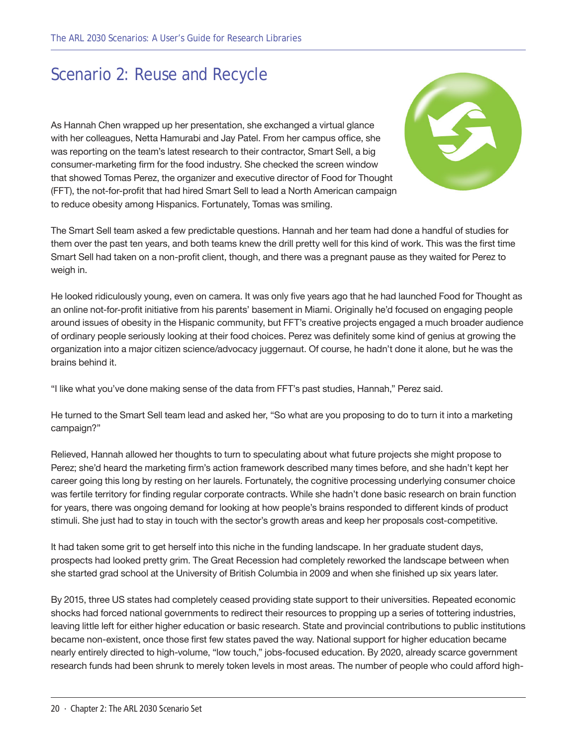# Scenario 2: Reuse and Recycle

As Hannah Chen wrapped up her presentation, she exchanged a virtual glance with her colleagues, Netta Hamurabi and Jay Patel. From her campus office, she was reporting on the team's latest research to their contractor, Smart Sell, a big consumer-marketing firm for the food industry. She checked the screen window that showed Tomas Perez, the organizer and executive director of Food for Thought (FFT), the not-for-profit that had hired Smart Sell to lead a North American campaign to reduce obesity among Hispanics. Fortunately, Tomas was smiling.

The Smart Sell team asked a few predictable questions. Hannah and her team had done a handful of studies for them over the past ten years, and both teams knew the drill pretty well for this kind of work. This was the first time Smart Sell had taken on a non-profit client, though, and there was a pregnant pause as they waited for Perez to weigh in.

He looked ridiculously young, even on camera. It was only five years ago that he had launched Food for Thought as an online not-for-profit initiative from his parents' basement in Miami. Originally he'd focused on engaging people around issues of obesity in the Hispanic community, but FFT's creative projects engaged a much broader audience of ordinary people seriously looking at their food choices. Perez was definitely some kind of genius at growing the organization into a major citizen science/advocacy juggernaut. Of course, he hadn't done it alone, but he was the brains behind it.

"I like what you've done making sense of the data from FFT's past studies, Hannah," Perez said.

He turned to the Smart Sell team lead and asked her, "So what are you proposing to do to turn it into a marketing campaign?"

Relieved, Hannah allowed her thoughts to turn to speculating about what future projects she might propose to Perez; she'd heard the marketing firm's action framework described many times before, and she hadn't kept her career going this long by resting on her laurels. Fortunately, the cognitive processing underlying consumer choice was fertile territory for finding regular corporate contracts. While she hadn't done basic research on brain function for years, there was ongoing demand for looking at how people's brains responded to different kinds of product stimuli. She just had to stay in touch with the sector's growth areas and keep her proposals cost-competitive.

It had taken some grit to get herself into this niche in the funding landscape. In her graduate student days, prospects had looked pretty grim. The Great Recession had completely reworked the landscape between when she started grad school at the University of British Columbia in 2009 and when she finished up six years later.

By 2015, three US states had completely ceased providing state support to their universities. Repeated economic shocks had forced national governments to redirect their resources to propping up a series of tottering industries, leaving little left for either higher education or basic research. State and provincial contributions to public institutions became non-existent, once those first few states paved the way. National support for higher education became nearly entirely directed to high-volume, "low touch," jobs-focused education. By 2020, already scarce government research funds had been shrunk to merely token levels in most areas. The number of people who could afford high-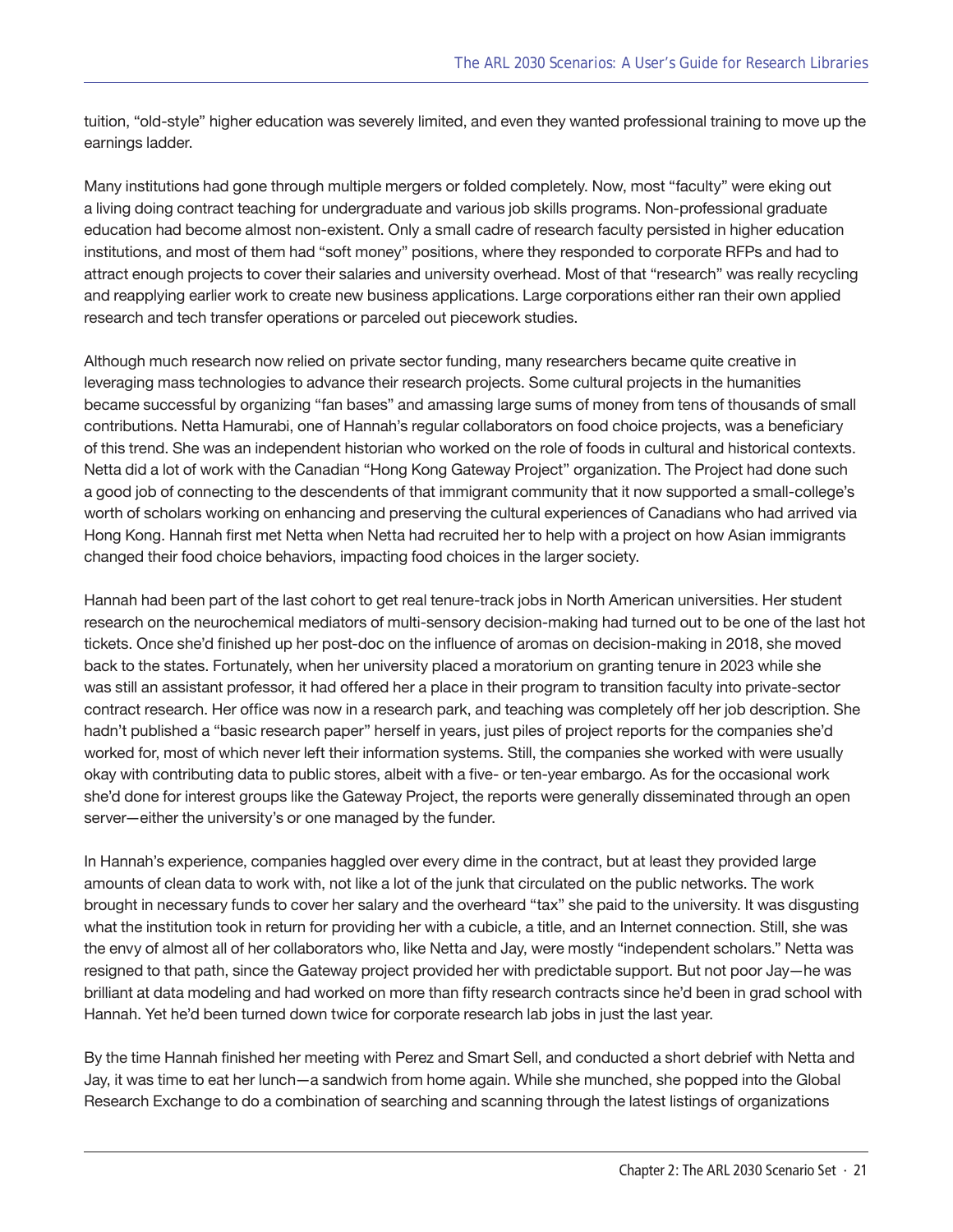tuition, "old-style" higher education was severely limited, and even they wanted professional training to move up the earnings ladder.

Many institutions had gone through multiple mergers or folded completely. Now, most "faculty" were eking out a living doing contract teaching for undergraduate and various job skills programs. Non-professional graduate education had become almost non-existent. Only a small cadre of research faculty persisted in higher education institutions, and most of them had "soft money" positions, where they responded to corporate RFPs and had to attract enough projects to cover their salaries and university overhead. Most of that "research" was really recycling and reapplying earlier work to create new business applications. Large corporations either ran their own applied research and tech transfer operations or parceled out piecework studies.

Although much research now relied on private sector funding, many researchers became quite creative in leveraging mass technologies to advance their research projects. Some cultural projects in the humanities became successful by organizing "fan bases" and amassing large sums of money from tens of thousands of small contributions. Netta Hamurabi, one of Hannah's regular collaborators on food choice projects, was a beneficiary of this trend. She was an independent historian who worked on the role of foods in cultural and historical contexts. Netta did a lot of work with the Canadian "Hong Kong Gateway Project" organization. The Project had done such a good job of connecting to the descendents of that immigrant community that it now supported a small-college's worth of scholars working on enhancing and preserving the cultural experiences of Canadians who had arrived via Hong Kong. Hannah first met Netta when Netta had recruited her to help with a project on how Asian immigrants changed their food choice behaviors, impacting food choices in the larger society.

Hannah had been part of the last cohort to get real tenure-track jobs in North American universities. Her student research on the neurochemical mediators of multi-sensory decision-making had turned out to be one of the last hot tickets. Once she'd finished up her post-doc on the influence of aromas on decision-making in 2018, she moved back to the states. Fortunately, when her university placed a moratorium on granting tenure in 2023 while she was still an assistant professor, it had offered her a place in their program to transition faculty into private-sector contract research. Her office was now in a research park, and teaching was completely off her job description. She hadn't published a "basic research paper" herself in years, just piles of project reports for the companies she'd worked for, most of which never left their information systems. Still, the companies she worked with were usually okay with contributing data to public stores, albeit with a five- or ten-year embargo. As for the occasional work she'd done for interest groups like the Gateway Project, the reports were generally disseminated through an open server—either the university's or one managed by the funder.

In Hannah's experience, companies haggled over every dime in the contract, but at least they provided large amounts of clean data to work with, not like a lot of the junk that circulated on the public networks. The work brought in necessary funds to cover her salary and the overheard "tax" she paid to the university. It was disgusting what the institution took in return for providing her with a cubicle, a title, and an Internet connection. Still, she was the envy of almost all of her collaborators who, like Netta and Jay, were mostly "independent scholars." Netta was resigned to that path, since the Gateway project provided her with predictable support. But not poor Jay—he was brilliant at data modeling and had worked on more than fifty research contracts since he'd been in grad school with Hannah. Yet he'd been turned down twice for corporate research lab jobs in just the last year.

By the time Hannah finished her meeting with Perez and Smart Sell, and conducted a short debrief with Netta and Jay, it was time to eat her lunch—a sandwich from home again. While she munched, she popped into the Global Research Exchange to do a combination of searching and scanning through the latest listings of organizations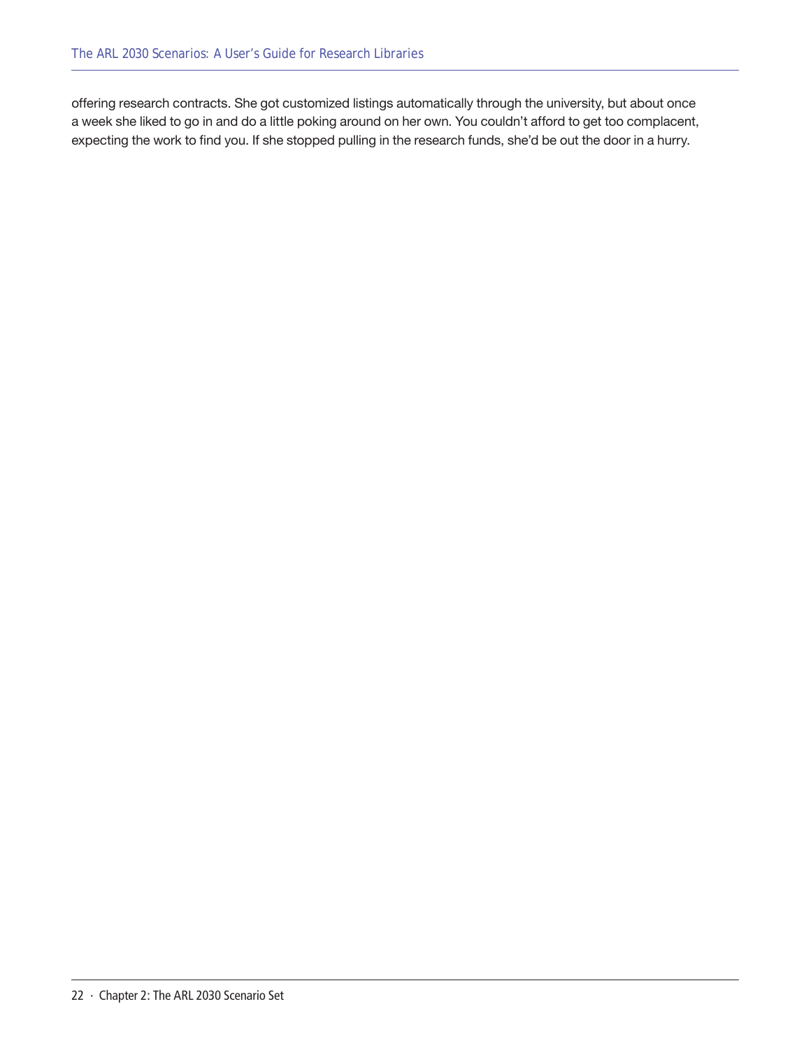offering research contracts. She got customized listings automatically through the university, but about once a week she liked to go in and do a little poking around on her own. You couldn't afford to get too complacent, expecting the work to find you. If she stopped pulling in the research funds, she'd be out the door in a hurry.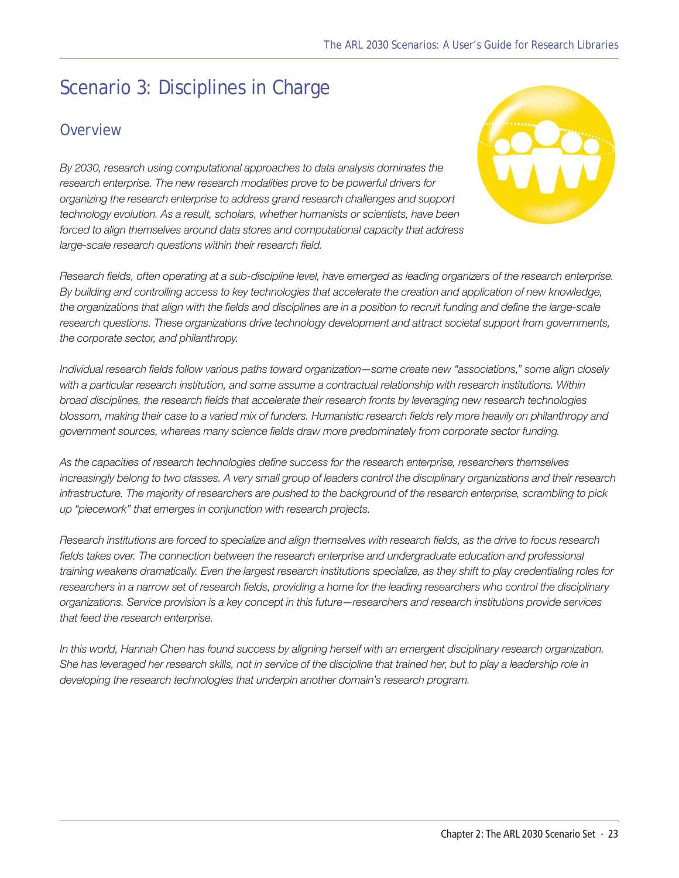# Scenario 3: Disciplines in Charge

## Overview

*By 2030, research using computational approaches to data analysis dominates the research enterprise. The new research modalities prove to be powerful drivers for organizing the research enterprise to address grand research challenges and support technology evolution. As a result, scholars, whether humanists or scientists, have been forced to align themselves around data stores and computational capacity that address large-scale research questions within their research field.*

*Research fields, often operating at a sub-discipline level, have emerged as leading organizers of the research enterprise. By building and controlling access to key technologies that accelerate the creation and application of new knowledge, the organizations that align with the fields and disciplines are in a position to recruit funding and define the large-scale research questions. These organizations drive technology development and attract societal support from governments, the corporate sector, and philanthropy.*

*Individual research fields follow various paths toward organization—some create new "associations," some align closely with a particular research institution, and some assume a contractual relationship with research institutions. Within broad disciplines, the research fields that accelerate their research fronts by leveraging new research technologies blossom, making their case to a varied mix of funders. Humanistic research fields rely more heavily on philanthropy and government sources, whereas many science fields draw more predominately from corporate sector funding.*

*As the capacities of research technologies define success for the research enterprise, researchers themselves increasingly belong to two classes. A very small group of leaders control the disciplinary organizations and their research infrastructure. The majority of researchers are pushed to the background of the research enterprise, scrambling to pick up "piecework" that emerges in conjunction with research projects.*

*Research institutions are forced to specialize and align themselves with research fields, as the drive to focus research fields takes over. The connection between the research enterprise and undergraduate education and professional training weakens dramatically. Even the largest research institutions specialize, as they shift to play credentialing roles for researchers in a narrow set of research fields, providing a home for the leading researchers who control the disciplinary organizations. Service provision is a key concept in this future—researchers and research institutions provide services that feed the research enterprise.*

*In this world, Hannah Chen has found success by aligning herself with an emergent disciplinary research organization. She has leveraged her research skills, not in service of the discipline that trained her, but to play a leadership role in developing the research technologies that underpin another domain's research program.*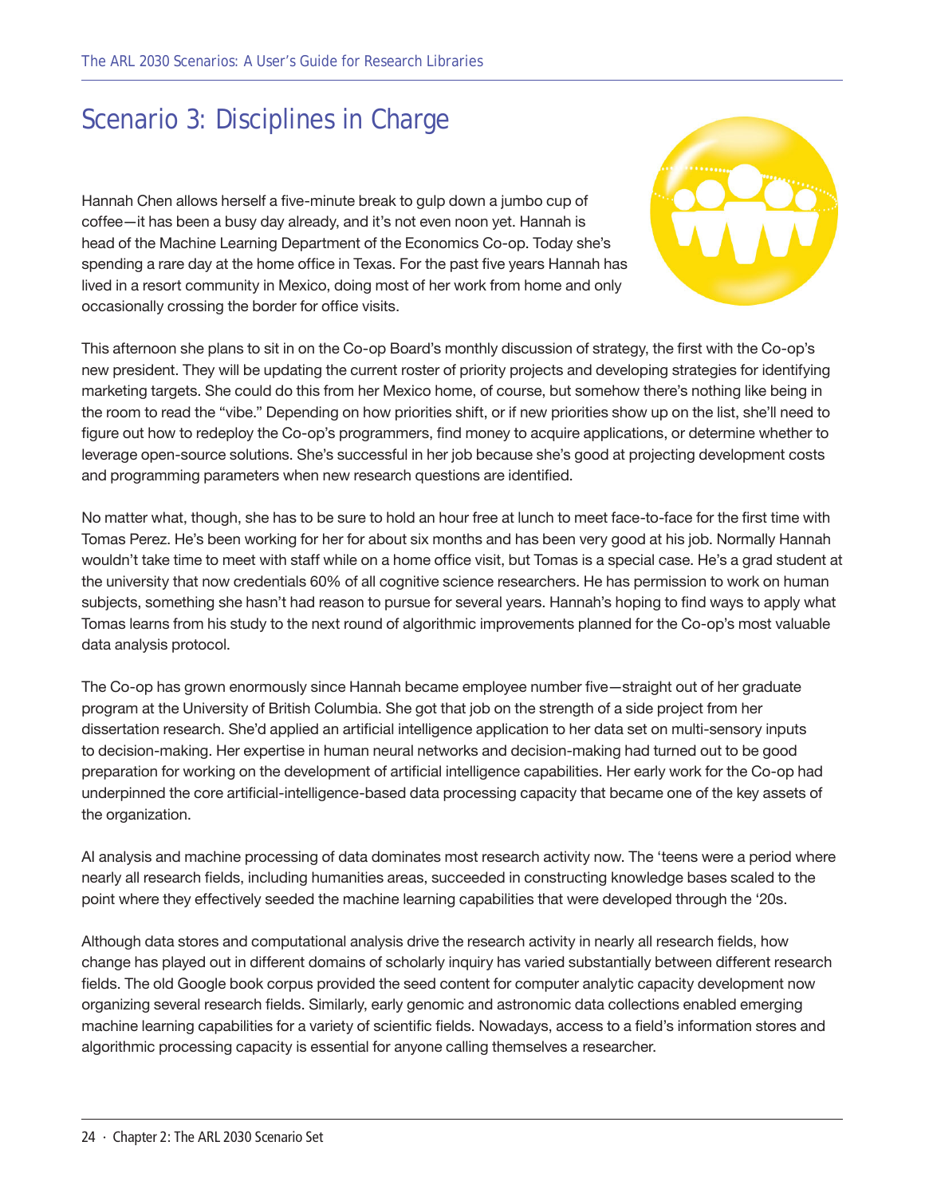# Scenario 3: Disciplines in Charge

Hannah Chen allows herself a five-minute break to gulp down a jumbo cup of coffee—it has been a busy day already, and it's not even noon yet. Hannah is head of the Machine Learning Department of the Economics Co-op. Today she's spending a rare day at the home office in Texas. For the past five years Hannah has lived in a resort community in Mexico, doing most of her work from home and only occasionally crossing the border for office visits.

This afternoon she plans to sit in on the Co-op Board's monthly discussion of strategy, the first with the Co-op's new president. They will be updating the current roster of priority projects and developing strategies for identifying marketing targets. She could do this from her Mexico home, of course, but somehow there's nothing like being in the room to read the "vibe." Depending on how priorities shift, or if new priorities show up on the list, she'll need to figure out how to redeploy the Co-op's programmers, find money to acquire applications, or determine whether to leverage open-source solutions. She's successful in her job because she's good at projecting development costs and programming parameters when new research questions are identified.

No matter what, though, she has to be sure to hold an hour free at lunch to meet face-to-face for the first time with Tomas Perez. He's been working for her for about six months and has been very good at his job. Normally Hannah wouldn't take time to meet with staff while on a home office visit, but Tomas is a special case. He's a grad student at the university that now credentials 60% of all cognitive science researchers. He has permission to work on human subjects, something she hasn't had reason to pursue for several years. Hannah's hoping to find ways to apply what Tomas learns from his study to the next round of algorithmic improvements planned for the Co-op's most valuable data analysis protocol.

The Co-op has grown enormously since Hannah became employee number five—straight out of her graduate program at the University of British Columbia. She got that job on the strength of a side project from her dissertation research. She'd applied an artificial intelligence application to her data set on multi-sensory inputs to decision-making. Her expertise in human neural networks and decision-making had turned out to be good preparation for working on the development of artificial intelligence capabilities. Her early work for the Co-op had underpinned the core artificial-intelligence-based data processing capacity that became one of the key assets of the organization.

AI analysis and machine processing of data dominates most research activity now. The 'teens were a period where nearly all research fields, including humanities areas, succeeded in constructing knowledge bases scaled to the point where they effectively seeded the machine learning capabilities that were developed through the '20s.

Although data stores and computational analysis drive the research activity in nearly all research fields, how change has played out in different domains of scholarly inquiry has varied substantially between different research fields. The old Google book corpus provided the seed content for computer analytic capacity development now organizing several research fields. Similarly, early genomic and astronomic data collections enabled emerging machine learning capabilities for a variety of scientific fields. Nowadays, access to a field's information stores and algorithmic processing capacity is essential for anyone calling themselves a researcher.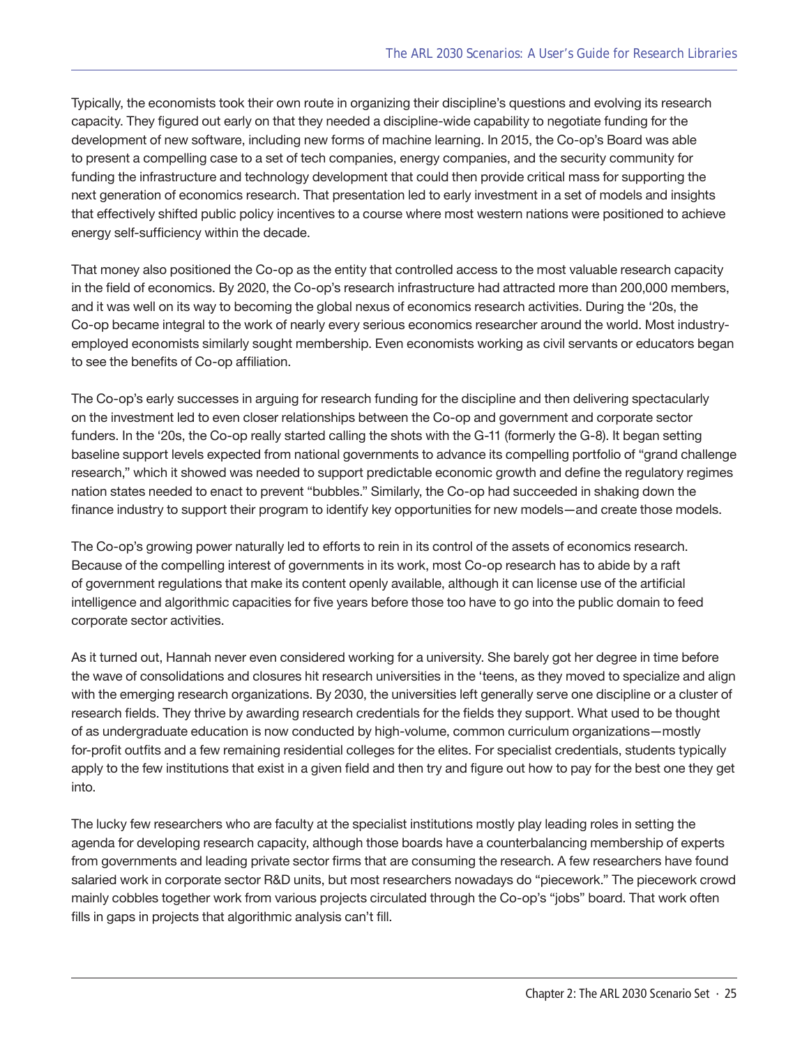Typically, the economists took their own route in organizing their discipline's questions and evolving its research capacity. They figured out early on that they needed a discipline-wide capability to negotiate funding for the development of new software, including new forms of machine learning. In 2015, the Co-op's Board was able to present a compelling case to a set of tech companies, energy companies, and the security community for funding the infrastructure and technology development that could then provide critical mass for supporting the next generation of economics research. That presentation led to early investment in a set of models and insights that effectively shifted public policy incentives to a course where most western nations were positioned to achieve energy self-sufficiency within the decade.

That money also positioned the Co-op as the entity that controlled access to the most valuable research capacity in the field of economics. By 2020, the Co-op's research infrastructure had attracted more than 200,000 members, and it was well on its way to becoming the global nexus of economics research activities. During the '20s, the Co-op became integral to the work of nearly every serious economics researcher around the world. Most industry-employed economists similarly sought membership. Even economists working as civil servants or educators began to see the benefits of Co-op affiliation.

The Co-op's early successes in arguing for research funding for the discipline and then delivering spectacularly on the investment led to even closer relationships between the Co-op and government and corporate sector funders. In the '20s, the Co-op really started calling the shots with the G-11 (formerly the G-8). It began setting baseline support levels expected from national governments to advance its compelling portfolio of "grand challenge research," which it showed was needed to support predictable economic growth and define the regulatory regimes nation states needed to enact to prevent "bubbles." Similarly, the Co-op had succeeded in shaking down the finance industry to support their program to identify key opportunities for new models—and create those models.

The Co-op's growing power naturally led to efforts to rein in its control of the assets of economics research. Because of the compelling interest of governments in its work, most Co-op research has to abide by a raft of government regulations that make its content openly available, although it can license use of the artificial intelligence and algorithmic capacities for five years before those too have to go into the public domain to feed corporate sector activities.

As it turned out, Hannah never even considered working for a university. She barely got her degree in time before the wave of consolidations and closures hit research universities in the 'teens, as they moved to specialize and align with the emerging research organizations. By 2030, the universities left generally serve one discipline or a cluster of research fields. They thrive by awarding research credentials for the fields they support. What used to be thought of as undergraduate education is now conducted by high-volume, common curriculum organizations—mostly for-profit outfits and a few remaining residential colleges for the elites. For specialist credentials, students typically apply to the few institutions that exist in a given field and then try and figure out how to pay for the best one they get into.

The lucky few researchers who are faculty at the specialist institutions mostly play leading roles in setting the agenda for developing research capacity, although those boards have a counterbalancing membership of experts from governments and leading private sector firms that are consuming the research. A few researchers have found salaried work in corporate sector R&D units, but most researchers nowadays do "piecework." The piecework crowd mainly cobbles together work from various projects circulated through the Co-op's "jobs" board. That work often fills in gaps in projects that algorithmic analysis can't fill.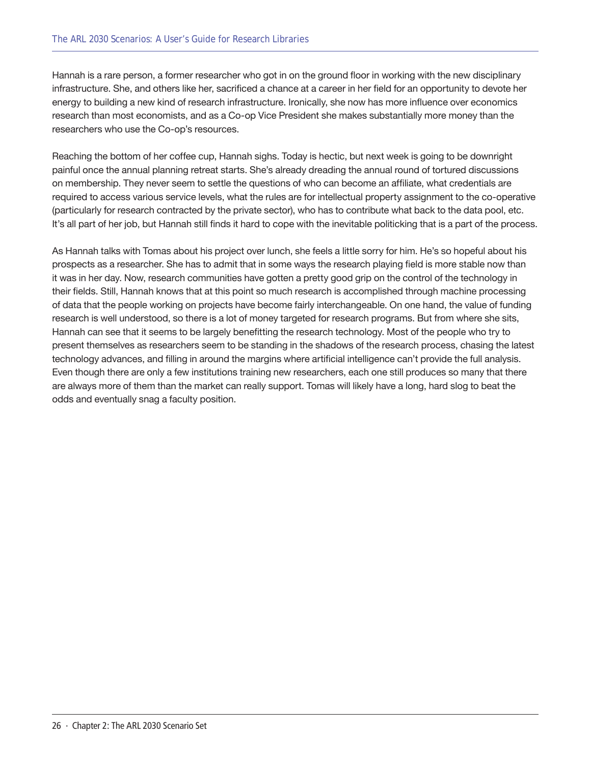Hannah is a rare person, a former researcher who got in on the ground floor in working with the new disciplinary infrastructure. She, and others like her, sacrificed a chance at a career in her field for an opportunity to devote her energy to building a new kind of research infrastructure. Ironically, she now has more influence over economics research than most economists, and as a Co-op Vice President she makes substantially more money than the researchers who use the Co-op's resources.

Reaching the bottom of her coffee cup, Hannah sighs. Today is hectic, but next week is going to be downright painful once the annual planning retreat starts. She's already dreading the annual round of tortured discussions on membership. They never seem to settle the questions of who can become an affiliate, what credentials are required to access various service levels, what the rules are for intellectual property assignment to the co-operative (particularly for research contracted by the private sector), who has to contribute what back to the data pool, etc. It's all part of her job, but Hannah still finds it hard to cope with the inevitable politicking that is a part of the process.

As Hannah talks with Tomas about his project over lunch, she feels a little sorry for him. He's so hopeful about his prospects as a researcher. She has to admit that in some ways the research playing field is more stable now than it was in her day. Now, research communities have gotten a pretty good grip on the control of the technology in their fields. Still, Hannah knows that at this point so much research is accomplished through machine processing of data that the people working on projects have become fairly interchangeable. On one hand, the value of funding research is well understood, so there is a lot of money targeted for research programs. But from where she sits, Hannah can see that it seems to be largely benefitting the research technology. Most of the people who try to present themselves as researchers seem to be standing in the shadows of the research process, chasing the latest technology advances, and filling in around the margins where artificial intelligence can't provide the full analysis. Even though there are only a few institutions training new researchers, each one still produces so many that there are always more of them than the market can really support. Tomas will likely have a long, hard slog to beat the odds and eventually snag a faculty position.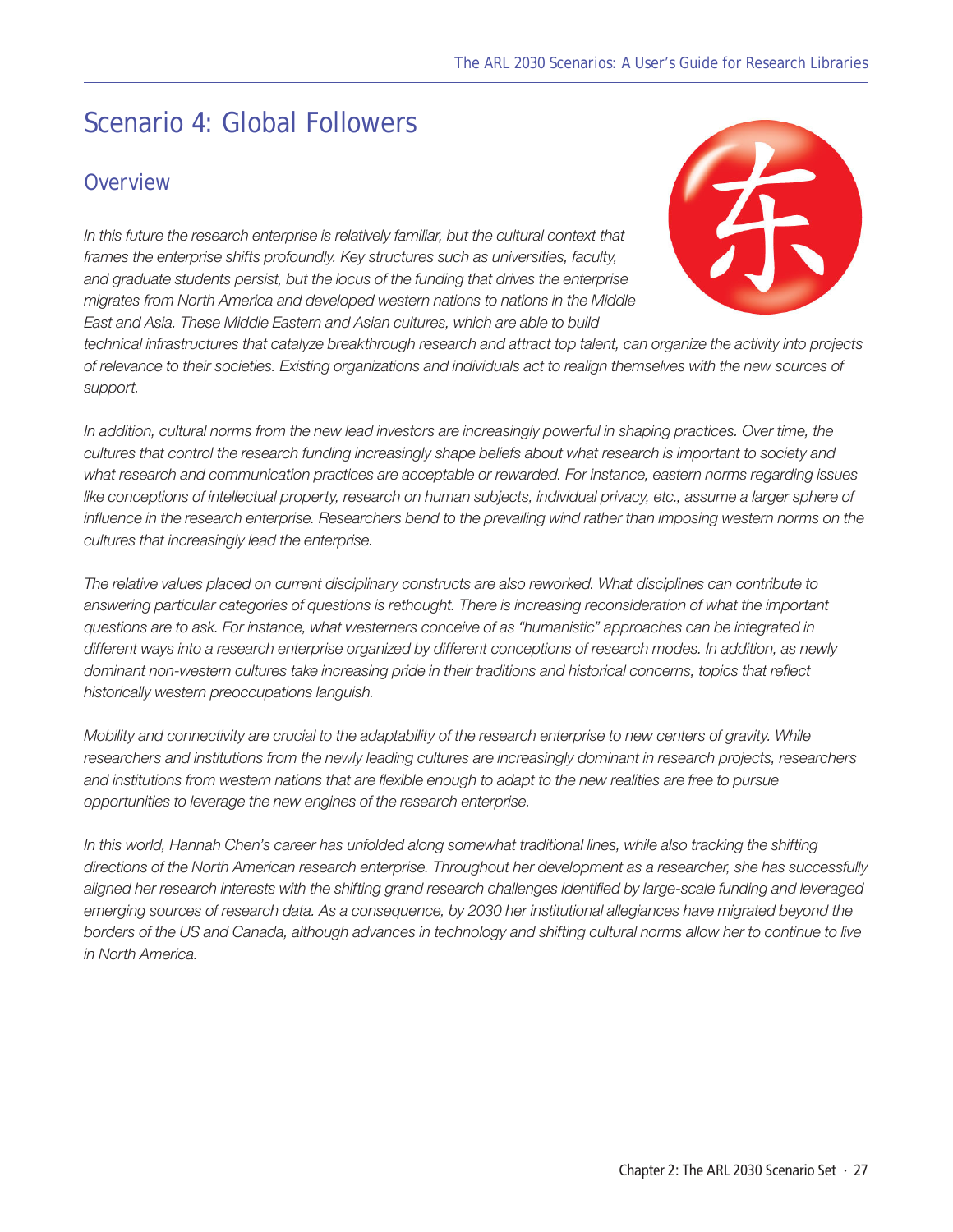# Scenario 4: Global Followers

## Overview

*In this future the research enterprise is relatively familiar, but the cultural context that frames the enterprise shifts profoundly. Key structures such as universities, faculty, and graduate students persist, but the locus of the funding that drives the enterprise migrates from North America and developed western nations to nations in the Middle East and Asia. These Middle Eastern and Asian cultures, which are able to build technical infrastructures that catalyze breakthrough research and attract top talent, can organize the activity into projects of relevance to their societies. Existing organizations and individuals act to realign themselves with the new sources of support.*

*In addition, cultural norms from the new lead investors are increasingly powerful in shaping practices. Over time, the cultures that control the research funding increasingly shape beliefs about what research is important to society and what research and communication practices are acceptable or rewarded. For instance, eastern norms regarding issues like conceptions of intellectual property, research on human subjects, individual privacy, etc., assume a larger sphere of influence in the research enterprise. Researchers bend to the prevailing wind rather than imposing western norms on the cultures that increasingly lead the enterprise.*

*The relative values placed on current disciplinary constructs are also reworked. What disciplines can contribute to answering particular categories of questions is rethought. There is increasing reconsideration of what the important questions are to ask. For instance, what westerners conceive of as "humanistic" approaches can be integrated in different ways into a research enterprise organized by different conceptions of research modes. In addition, as newly dominant non-western cultures take increasing pride in their traditions and historical concerns, topics that reflect historically western preoccupations languish.*

*Mobility and connectivity are crucial to the adaptability of the research enterprise to new centers of gravity. While researchers and institutions from the newly leading cultures are increasingly dominant in research projects, researchers and institutions from western nations that are flexible enough to adapt to the new realities are free to pursue opportunities to leverage the new engines of the research enterprise.*

*In this world, Hannah Chen's career has unfolded along somewhat traditional lines, while also tracking the shifting directions of the North American research enterprise. Throughout her development as a researcher, she has successfully aligned her research interests with the shifting grand research challenges identified by large-scale funding and leveraged emerging sources of research data. As a consequence, by 2030 her institutional allegiances have migrated beyond the borders of the US and Canada, although advances in technology and shifting cultural norms allow her to continue to live in North America.*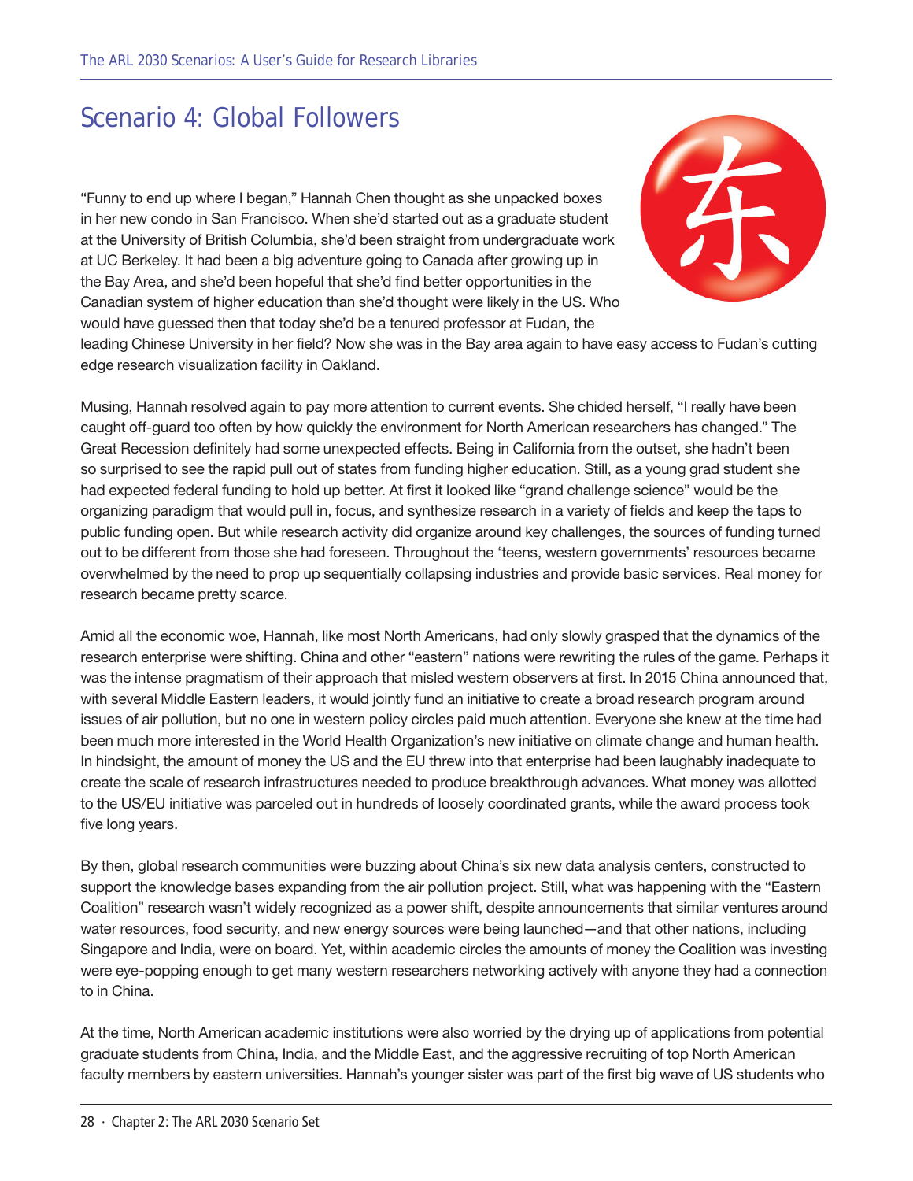# Scenario 4: Global Followers

"Funny to end up where I began," Hannah Chen thought as she unpacked boxes in her new condo in San Francisco. When she'd started out as a graduate student at the University of British Columbia, she'd been straight from undergraduate work at UC Berkeley. It had been a big adventure going to Canada after growing up in the Bay Area, and she'd been hopeful that she'd find better opportunities in the Canadian system of higher education than she'd thought were likely in the US. Who would have guessed then that today she'd be a tenured professor at Fudan, the leading Chinese University in her field? Now she was in the Bay area again to have easy access to Fudan's cutting edge research visualization facility in Oakland.

Musing, Hannah resolved again to pay more attention to current events. She chided herself, "I really have been caught off-guard too often by how quickly the environment for North American researchers has changed." The Great Recession definitely had some unexpected effects. Being in California from the outset, she hadn't been so surprised to see the rapid pull out of states from funding higher education. Still, as a young grad student she had expected federal funding to hold up better. At first it looked like "grand challenge science" would be the organizing paradigm that would pull in, focus, and synthesize research in a variety of fields and keep the taps to public funding open. But while research activity did organize around key challenges, the sources of funding turned out to be different from those she had foreseen. Throughout the 'teens, western governments' resources became overwhelmed by the need to prop up sequentially collapsing industries and provide basic services. Real money for research became pretty scarce.

Amid all the economic woe, Hannah, like most North Americans, had only slowly grasped that the dynamics of the research enterprise were shifting. China and other "eastern" nations were rewriting the rules of the game. Perhaps it was the intense pragmatism of their approach that misled western observers at first. In 2015 China announced that, with several Middle Eastern leaders, it would jointly fund an initiative to create a broad research program around issues of air pollution, but no one in western policy circles paid much attention. Everyone she knew at the time had been much more interested in the World Health Organization's new initiative on climate change and human health. In hindsight, the amount of money the US and the EU threw into that enterprise had been laughably inadequate to create the scale of research infrastructures needed to produce breakthrough advances. What money was allotted to the US/EU initiative was parceled out in hundreds of loosely coordinated grants, while the award process took five long years.

By then, global research communities were buzzing about China's six new data analysis centers, constructed to support the knowledge bases expanding from the air pollution project. Still, what was happening with the "Eastern Coalition" research wasn't widely recognized as a power shift, despite announcements that similar ventures around water resources, food security, and new energy sources were being launched—and that other nations, including Singapore and India, were on board. Yet, within academic circles the amounts of money the Coalition was investing were eye-popping enough to get many western researchers networking actively with anyone they had a connection to in China.

At the time, North American academic institutions were also worried by the drying up of applications from potential graduate students from China, India, and the Middle East, and the aggressive recruiting of top North American faculty members by eastern universities. Hannah's younger sister was part of the first big wave of US students who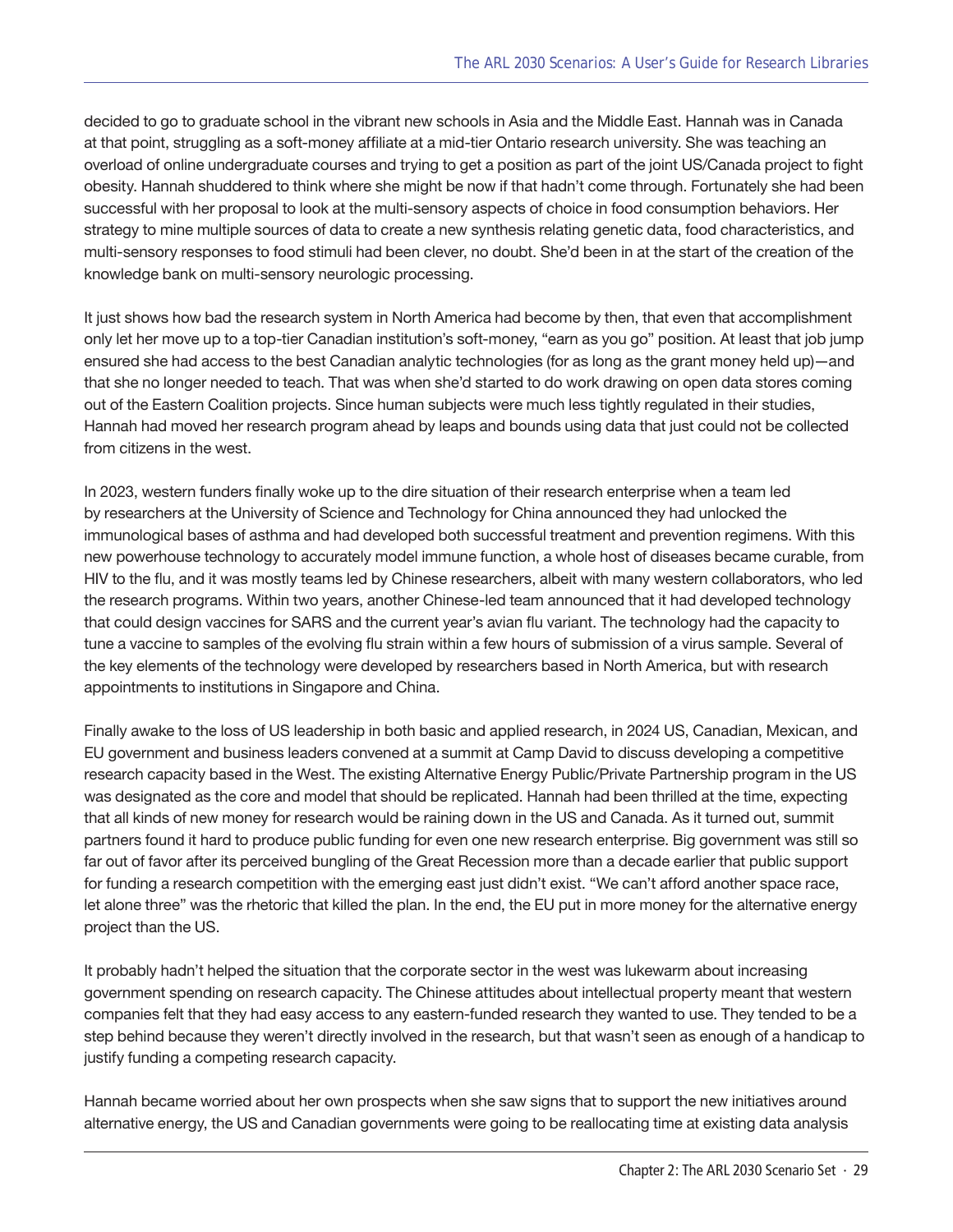decided to go to graduate school in the vibrant new schools in Asia and the Middle East. Hannah was in Canada at that point, struggling as a soft-money affiliate at a mid-tier Ontario research university. She was teaching an overload of online undergraduate courses and trying to get a position as part of the joint US/Canada project to fight obesity. Hannah shuddered to think where she might be now if that hadn't come through. Fortunately she had been successful with her proposal to look at the multi-sensory aspects of choice in food consumption behaviors. Her strategy to mine multiple sources of data to create a new synthesis relating genetic data, food characteristics, and multi-sensory responses to food stimuli had been clever, no doubt. She'd been in at the start of the creation of the knowledge bank on multi-sensory neurologic processing.

It just shows how bad the research system in North America had become by then, that even that accomplishment only let her move up to a top-tier Canadian institution's soft-money, "earn as you go" position. At least that job jump ensured she had access to the best Canadian analytic technologies (for as long as the grant money held up)—and that she no longer needed to teach. That was when she'd started to do work drawing on open data stores coming out of the Eastern Coalition projects. Since human subjects were much less tightly regulated in their studies, Hannah had moved her research program ahead by leaps and bounds using data that just could not be collected from citizens in the west.

In 2023, western funders finally woke up to the dire situation of their research enterprise when a team led by researchers at the University of Science and Technology for China announced they had unlocked the immunological bases of asthma and had developed both successful treatment and prevention regimens. With this new powerhouse technology to accurately model immune function, a whole host of diseases became curable, from HIV to the flu, and it was mostly teams led by Chinese researchers, albeit with many western collaborators, who led the research programs. Within two years, another Chinese-led team announced that it had developed technology that could design vaccines for SARS and the current year's avian flu variant. The technology had the capacity to tune a vaccine to samples of the evolving flu strain within a few hours of submission of a virus sample. Several of the key elements of the technology were developed by researchers based in North America, but with research appointments to institutions in Singapore and China.

Finally awake to the loss of US leadership in both basic and applied research, in 2024 US, Canadian, Mexican, and EU government and business leaders convened at a summit at Camp David to discuss developing a competitive research capacity based in the West. The existing Alternative Energy Public/Private Partnership program in the US was designated as the core and model that should be replicated. Hannah had been thrilled at the time, expecting that all kinds of new money for research would be raining down in the US and Canada. As it turned out, summit partners found it hard to produce public funding for even one new research enterprise. Big government was still so far out of favor after its perceived bungling of the Great Recession more than a decade earlier that public support for funding a research competition with the emerging east just didn't exist. "We can't afford another space race, let alone three" was the rhetoric that killed the plan. In the end, the EU put in more money for the alternative energy project than the US.

It probably hadn't helped the situation that the corporate sector in the west was lukewarm about increasing government spending on research capacity. The Chinese attitudes about intellectual property meant that western companies felt that they had easy access to any eastern-funded research they wanted to use. They tended to be a step behind because they weren't directly involved in the research, but that wasn't seen as enough of a handicap to justify funding a competing research capacity.

Hannah became worried about her own prospects when she saw signs that to support the new initiatives around alternative energy, the US and Canadian governments were going to be reallocating time at existing data analysis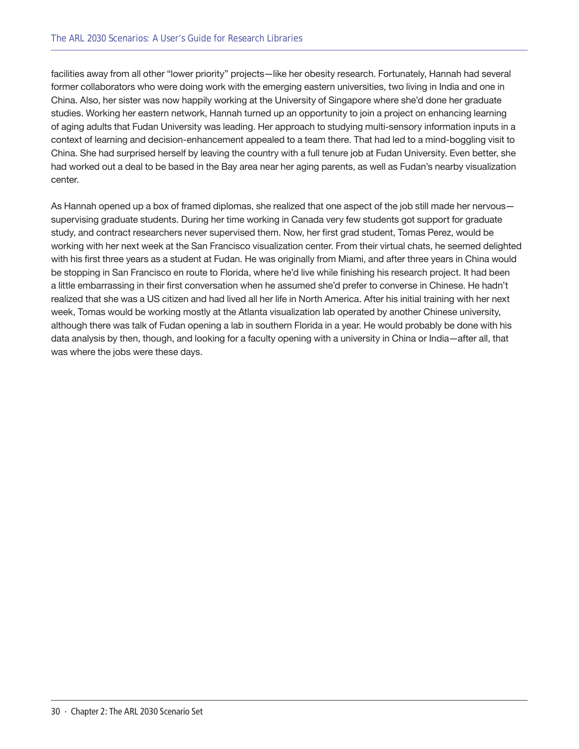facilities away from all other "lower priority" projects—like her obesity research. Fortunately, Hannah had several former collaborators who were doing work with the emerging eastern universities, two living in India and one in China. Also, her sister was now happily working at the University of Singapore where she'd done her graduate studies. Working her eastern network, Hannah turned up an opportunity to join a project on enhancing learning of aging adults that Fudan University was leading. Her approach to studying multi-sensory information inputs in a context of learning and decision-enhancement appealed to a team there. That had led to a mind-boggling visit to China. She had surprised herself by leaving the country with a full tenure job at Fudan University. Even better, she had worked out a deal to be based in the Bay area near her aging parents, as well as Fudan's nearby visualization center.

As Hannah opened up a box of framed diplomas, she realized that one aspect of the job still made her nervous—supervising graduate students. During her time working in Canada very few students got support for graduate study, and contract researchers never supervised them. Now, her first grad student, Tomas Perez, would be working with her next week at the San Francisco visualization center. From their virtual chats, he seemed delighted with his first three years as a student at Fudan. He was originally from Miami, and after three years in China would be stopping in San Francisco en route to Florida, where he'd live while finishing his research project. It had been a little embarrassing in their first conversation when he assumed she'd prefer to converse in Chinese. He hadn't realized that she was a US citizen and had lived all her life in North America. After his initial training with her next week, Tomas would be working mostly at the Atlanta visualization lab operated by another Chinese university, although there was talk of Fudan opening a lab in southern Florida in a year. He would probably be done with his data analysis by then, though, and looking for a faculty opening with a university in China or India—after all, that was where the jobs were these days.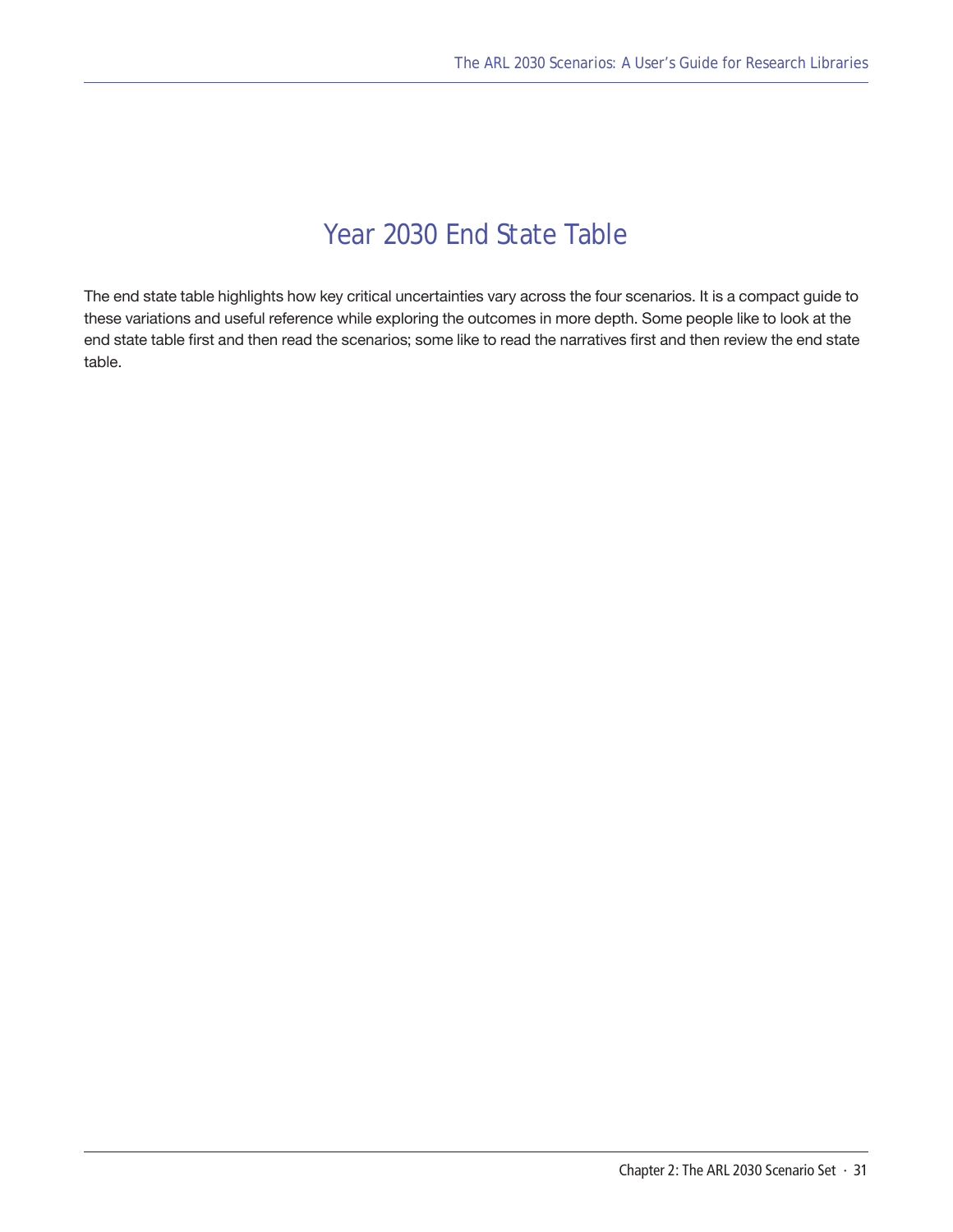# Year 2030 End State Table

The end state table highlights how key critical uncertainties vary across the four scenarios. It is a compact guide to these variations and useful reference while exploring the outcomes in more depth. Some people like to look at the end state table first and then read the scenarios; some like to read the narratives first and then review the end state table.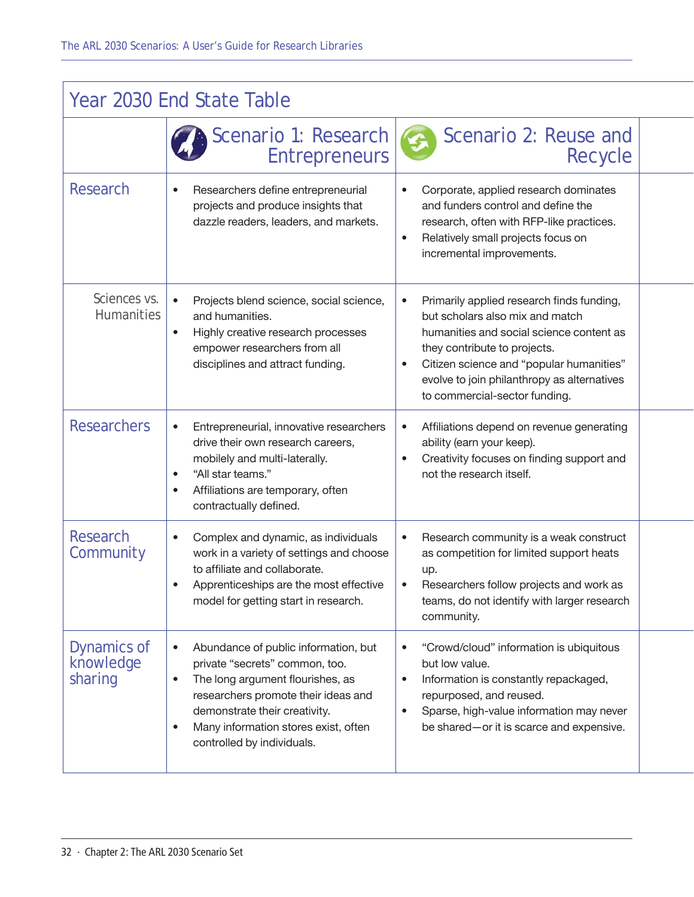## Year 2030 End State Table

| | Scenario 1: Research Entrepreneurs | Scenario 2: Reuse and Recycle |
|---|---|---|
| **Research** | • Researchers define entrepreneurial projects and produce insights that dazzle readers, leaders, and markets. | • Corporate, applied research dominates and funders control and define the research, often with RFP-like practices.<br>• Relatively small projects focus on incremental improvements. |
| Sciences vs. Humanities | • Projects blend science, social science, and humanities.<br>• Highly creative research processes empower researchers from all disciplines and attract funding. | • Primarily applied research finds funding, but scholars also mix and match humanities and social science content as they contribute to projects.<br>• Citizen science and "popular humanities" evolve to join philanthropy as alternatives to commercial-sector funding. |
| **Researchers** | • Entrepreneurial, innovative researchers drive their own research careers, mobilely and multi-laterally.<br>• "All star teams."<br>• Affiliations are temporary, often contractually defined. | • Affiliations depend on revenue generating ability (earn your keep).<br>• Creativity focuses on finding support and not the research itself. |
| **Research Community** | • Complex and dynamic, as individuals work in a variety of settings and choose to affiliate and collaborate.<br>• Apprenticeships are the most effective model for getting start in research. | • Research community is a weak construct as competition for limited support heats up.<br>• Researchers follow projects and work as teams, do not identify with larger research community. |
| **Dynamics of knowledge sharing** | • Abundance of public information, but private "secrets" common, too.<br>• The long argument flourishes, as researchers promote their ideas and demonstrate their creativity.<br>• Many information stores exist, often controlled by individuals. | • "Crowd/cloud" information is ubiquitous but low value.<br>• Information is constantly repackaged, repurposed, and reused.<br>• Sparse, high-value information may never be shared—or it is scarce and expensive. |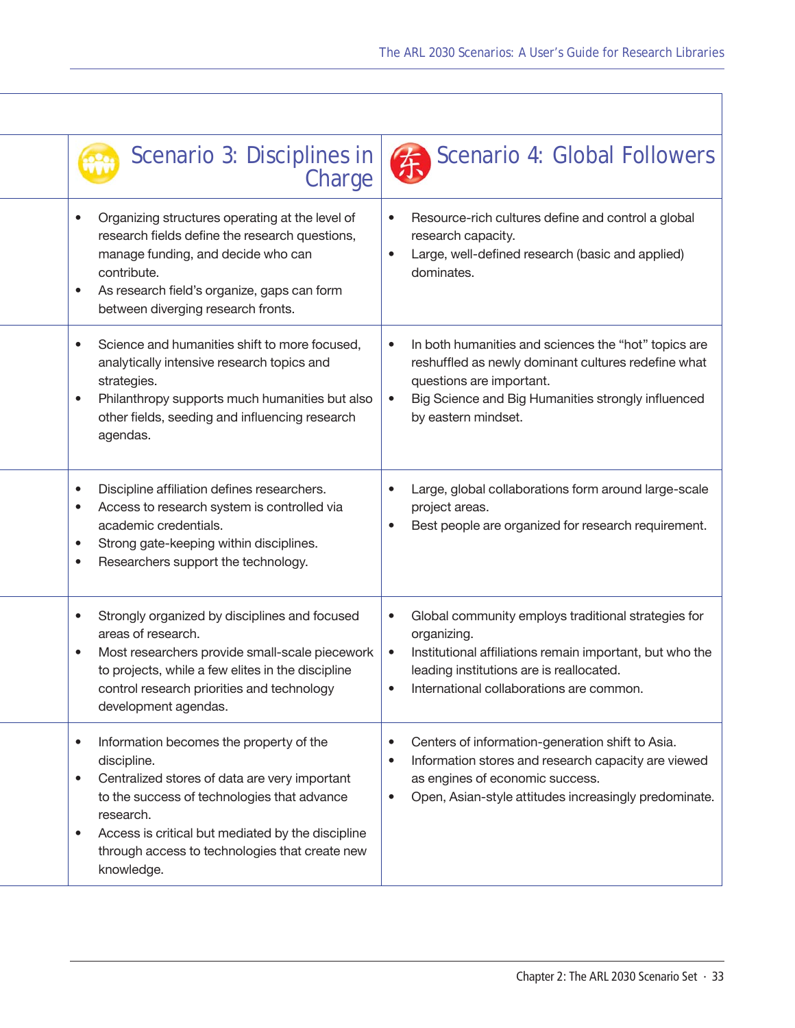| | Scenario 3: Disciplines in Charge | Scenario 4: Global Followers |
|---|---|---|
| | • Organizing structures operating at the level of research fields define the research questions, manage funding, and decide who can contribute.<br>• As research field's organize, gaps can form between diverging research fronts. | • Resource-rich cultures define and control a global research capacity.<br>• Large, well-defined research (basic and applied) dominates. |
| | • Science and humanities shift to more focused, analytically intensive research topics and strategies.<br>• Philanthropy supports much humanities but also other fields, seeding and influencing research agendas. | • In both humanities and sciences the "hot" topics are reshuffled as newly dominant cultures redefine what questions are important.<br>• Big Science and Big Humanities strongly influenced by eastern mindset. |
| | • Discipline affiliation defines researchers.<br>• Access to research system is controlled via academic credentials.<br>• Strong gate-keeping within disciplines.<br>• Researchers support the technology. | • Large, global collaborations form around large-scale project areas.<br>• Best people are organized for research requirement. |
| | • Strongly organized by disciplines and focused areas of research.<br>• Most researchers provide small-scale piecework to projects, while a few elites in the discipline control research priorities and technology development agendas. | • Global community employs traditional strategies for organizing.<br>• Institutional affiliations remain important, but who the leading institutions are is reallocated.<br>• International collaborations are common. |
| | • Information becomes the property of the discipline.<br>• Centralized stores of data are very important to the success of technologies that advance research.<br>• Access is critical but mediated by the discipline through access to technologies that create new knowledge. | • Centers of information-generation shift to Asia.<br>• Information stores and research capacity are viewed as engines of economic success.<br>• Open, Asian-style attitudes increasingly predominate. |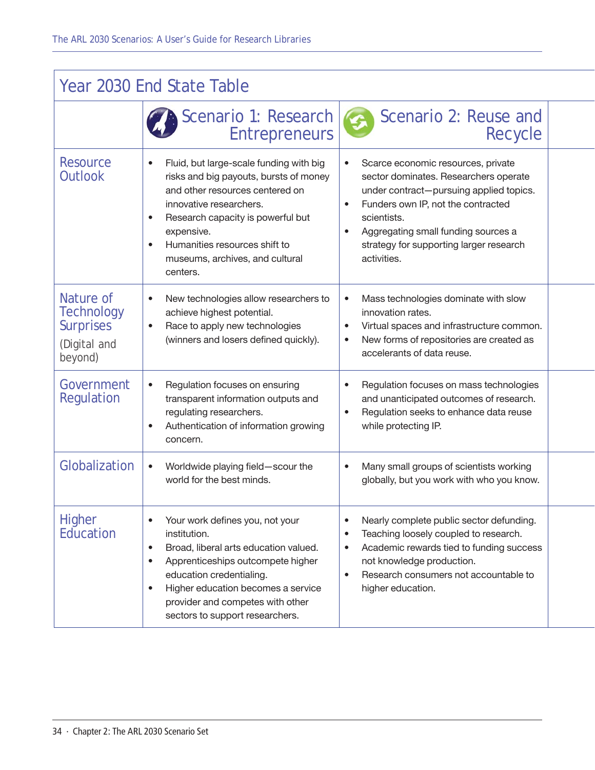## Year 2030 End State Table

| | Scenario 1: Research Entrepreneurs | Scenario 2: Reuse and Recycle |
|---|---|---|
| Resource Outlook | • Fluid, but large-scale funding with big risks and big payouts, bursts of money and other resources centered on innovative researchers.<br>• Research capacity is powerful but expensive.<br>• Humanities resources shift to museums, archives, and cultural centers. | • Scarce economic resources, private sector dominates. Researchers operate under contract—pursuing applied topics.<br>• Funders own IP, not the contracted scientists.<br>• Aggregating small funding sources a strategy for supporting larger research activities. |
| Nature of Technology Surprises (Digital and beyond) | • New technologies allow researchers to achieve highest potential.<br>• Race to apply new technologies (winners and losers defined quickly). | • Mass technologies dominate with slow innovation rates.<br>• Virtual spaces and infrastructure common.<br>• New forms of repositories are created as accelerants of data reuse. |
| Government Regulation | • Regulation focuses on ensuring transparent information outputs and regulating researchers.<br>• Authentication of information growing concern. | • Regulation focuses on mass technologies and unanticipated outcomes of research.<br>• Regulation seeks to enhance data reuse while protecting IP. |
| Globalization | • Worldwide playing field—scour the world for the best minds. | • Many small groups of scientists working globally, but you work with who you know. |
| Higher Education | • Your work defines you, not your institution.<br>• Broad, liberal arts education valued.<br>• Apprenticeships outcompete higher education credentialing.<br>• Higher education becomes a service provider and competes with other sectors to support researchers. | • Nearly complete public sector defunding.<br>• Teaching loosely coupled to research.<br>• Academic rewards tied to funding success not knowledge production.<br>• Research consumers not accountable to higher education. |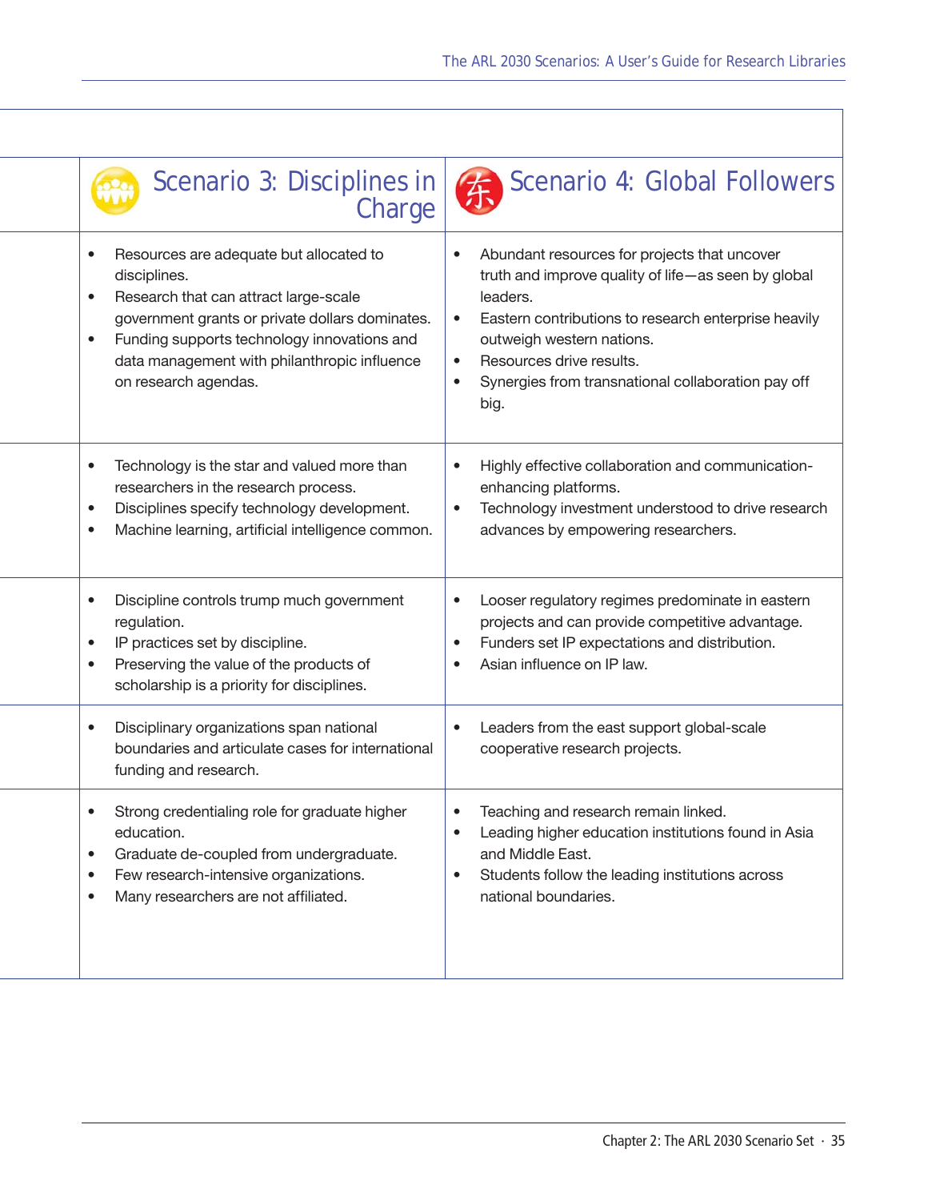| | Scenario 3: Disciplines in Charge | Scenario 4: Global Followers |
|---|---|---|
| | • Resources are adequate but allocated to disciplines.<br>• Research that can attract large-scale government grants or private dollars dominates.<br>• Funding supports technology innovations and data management with philanthropic influence on research agendas. | • Abundant resources for projects that uncover truth and improve quality of life—as seen by global leaders.<br>• Eastern contributions to research enterprise heavily outweigh western nations.<br>• Resources drive results.<br>• Synergies from transnational collaboration pay off big. |
| | • Technology is the star and valued more than researchers in the research process.<br>• Disciplines specify technology development.<br>• Machine learning, artificial intelligence common. | • Highly effective collaboration and communication-enhancing platforms.<br>• Technology investment understood to drive research advances by empowering researchers. |
| | • Discipline controls trump much government regulation.<br>• IP practices set by discipline.<br>• Preserving the value of the products of scholarship is a priority for disciplines. | • Looser regulatory regimes predominate in eastern projects and can provide competitive advantage.<br>• Funders set IP expectations and distribution.<br>• Asian influence on IP law. |
| | • Disciplinary organizations span national boundaries and articulate cases for international funding and research. | • Leaders from the east support global-scale cooperative research projects. |
| | • Strong credentialing role for graduate higher education.<br>• Graduate de-coupled from undergraduate.<br>• Few research-intensive organizations.<br>• Many researchers are not affiliated. | • Teaching and research remain linked.<br>• Leading higher education institutions found in Asia and Middle East.<br>• Students follow the leading institutions across national boundaries. |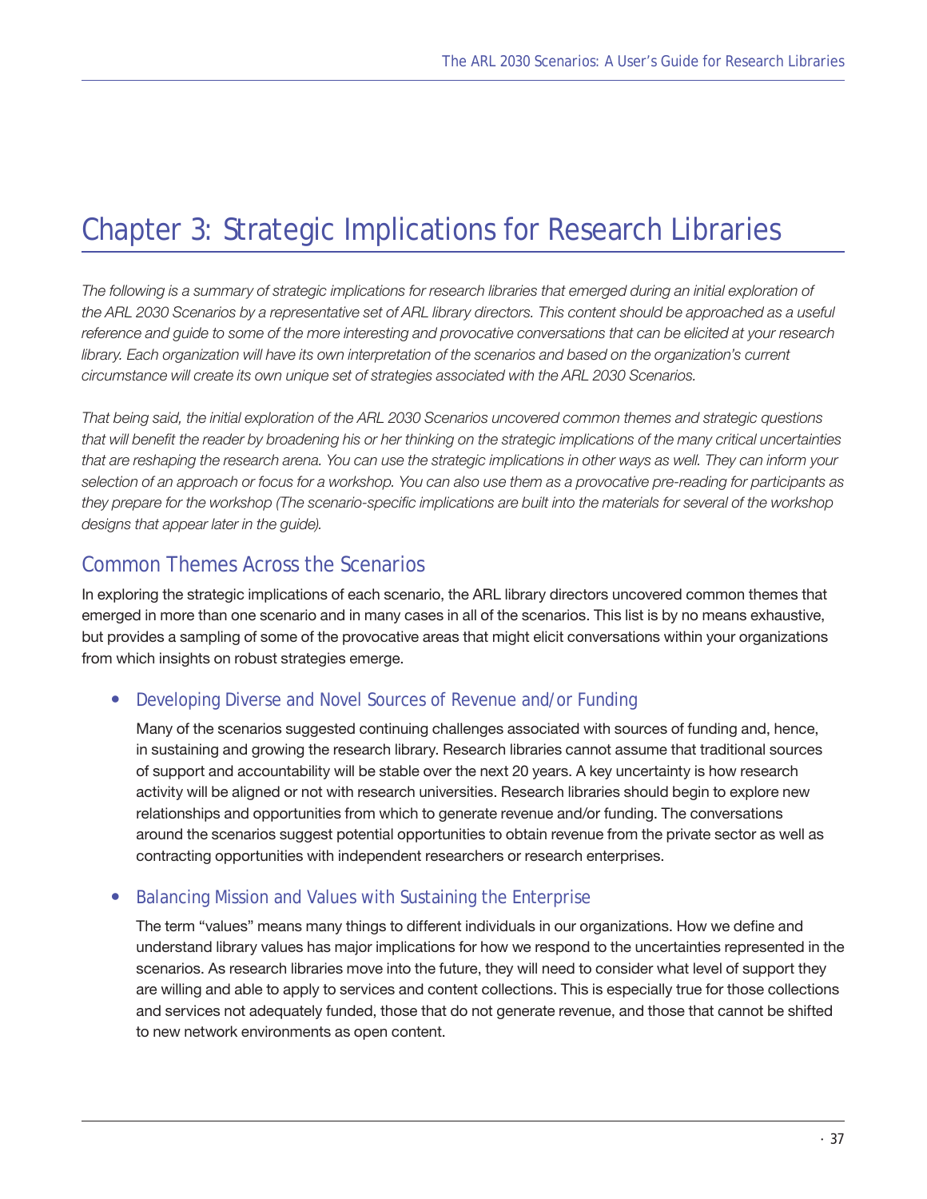# Chapter 3: Strategic Implications for Research Libraries

*The following is a summary of strategic implications for research libraries that emerged during an initial exploration of the ARL 2030 Scenarios by a representative set of ARL library directors. This content should be approached as a useful reference and guide to some of the more interesting and provocative conversations that can be elicited at your research library. Each organization will have its own interpretation of the scenarios and based on the organization's current circumstance will create its own unique set of strategies associated with the ARL 2030 Scenarios.*

*That being said, the initial exploration of the ARL 2030 Scenarios uncovered common themes and strategic questions that will benefit the reader by broadening his or her thinking on the strategic implications of the many critical uncertainties that are reshaping the research arena. You can use the strategic implications in other ways as well. They can inform your selection of an approach or focus for a workshop. You can also use them as a provocative pre-reading for participants as they prepare for the workshop (The scenario-specific implications are built into the materials for several of the workshop designs that appear later in the guide).*

## Common Themes Across the Scenarios

In exploring the strategic implications of each scenario, the ARL library directors uncovered common themes that emerged in more than one scenario and in many cases in all of the scenarios. This list is by no means exhaustive, but provides a sampling of some of the provocative areas that might elicit conversations within your organizations from which insights on robust strategies emerge.

- ### Developing Diverse and Novel Sources of Revenue and/or Funding

  Many of the scenarios suggested continuing challenges associated with sources of funding and, hence, in sustaining and growing the research library. Research libraries cannot assume that traditional sources of support and accountability will be stable over the next 20 years. A key uncertainty is how research activity will be aligned or not with research universities. Research libraries should begin to explore new relationships and opportunities from which to generate revenue and/or funding. The conversations around the scenarios suggest potential opportunities to obtain revenue from the private sector as well as contracting opportunities with independent researchers or research enterprises.

- ### Balancing Mission and Values with Sustaining the Enterprise

  The term "values" means many things to different individuals in our organizations. How we define and understand library values has major implications for how we respond to the uncertainties represented in the scenarios. As research libraries move into the future, they will need to consider what level of support they are willing and able to apply to services and content collections. This is especially true for those collections and services not adequately funded, those that do not generate revenue, and those that cannot be shifted to new network environments as open content.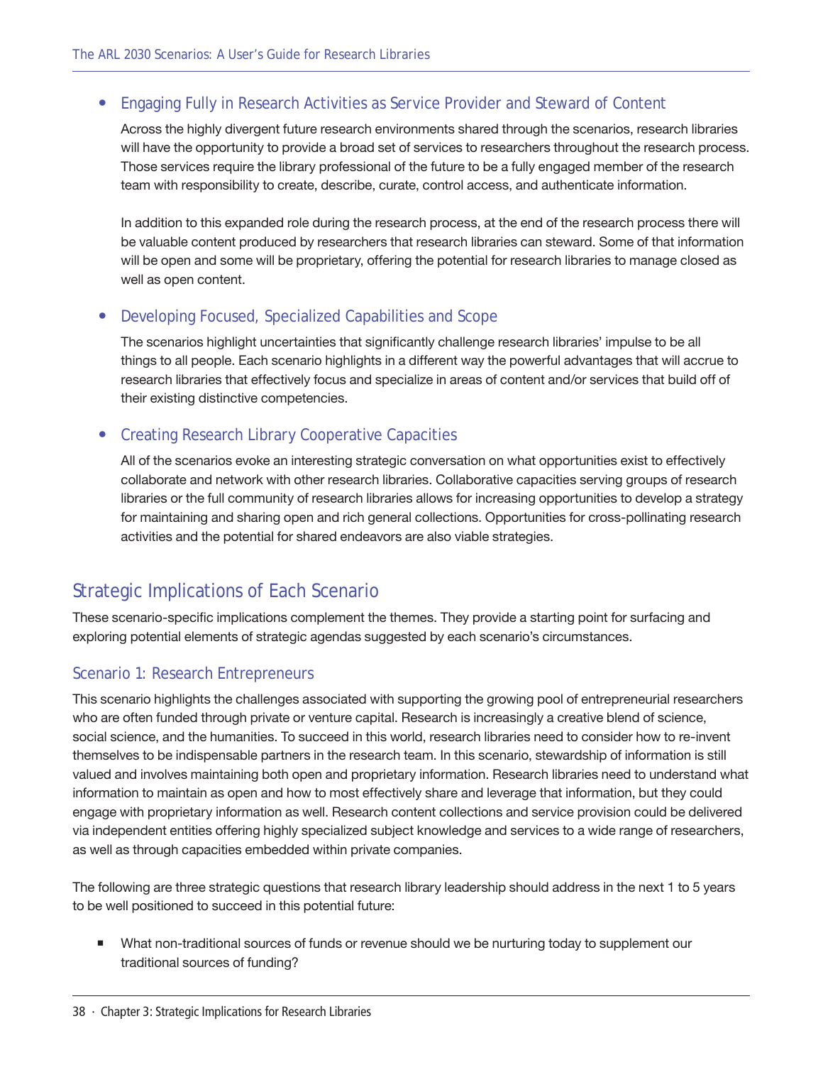- **Engaging Fully in Research Activities as Service Provider and Steward of Content**

  Across the highly divergent future research environments shared through the scenarios, research libraries will have the opportunity to provide a broad set of services to researchers throughout the research process. Those services require the library professional of the future to be a fully engaged member of the research team with responsibility to create, describe, curate, control access, and authenticate information.

  In addition to this expanded role during the research process, at the end of the research process there will be valuable content produced by researchers that research libraries can steward. Some of that information will be open and some will be proprietary, offering the potential for research libraries to manage closed as well as open content.

- **Developing Focused, Specialized Capabilities and Scope**

  The scenarios highlight uncertainties that significantly challenge research libraries' impulse to be all things to all people. Each scenario highlights in a different way the powerful advantages that will accrue to research libraries that effectively focus and specialize in areas of content and/or services that build off of their existing distinctive competencies.

- **Creating Research Library Cooperative Capacities**

  All of the scenarios evoke an interesting strategic conversation on what opportunities exist to effectively collaborate and network with other research libraries. Collaborative capacities serving groups of research libraries or the full community of research libraries allows for increasing opportunities to develop a strategy for maintaining and sharing open and rich general collections. Opportunities for cross-pollinating research activities and the potential for shared endeavors are also viable strategies.

## Strategic Implications of Each Scenario

These scenario-specific implications complement the themes. They provide a starting point for surfacing and exploring potential elements of strategic agendas suggested by each scenario's circumstances.

### Scenario 1: Research Entrepreneurs

This scenario highlights the challenges associated with supporting the growing pool of entrepreneurial researchers who are often funded through private or venture capital. Research is increasingly a creative blend of science, social science, and the humanities. To succeed in this world, research libraries need to consider how to re-invent themselves to be indispensable partners in the research team. In this scenario, stewardship of information is still valued and involves maintaining both open and proprietary information. Research libraries need to understand what information to maintain as open and how to most effectively share and leverage that information, but they could engage with proprietary information as well. Research content collections and service provision could be delivered via independent entities offering highly specialized subject knowledge and services to a wide range of researchers, as well as through capacities embedded within private companies.

The following are three strategic questions that research library leadership should address in the next 1 to 5 years to be well positioned to succeed in this potential future:

- What non-traditional sources of funds or revenue should we be nurturing today to supplement our traditional sources of funding?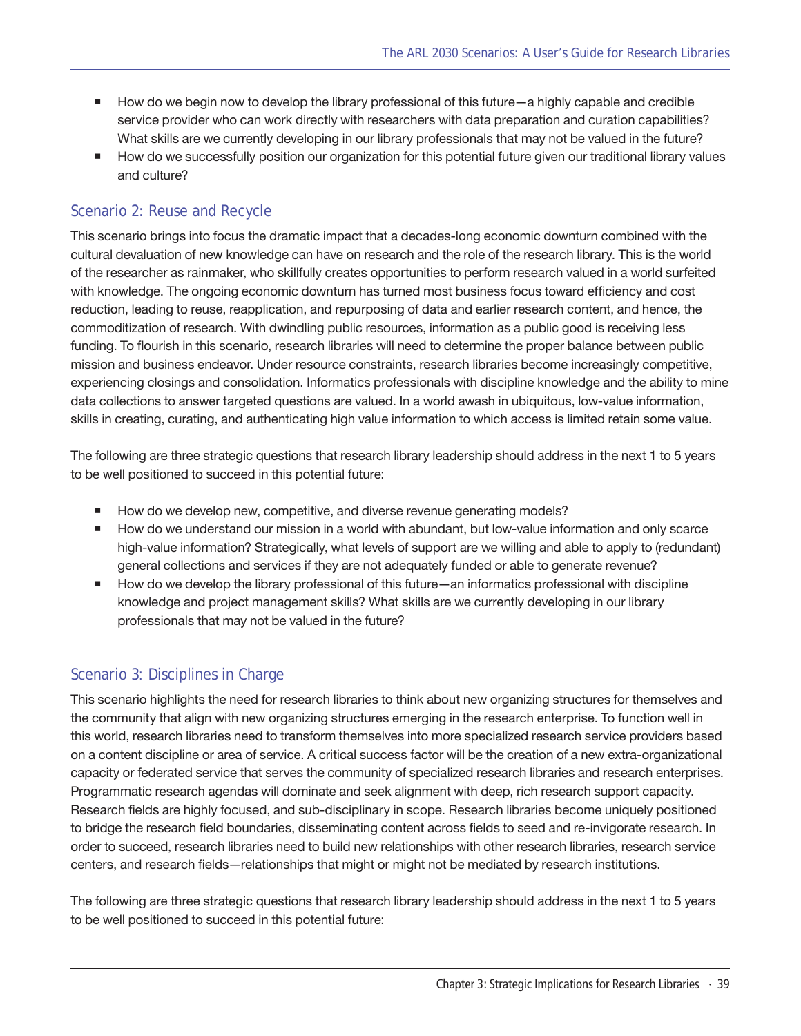- How do we begin now to develop the library professional of this future—a highly capable and credible service provider who can work directly with researchers with data preparation and curation capabilities? What skills are we currently developing in our library professionals that may not be valued in the future?
- How do we successfully position our organization for this potential future given our traditional library values and culture?

## Scenario 2: Reuse and Recycle

This scenario brings into focus the dramatic impact that a decades-long economic downturn combined with the cultural devaluation of new knowledge can have on research and the role of the research library. This is the world of the researcher as rainmaker, who skillfully creates opportunities to perform research valued in a world surfeited with knowledge. The ongoing economic downturn has turned most business focus toward efficiency and cost reduction, leading to reuse, reapplication, and repurposing of data and earlier research content, and hence, the commoditization of research. With dwindling public resources, information as a public good is receiving less funding. To flourish in this scenario, research libraries will need to determine the proper balance between public mission and business endeavor. Under resource constraints, research libraries become increasingly competitive, experiencing closings and consolidation. Informatics professionals with discipline knowledge and the ability to mine data collections to answer targeted questions are valued. In a world awash in ubiquitous, low-value information, skills in creating, curating, and authenticating high value information to which access is limited retain some value.

The following are three strategic questions that research library leadership should address in the next 1 to 5 years to be well positioned to succeed in this potential future:

- How do we develop new, competitive, and diverse revenue generating models?
- How do we understand our mission in a world with abundant, but low-value information and only scarce high-value information? Strategically, what levels of support are we willing and able to apply to (redundant) general collections and services if they are not adequately funded or able to generate revenue?
- How do we develop the library professional of this future—an informatics professional with discipline knowledge and project management skills? What skills are we currently developing in our library professionals that may not be valued in the future?

## Scenario 3: Disciplines in Charge

This scenario highlights the need for research libraries to think about new organizing structures for themselves and the community that align with new organizing structures emerging in the research enterprise. To function well in this world, research libraries need to transform themselves into more specialized research service providers based on a content discipline or area of service. A critical success factor will be the creation of a new extra-organizational capacity or federated service that serves the community of specialized research libraries and research enterprises. Programmatic research agendas will dominate and seek alignment with deep, rich research support capacity. Research fields are highly focused, and sub-disciplinary in scope. Research libraries become uniquely positioned to bridge the research field boundaries, disseminating content across fields to seed and re-invigorate research. In order to succeed, research libraries need to build new relationships with other research libraries, research service centers, and research fields—relationships that might or might not be mediated by research institutions.

The following are three strategic questions that research library leadership should address in the next 1 to 5 years to be well positioned to succeed in this potential future: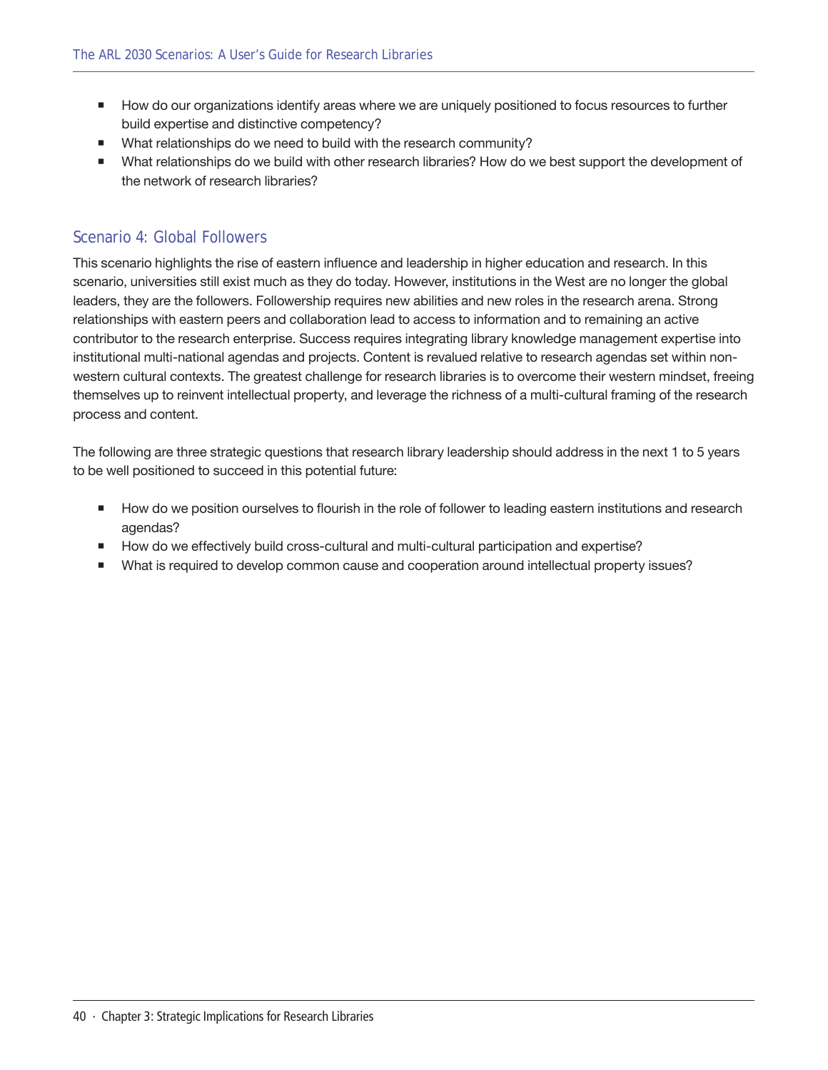- How do our organizations identify areas where we are uniquely positioned to focus resources to further build expertise and distinctive competency?
- What relationships do we need to build with the research community?
- What relationships do we build with other research libraries? How do we best support the development of the network of research libraries?

## Scenario 4: Global Followers

This scenario highlights the rise of eastern influence and leadership in higher education and research. In this scenario, universities still exist much as they do today. However, institutions in the West are no longer the global leaders, they are the followers. Followership requires new abilities and new roles in the research arena. Strong relationships with eastern peers and collaboration lead to access to information and to remaining an active contributor to the research enterprise. Success requires integrating library knowledge management expertise into institutional multi-national agendas and projects. Content is revalued relative to research agendas set within non-western cultural contexts. The greatest challenge for research libraries is to overcome their western mindset, freeing themselves up to reinvent intellectual property, and leverage the richness of a multi-cultural framing of the research process and content.

The following are three strategic questions that research library leadership should address in the next 1 to 5 years to be well positioned to succeed in this potential future:

- How do we position ourselves to flourish in the role of follower to leading eastern institutions and research agendas?
- How do we effectively build cross-cultural and multi-cultural participation and expertise?
- What is required to develop common cause and cooperation around intellectual property issues?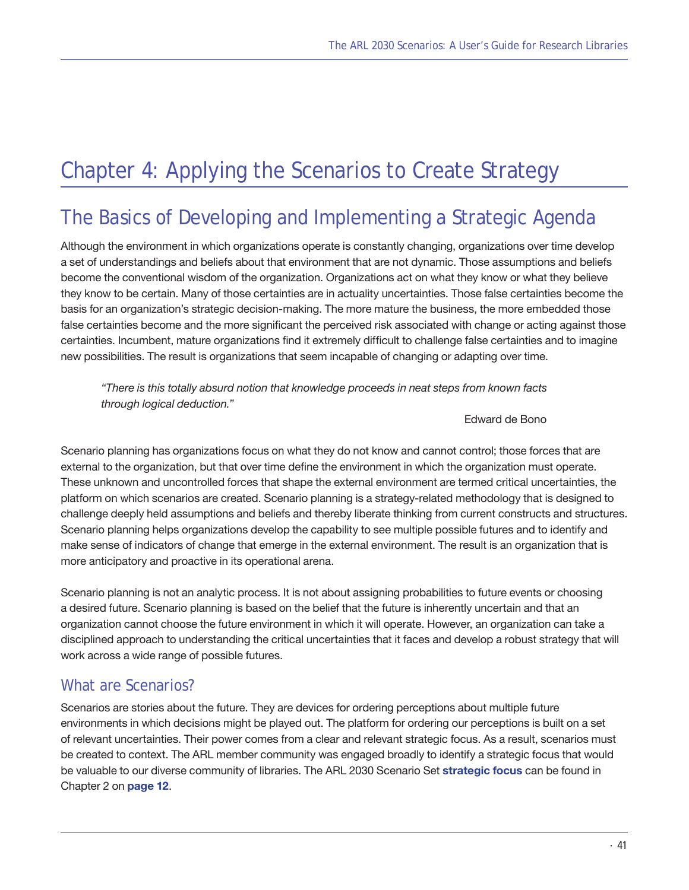# Chapter 4: Applying the Scenarios to Create Strategy

## The Basics of Developing and Implementing a Strategic Agenda

Although the environment in which organizations operate is constantly changing, organizations over time develop a set of understandings and beliefs about that environment that are not dynamic. Those assumptions and beliefs become the conventional wisdom of the organization. Organizations act on what they know or what they believe they know to be certain. Many of those certainties are in actuality uncertainties. Those false certainties become the basis for an organization's strategic decision-making. The more mature the business, the more embedded those false certainties become and the more significant the perceived risk associated with change or acting against those certainties. Incumbent, mature organizations find it extremely difficult to challenge false certainties and to imagine new possibilities. The result is organizations that seem incapable of changing or adapting over time.

> *"There is this totally absurd notion that knowledge proceeds in neat steps from known facts through logical deduction."*
>
> Edward de Bono

Scenario planning has organizations focus on what they do not know and cannot control; those forces that are external to the organization, but that over time define the environment in which the organization must operate. These unknown and uncontrolled forces that shape the external environment are termed critical uncertainties, the platform on which scenarios are created. Scenario planning is a strategy-related methodology that is designed to challenge deeply held assumptions and beliefs and thereby liberate thinking from current constructs and structures. Scenario planning helps organizations develop the capability to see multiple possible futures and to identify and make sense of indicators of change that emerge in the external environment. The result is an organization that is more anticipatory and proactive in its operational arena.

Scenario planning is not an analytic process. It is not about assigning probabilities to future events or choosing a desired future. Scenario planning is based on the belief that the future is inherently uncertain and that an organization cannot choose the future environment in which it will operate. However, an organization can take a disciplined approach to understanding the critical uncertainties that it faces and develop a robust strategy that will work across a wide range of possible futures.

### What are Scenarios?

Scenarios are stories about the future. They are devices for ordering perceptions about multiple future environments in which decisions might be played out. The platform for ordering our perceptions is built on a set of relevant uncertainties. Their power comes from a clear and relevant strategic focus. As a result, scenarios must be created to context. The ARL member community was engaged broadly to identify a strategic focus that would be valuable to our diverse community of libraries. The ARL 2030 Scenario Set **strategic focus** can be found in Chapter 2 on **page 12**.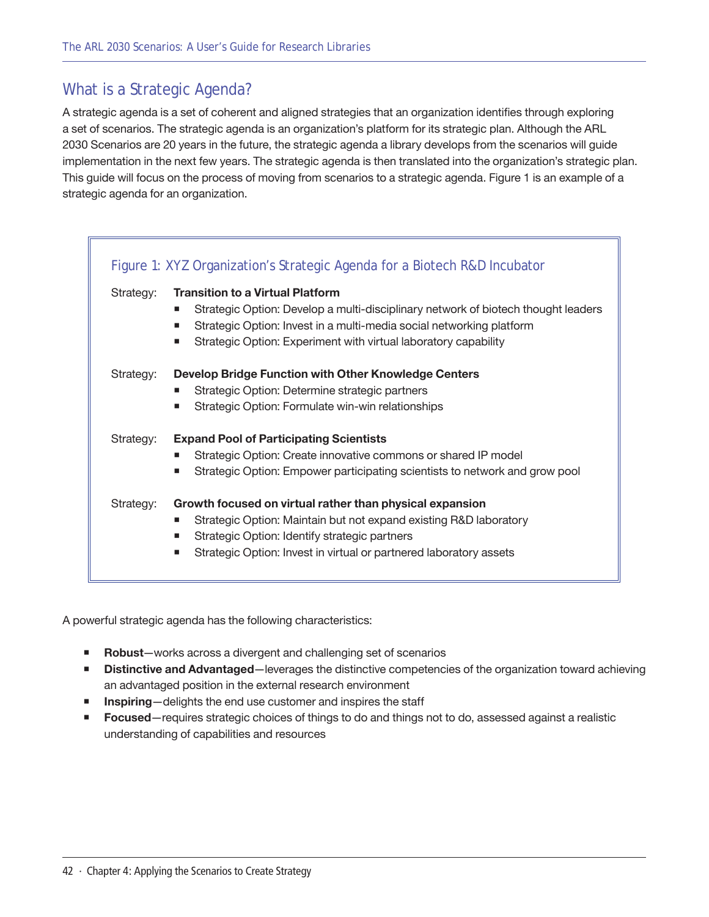## What is a Strategic Agenda?

A strategic agenda is a set of coherent and aligned strategies that an organization identifies through exploring a set of scenarios. The strategic agenda is an organization's platform for its strategic plan. Although the ARL 2030 Scenarios are 20 years in the future, the strategic agenda a library develops from the scenarios will guide implementation in the next few years. The strategic agenda is then translated into the organization's strategic plan. This guide will focus on the process of moving from scenarios to a strategic agenda. Figure 1 is an example of a strategic agenda for an organization.

### Figure 1: XYZ Organization's Strategic Agenda for a Biotech R&D Incubator

Strategy: **Transition to a Virtual Platform**

- Strategic Option: Develop a multi-disciplinary network of biotech thought leaders
- Strategic Option: Invest in a multi-media social networking platform
- Strategic Option: Experiment with virtual laboratory capability

Strategy: **Develop Bridge Function with Other Knowledge Centers**

- Strategic Option: Determine strategic partners
- Strategic Option: Formulate win-win relationships

Strategy: **Expand Pool of Participating Scientists**

- Strategic Option: Create innovative commons or shared IP model
- Strategic Option: Empower participating scientists to network and grow pool

Strategy: **Growth focused on virtual rather than physical expansion**

- Strategic Option: Maintain but not expand existing R&D laboratory
- Strategic Option: Identify strategic partners
- Strategic Option: Invest in virtual or partnered laboratory assets

A powerful strategic agenda has the following characteristics:

- **Robust**—works across a divergent and challenging set of scenarios
- **Distinctive and Advantaged**—leverages the distinctive competencies of the organization toward achieving an advantaged position in the external research environment
- **Inspiring**—delights the end use customer and inspires the staff
- **Focused**—requires strategic choices of things to do and things not to do, assessed against a realistic understanding of capabilities and resources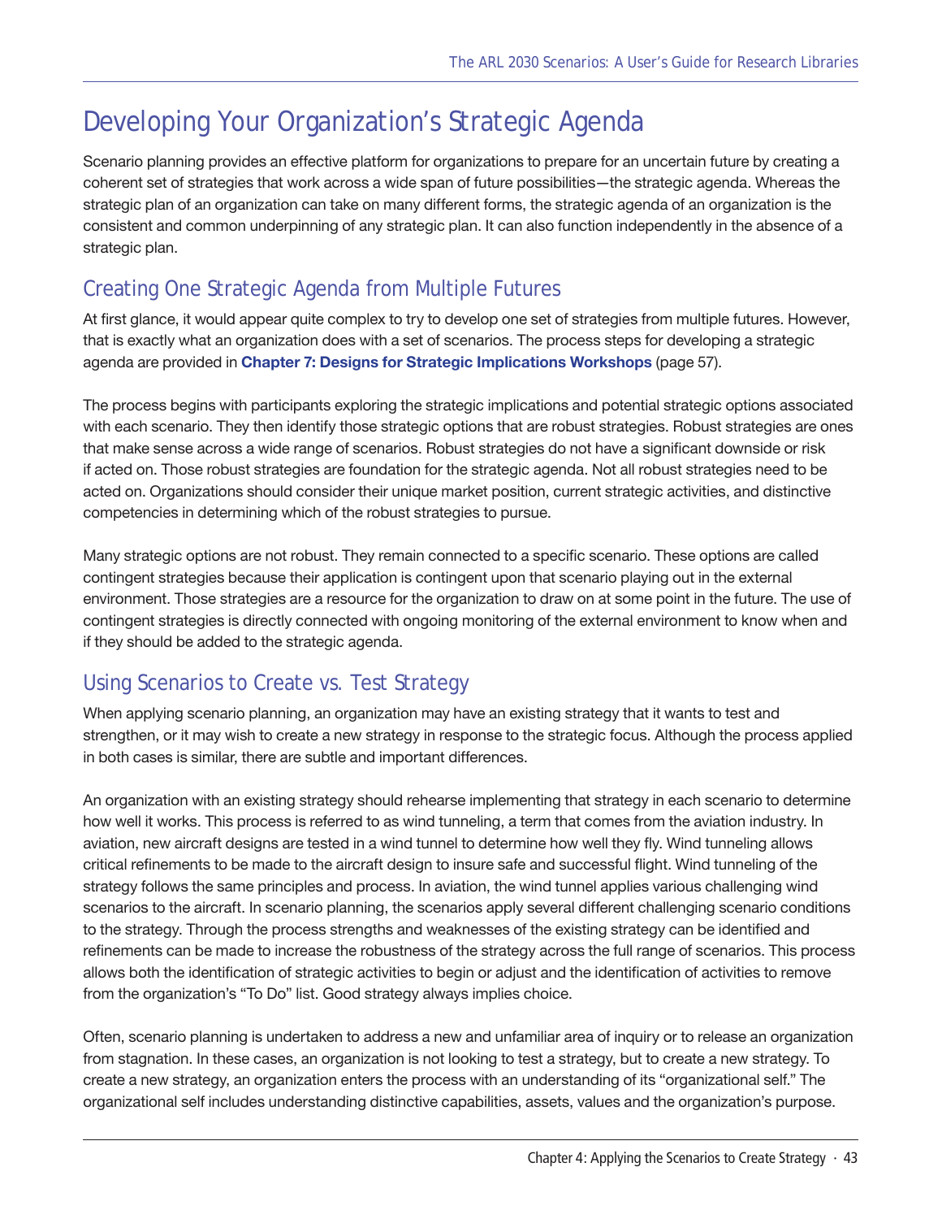# Developing Your Organization's Strategic Agenda

Scenario planning provides an effective platform for organizations to prepare for an uncertain future by creating a coherent set of strategies that work across a wide span of future possibilities—the strategic agenda. Whereas the strategic plan of an organization can take on many different forms, the strategic agenda of an organization is the consistent and common underpinning of any strategic plan. It can also function independently in the absence of a strategic plan.

## Creating One Strategic Agenda from Multiple Futures

At first glance, it would appear quite complex to try to develop one set of strategies from multiple futures. However, that is exactly what an organization does with a set of scenarios. The process steps for developing a strategic agenda are provided in **Chapter 7: Designs for Strategic Implications Workshops** (page 57).

The process begins with participants exploring the strategic implications and potential strategic options associated with each scenario. They then identify those strategic options that are robust strategies. Robust strategies are ones that make sense across a wide range of scenarios. Robust strategies do not have a significant downside or risk if acted on. Those robust strategies are foundation for the strategic agenda. Not all robust strategies need to be acted on. Organizations should consider their unique market position, current strategic activities, and distinctive competencies in determining which of the robust strategies to pursue.

Many strategic options are not robust. They remain connected to a specific scenario. These options are called contingent strategies because their application is contingent upon that scenario playing out in the external environment. Those strategies are a resource for the organization to draw on at some point in the future. The use of contingent strategies is directly connected with ongoing monitoring of the external environment to know when and if they should be added to the strategic agenda.

## Using Scenarios to Create vs. Test Strategy

When applying scenario planning, an organization may have an existing strategy that it wants to test and strengthen, or it may wish to create a new strategy in response to the strategic focus. Although the process applied in both cases is similar, there are subtle and important differences.

An organization with an existing strategy should rehearse implementing that strategy in each scenario to determine how well it works. This process is referred to as wind tunneling, a term that comes from the aviation industry. In aviation, new aircraft designs are tested in a wind tunnel to determine how well they fly. Wind tunneling allows critical refinements to be made to the aircraft design to insure safe and successful flight. Wind tunneling of the strategy follows the same principles and process. In aviation, the wind tunnel applies various challenging wind scenarios to the aircraft. In scenario planning, the scenarios apply several different challenging scenario conditions to the strategy. Through the process strengths and weaknesses of the existing strategy can be identified and refinements can be made to increase the robustness of the strategy across the full range of scenarios. This process allows both the identification of strategic activities to begin or adjust and the identification of activities to remove from the organization's "To Do" list. Good strategy always implies choice.

Often, scenario planning is undertaken to address a new and unfamiliar area of inquiry or to release an organization from stagnation. In these cases, an organization is not looking to test a strategy, but to create a new strategy. To create a new strategy, an organization enters the process with an understanding of its "organizational self." The organizational self includes understanding distinctive capabilities, assets, values and the organization's purpose.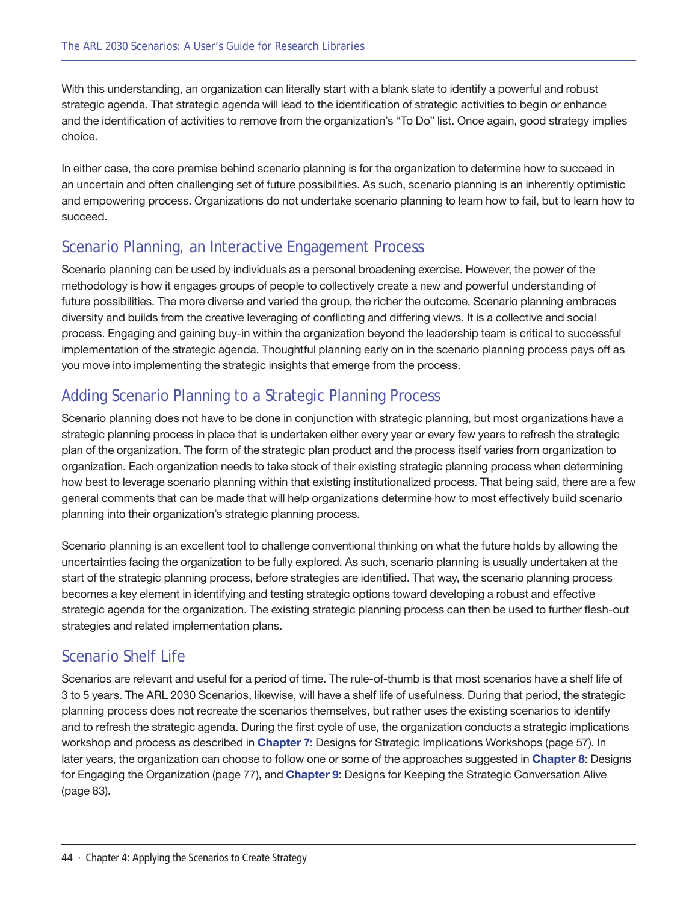With this understanding, an organization can literally start with a blank slate to identify a powerful and robust strategic agenda. That strategic agenda will lead to the identification of strategic activities to begin or enhance and the identification of activities to remove from the organization's "To Do" list. Once again, good strategy implies choice.

In either case, the core premise behind scenario planning is for the organization to determine how to succeed in an uncertain and often challenging set of future possibilities. As such, scenario planning is an inherently optimistic and empowering process. Organizations do not undertake scenario planning to learn how to fail, but to learn how to succeed.

## Scenario Planning, an Interactive Engagement Process

Scenario planning can be used by individuals as a personal broadening exercise. However, the power of the methodology is how it engages groups of people to collectively create a new and powerful understanding of future possibilities. The more diverse and varied the group, the richer the outcome. Scenario planning embraces diversity and builds from the creative leveraging of conflicting and differing views. It is a collective and social process. Engaging and gaining buy-in within the organization beyond the leadership team is critical to successful implementation of the strategic agenda. Thoughtful planning early on in the scenario planning process pays off as you move into implementing the strategic insights that emerge from the process.

## Adding Scenario Planning to a Strategic Planning Process

Scenario planning does not have to be done in conjunction with strategic planning, but most organizations have a strategic planning process in place that is undertaken either every year or every few years to refresh the strategic plan of the organization. The form of the strategic plan product and the process itself varies from organization to organization. Each organization needs to take stock of their existing strategic planning process when determining how best to leverage scenario planning within that existing institutionalized process. That being said, there are a few general comments that can be made that will help organizations determine how to most effectively build scenario planning into their organization's strategic planning process.

Scenario planning is an excellent tool to challenge conventional thinking on what the future holds by allowing the uncertainties facing the organization to be fully explored. As such, scenario planning is usually undertaken at the start of the strategic planning process, before strategies are identified. That way, the scenario planning process becomes a key element in identifying and testing strategic options toward developing a robust and effective strategic agenda for the organization. The existing strategic planning process can then be used to further flesh-out strategies and related implementation plans.

## Scenario Shelf Life

Scenarios are relevant and useful for a period of time. The rule-of-thumb is that most scenarios have a shelf life of 3 to 5 years. The ARL 2030 Scenarios, likewise, will have a shelf life of usefulness. During that period, the strategic planning process does not recreate the scenarios themselves, but rather uses the existing scenarios to identify and to refresh the strategic agenda. During the first cycle of use, the organization conducts a strategic implications workshop and process as described in **Chapter 7:** Designs for Strategic Implications Workshops (page 57). In later years, the organization can choose to follow one or some of the approaches suggested in **Chapter 8**: Designs for Engaging the Organization (page 77), and **Chapter 9**: Designs for Keeping the Strategic Conversation Alive (page 83).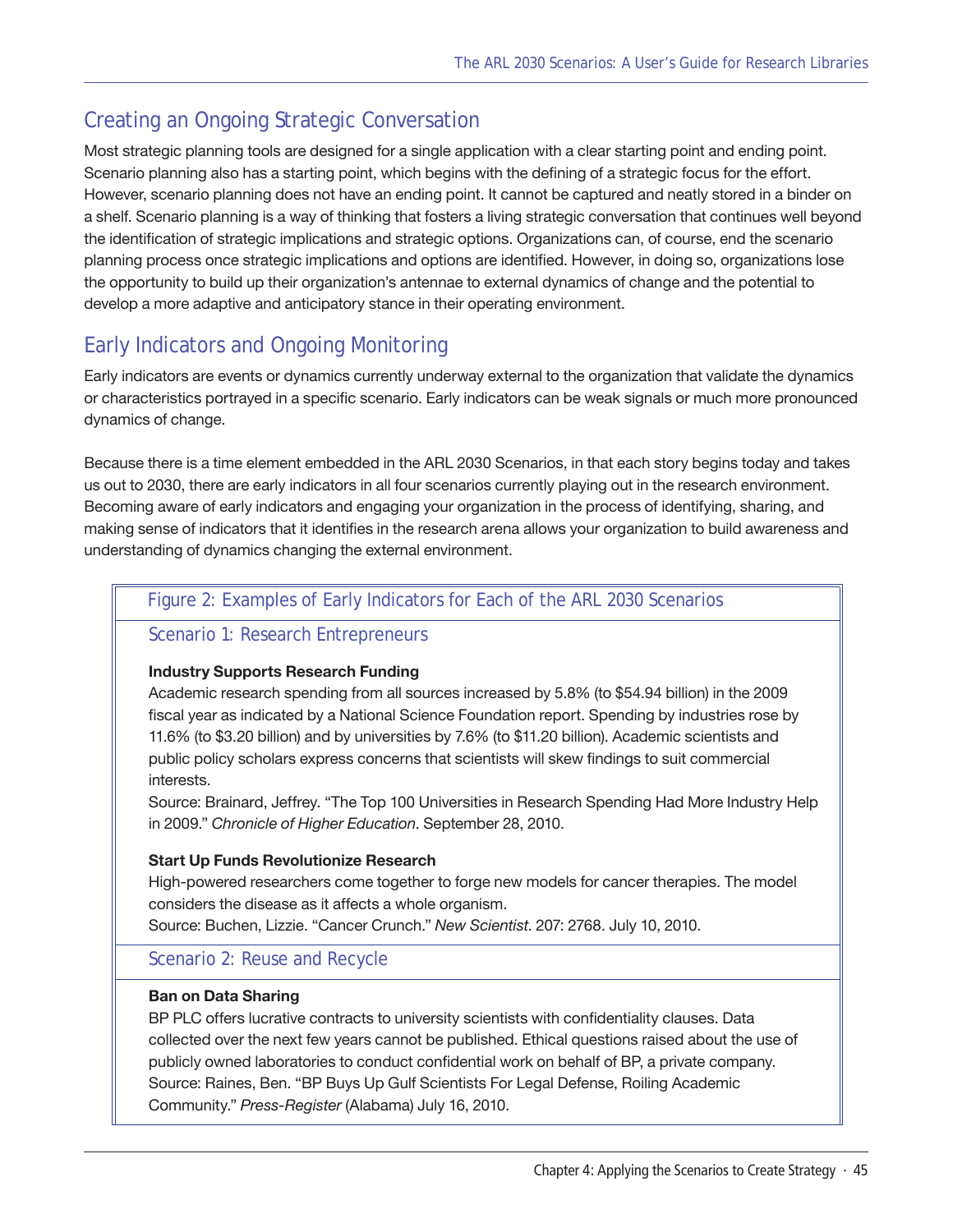## Creating an Ongoing Strategic Conversation

Most strategic planning tools are designed for a single application with a clear starting point and ending point. Scenario planning also has a starting point, which begins with the defining of a strategic focus for the effort. However, scenario planning does not have an ending point. It cannot be captured and neatly stored in a binder on a shelf. Scenario planning is a way of thinking that fosters a living strategic conversation that continues well beyond the identification of strategic implications and strategic options. Organizations can, of course, end the scenario planning process once strategic implications and options are identified. However, in doing so, organizations lose the opportunity to build up their organization's antennae to external dynamics of change and the potential to develop a more adaptive and anticipatory stance in their operating environment.

## Early Indicators and Ongoing Monitoring

Early indicators are events or dynamics currently underway external to the organization that validate the dynamics or characteristics portrayed in a specific scenario. Early indicators can be weak signals or much more pronounced dynamics of change.

Because there is a time element embedded in the ARL 2030 Scenarios, in that each story begins today and takes us out to 2030, there are early indicators in all four scenarios currently playing out in the research environment. Becoming aware of early indicators and engaging your organization in the process of identifying, sharing, and making sense of indicators that it identifies in the research arena allows your organization to build awareness and understanding of dynamics changing the external environment.

### Figure 2: Examples of Early Indicators for Each of the ARL 2030 Scenarios

#### Scenario 1: Research Entrepreneurs

**Industry Supports Research Funding**

Academic research spending from all sources increased by 5.8% (to $54.94 billion) in the 2009 fiscal year as indicated by a National Science Foundation report. Spending by industries rose by 11.6% (to $3.20 billion) and by universities by 7.6% (to $11.20 billion). Academic scientists and public policy scholars express concerns that scientists will skew findings to suit commercial interests.
Source: Brainard, Jeffrey. "The Top 100 Universities in Research Spending Had More Industry Help in 2009." *Chronicle of Higher Education*. September 28, 2010.

**Start Up Funds Revolutionize Research**

High-powered researchers come together to forge new models for cancer therapies. The model considers the disease as it affects a whole organism.
Source: Buchen, Lizzie. "Cancer Crunch." *New Scientist*. 207: 2768. July 10, 2010.

#### Scenario 2: Reuse and Recycle

**Ban on Data Sharing**

BP PLC offers lucrative contracts to university scientists with confidentiality clauses. Data collected over the next few years cannot be published. Ethical questions raised about the use of publicly owned laboratories to conduct confidential work on behalf of BP, a private company.
Source: Raines, Ben. "BP Buys Up Gulf Scientists For Legal Defense, Roiling Academic Community." *Press-Register* (Alabama) July 16, 2010.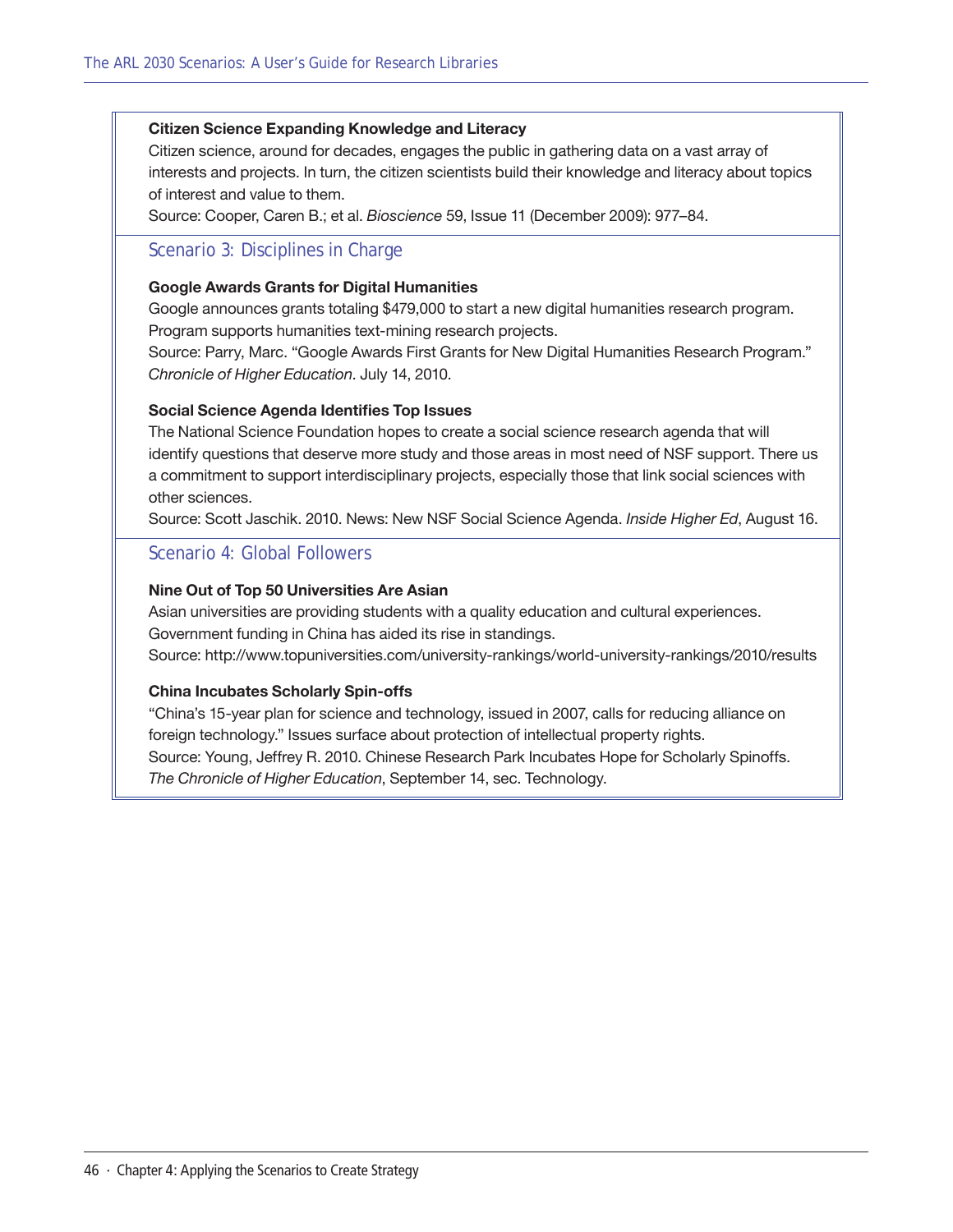**Citizen Science Expanding Knowledge and Literacy**

Citizen science, around for decades, engages the public in gathering data on a vast array of interests and projects. In turn, the citizen scientists build their knowledge and literacy about topics of interest and value to them.

Source: Cooper, Caren B.; et al. *Bioscience* 59, Issue 11 (December 2009): 977–84.

## Scenario 3: Disciplines in Charge

**Google Awards Grants for Digital Humanities**

Google announces grants totaling $479,000 to start a new digital humanities research program. Program supports humanities text-mining research projects.

Source: Parry, Marc. "Google Awards First Grants for New Digital Humanities Research Program." *Chronicle of Higher Education*. July 14, 2010.

**Social Science Agenda Identifies Top Issues**

The National Science Foundation hopes to create a social science research agenda that will identify questions that deserve more study and those areas in most need of NSF support. There us a commitment to support interdisciplinary projects, especially those that link social sciences with other sciences.

Source: Scott Jaschik. 2010. News: New NSF Social Science Agenda. *Inside Higher Ed*, August 16.

## Scenario 4: Global Followers

**Nine Out of Top 50 Universities Are Asian**

Asian universities are providing students with a quality education and cultural experiences. Government funding in China has aided its rise in standings.

Source: http://www.topuniversities.com/university-rankings/world-university-rankings/2010/results

**China Incubates Scholarly Spin-offs**

"China's 15-year plan for science and technology, issued in 2007, calls for reducing alliance on foreign technology." Issues surface about protection of intellectual property rights.

Source: Young, Jeffrey R. 2010. Chinese Research Park Incubates Hope for Scholarly Spinoffs. *The Chronicle of Higher Education*, September 14, sec. Technology.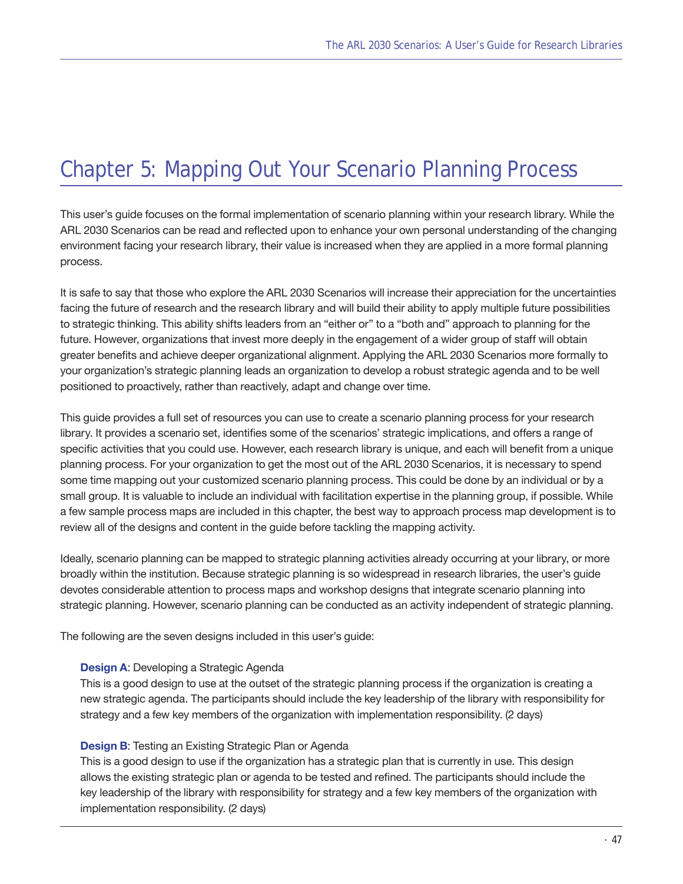# Chapter 5: Mapping Out Your Scenario Planning Process

This user's guide focuses on the formal implementation of scenario planning within your research library. While the ARL 2030 Scenarios can be read and reflected upon to enhance your own personal understanding of the changing environment facing your research library, their value is increased when they are applied in a more formal planning process.

It is safe to say that those who explore the ARL 2030 Scenarios will increase their appreciation for the uncertainties facing the future of research and the research library and will build their ability to apply multiple future possibilities to strategic thinking. This ability shifts leaders from an "either or" to a "both and" approach to planning for the future. However, organizations that invest more deeply in the engagement of a wider group of staff will obtain greater benefits and achieve deeper organizational alignment. Applying the ARL 2030 Scenarios more formally to your organization's strategic planning leads an organization to develop a robust strategic agenda and to be well positioned to proactively, rather than reactively, adapt and change over time.

This guide provides a full set of resources you can use to create a scenario planning process for your research library. It provides a scenario set, identifies some of the scenarios' strategic implications, and offers a range of specific activities that you could use. However, each research library is unique, and each will benefit from a unique planning process. For your organization to get the most out of the ARL 2030 Scenarios, it is necessary to spend some time mapping out your customized scenario planning process. This could be done by an individual or by a small group. It is valuable to include an individual with facilitation expertise in the planning group, if possible. While a few sample process maps are included in this chapter, the best way to approach process map development is to review all of the designs and content in the guide before tackling the mapping activity.

Ideally, scenario planning can be mapped to strategic planning activities already occurring at your library, or more broadly within the institution. Because strategic planning is so widespread in research libraries, the user's guide devotes considerable attention to process maps and workshop designs that integrate scenario planning into strategic planning. However, scenario planning can be conducted as an activity independent of strategic planning.

The following are the seven designs included in this user's guide:

**Design A**: Developing a Strategic Agenda
This is a good design to use at the outset of the strategic planning process if the organization is creating a new strategic agenda. The participants should include the key leadership of the library with responsibility for strategy and a few key members of the organization with implementation responsibility. (2 days)

**Design B**: Testing an Existing Strategic Plan or Agenda
This is a good design to use if the organization has a strategic plan that is currently in use. This design allows the existing strategic plan or agenda to be tested and refined. The participants should include the key leadership of the library with responsibility for strategy and a few key members of the organization with implementation responsibility. (2 days)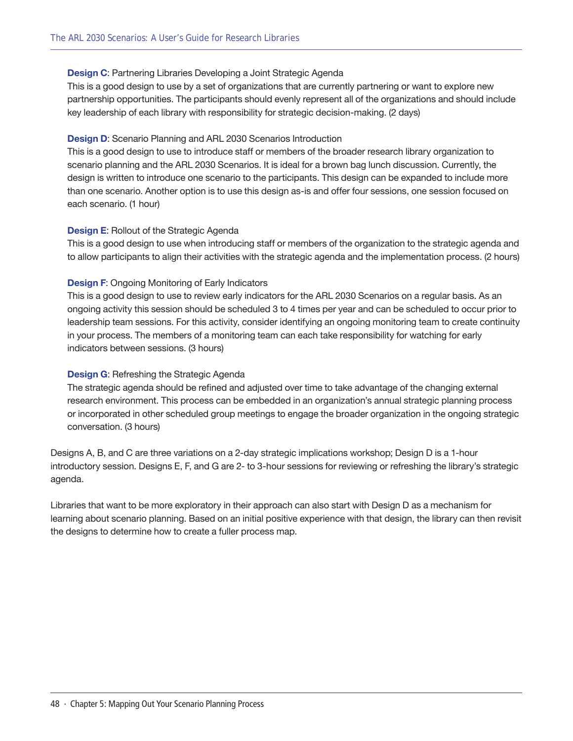**Design C**: Partnering Libraries Developing a Joint Strategic Agenda
This is a good design to use by a set of organizations that are currently partnering or want to explore new partnership opportunities. The participants should evenly represent all of the organizations and should include key leadership of each library with responsibility for strategic decision-making. (2 days)

**Design D**: Scenario Planning and ARL 2030 Scenarios Introduction
This is a good design to use to introduce staff or members of the broader research library organization to scenario planning and the ARL 2030 Scenarios. It is ideal for a brown bag lunch discussion. Currently, the design is written to introduce one scenario to the participants. This design can be expanded to include more than one scenario. Another option is to use this design as-is and offer four sessions, one session focused on each scenario. (1 hour)

**Design E**: Rollout of the Strategic Agenda
This is a good design to use when introducing staff or members of the organization to the strategic agenda and to allow participants to align their activities with the strategic agenda and the implementation process. (2 hours)

**Design F**: Ongoing Monitoring of Early Indicators
This is a good design to use to review early indicators for the ARL 2030 Scenarios on a regular basis. As an ongoing activity this session should be scheduled 3 to 4 times per year and can be scheduled to occur prior to leadership team sessions. For this activity, consider identifying an ongoing monitoring team to create continuity in your process. The members of a monitoring team can each take responsibility for watching for early indicators between sessions. (3 hours)

**Design G**: Refreshing the Strategic Agenda
The strategic agenda should be refined and adjusted over time to take advantage of the changing external research environment. This process can be embedded in an organization's annual strategic planning process or incorporated in other scheduled group meetings to engage the broader organization in the ongoing strategic conversation. (3 hours)

Designs A, B, and C are three variations on a 2-day strategic implications workshop; Design D is a 1-hour introductory session. Designs E, F, and G are 2- to 3-hour sessions for reviewing or refreshing the library's strategic agenda.

Libraries that want to be more exploratory in their approach can also start with Design D as a mechanism for learning about scenario planning. Based on an initial positive experience with that design, the library can then revisit the designs to determine how to create a fuller process map.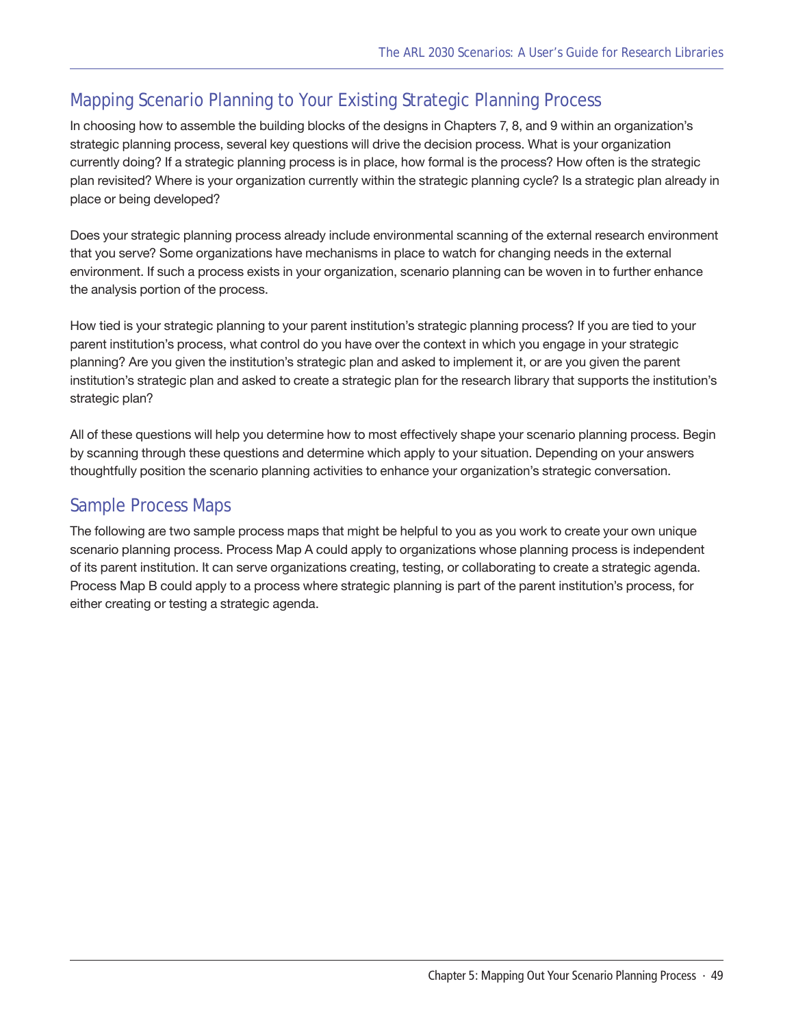## Mapping Scenario Planning to Your Existing Strategic Planning Process

In choosing how to assemble the building blocks of the designs in Chapters 7, 8, and 9 within an organization's strategic planning process, several key questions will drive the decision process. What is your organization currently doing? If a strategic planning process is in place, how formal is the process? How often is the strategic plan revisited? Where is your organization currently within the strategic planning cycle? Is a strategic plan already in place or being developed?

Does your strategic planning process already include environmental scanning of the external research environment that you serve? Some organizations have mechanisms in place to watch for changing needs in the external environment. If such a process exists in your organization, scenario planning can be woven in to further enhance the analysis portion of the process.

How tied is your strategic planning to your parent institution's strategic planning process? If you are tied to your parent institution's process, what control do you have over the context in which you engage in your strategic planning? Are you given the institution's strategic plan and asked to implement it, or are you given the parent institution's strategic plan and asked to create a strategic plan for the research library that supports the institution's strategic plan?

All of these questions will help you determine how to most effectively shape your scenario planning process. Begin by scanning through these questions and determine which apply to your situation. Depending on your answers thoughtfully position the scenario planning activities to enhance your organization's strategic conversation.

## Sample Process Maps

The following are two sample process maps that might be helpful to you as you work to create your own unique scenario planning process. Process Map A could apply to organizations whose planning process is independent of its parent institution. It can serve organizations creating, testing, or collaborating to create a strategic agenda. Process Map B could apply to a process where strategic planning is part of the parent institution's process, for either creating or testing a strategic agenda.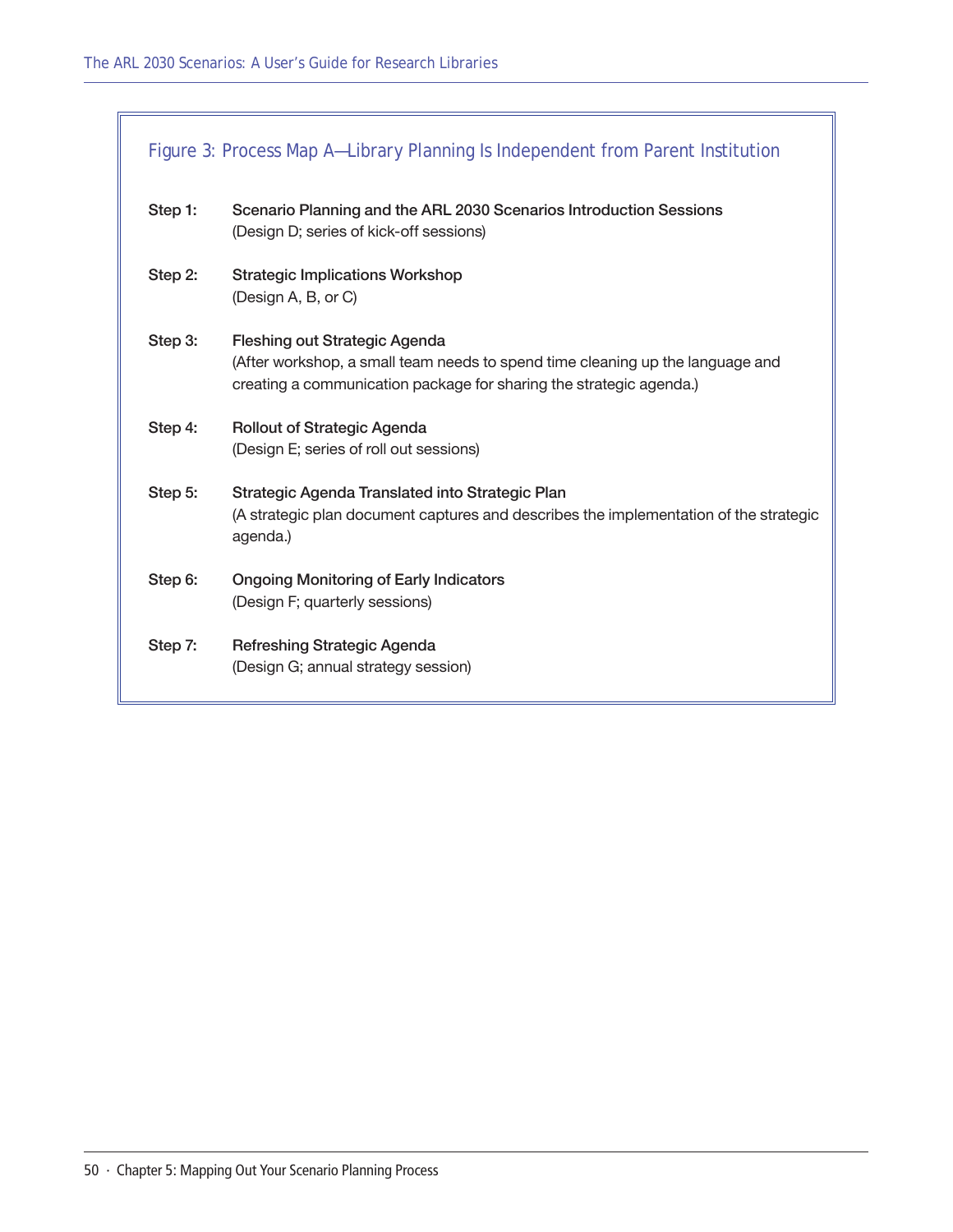### Figure 3: Process Map A—Library Planning Is Independent from Parent Institution

**Step 1:** **Scenario Planning and the ARL 2030 Scenarios Introduction Sessions**
(Design D; series of kick-off sessions)

**Step 2:** **Strategic Implications Workshop**
(Design A, B, or C)

**Step 3:** **Fleshing out Strategic Agenda**
(After workshop, a small team needs to spend time cleaning up the language and creating a communication package for sharing the strategic agenda.)

**Step 4:** **Rollout of Strategic Agenda**
(Design E; series of roll out sessions)

**Step 5:** **Strategic Agenda Translated into Strategic Plan**
(A strategic plan document captures and describes the implementation of the strategic agenda.)

**Step 6:** **Ongoing Monitoring of Early Indicators**
(Design F; quarterly sessions)

**Step 7:** **Refreshing Strategic Agenda**
(Design G; annual strategy session)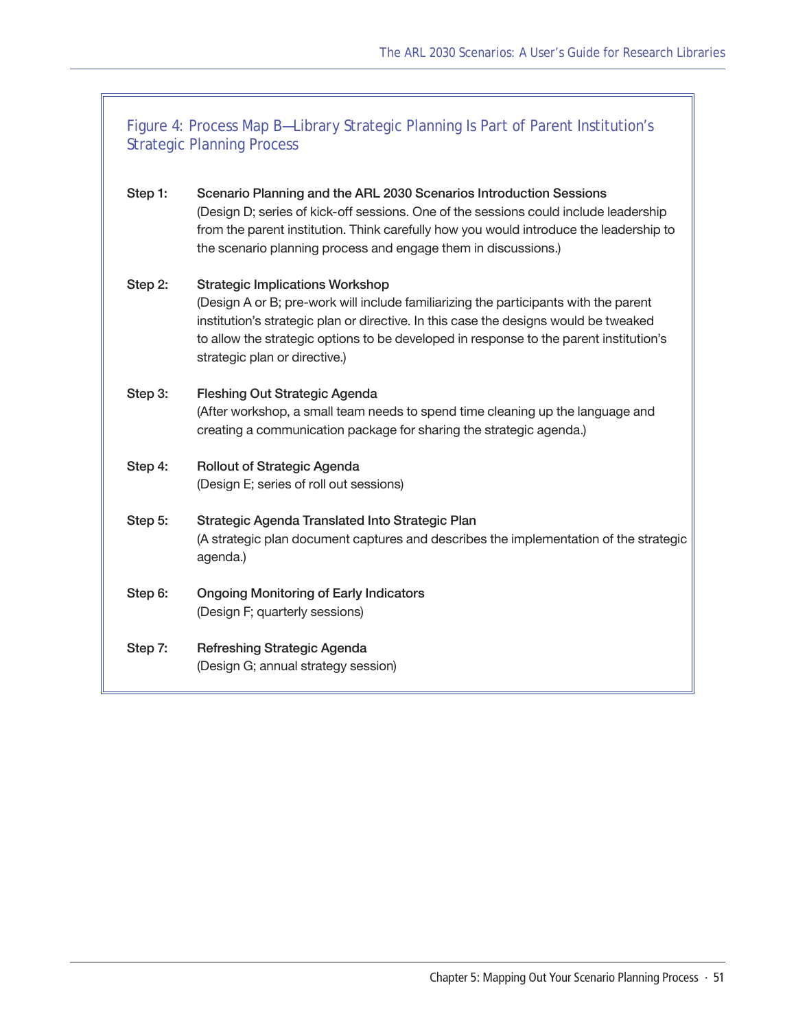### Figure 4: Process Map B—Library Strategic Planning Is Part of Parent Institution's Strategic Planning Process

**Step 1:** **Scenario Planning and the ARL 2030 Scenarios Introduction Sessions**
(Design D; series of kick-off sessions. One of the sessions could include leadership from the parent institution. Think carefully how you would introduce the leadership to the scenario planning process and engage them in discussions.)

**Step 2:** **Strategic Implications Workshop**
(Design A or B; pre-work will include familiarizing the participants with the parent institution's strategic plan or directive. In this case the designs would be tweaked to allow the strategic options to be developed in response to the parent institution's strategic plan or directive.)

**Step 3:** **Fleshing Out Strategic Agenda**
(After workshop, a small team needs to spend time cleaning up the language and creating a communication package for sharing the strategic agenda.)

**Step 4:** **Rollout of Strategic Agenda**
(Design E; series of roll out sessions)

**Step 5:** **Strategic Agenda Translated Into Strategic Plan**
(A strategic plan document captures and describes the implementation of the strategic agenda.)

**Step 6:** **Ongoing Monitoring of Early Indicators**
(Design F; quarterly sessions)

**Step 7:** **Refreshing Strategic Agenda**
(Design G; annual strategy session)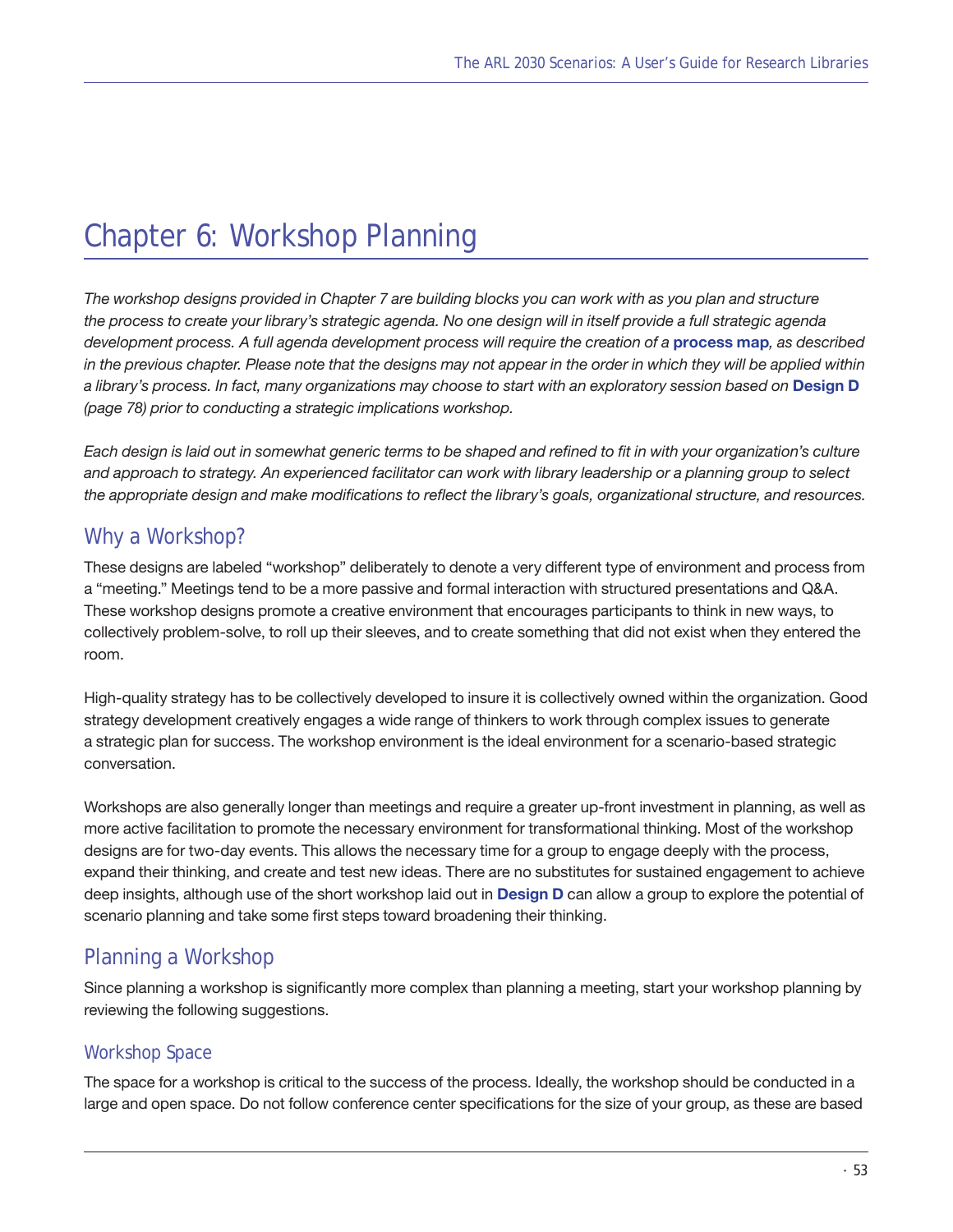# Chapter 6: Workshop Planning

*The workshop designs provided in Chapter 7 are building blocks you can work with as you plan and structure the process to create your library's strategic agenda. No one design will in itself provide a full strategic agenda development process. A full agenda development process will require the creation of a **process map**, as described in the previous chapter. Please note that the designs may not appear in the order in which they will be applied within a library's process. In fact, many organizations may choose to start with an exploratory session based on **Design D** (page 78) prior to conducting a strategic implications workshop.*

*Each design is laid out in somewhat generic terms to be shaped and refined to fit in with your organization's culture and approach to strategy. An experienced facilitator can work with library leadership or a planning group to select the appropriate design and make modifications to reflect the library's goals, organizational structure, and resources.*

## Why a Workshop?

These designs are labeled "workshop" deliberately to denote a very different type of environment and process from a "meeting." Meetings tend to be a more passive and formal interaction with structured presentations and Q&A. These workshop designs promote a creative environment that encourages participants to think in new ways, to collectively problem-solve, to roll up their sleeves, and to create something that did not exist when they entered the room.

High-quality strategy has to be collectively developed to insure it is collectively owned within the organization. Good strategy development creatively engages a wide range of thinkers to work through complex issues to generate a strategic plan for success. The workshop environment is the ideal environment for a scenario-based strategic conversation.

Workshops are also generally longer than meetings and require a greater up-front investment in planning, as well as more active facilitation to promote the necessary environment for transformational thinking. Most of the workshop designs are for two-day events. This allows the necessary time for a group to engage deeply with the process, expand their thinking, and create and test new ideas. There are no substitutes for sustained engagement to achieve deep insights, although use of the short workshop laid out in **Design D** can allow a group to explore the potential of scenario planning and take some first steps toward broadening their thinking.

## Planning a Workshop

Since planning a workshop is significantly more complex than planning a meeting, start your workshop planning by reviewing the following suggestions.

### Workshop Space

The space for a workshop is critical to the success of the process. Ideally, the workshop should be conducted in a large and open space. Do not follow conference center specifications for the size of your group, as these are based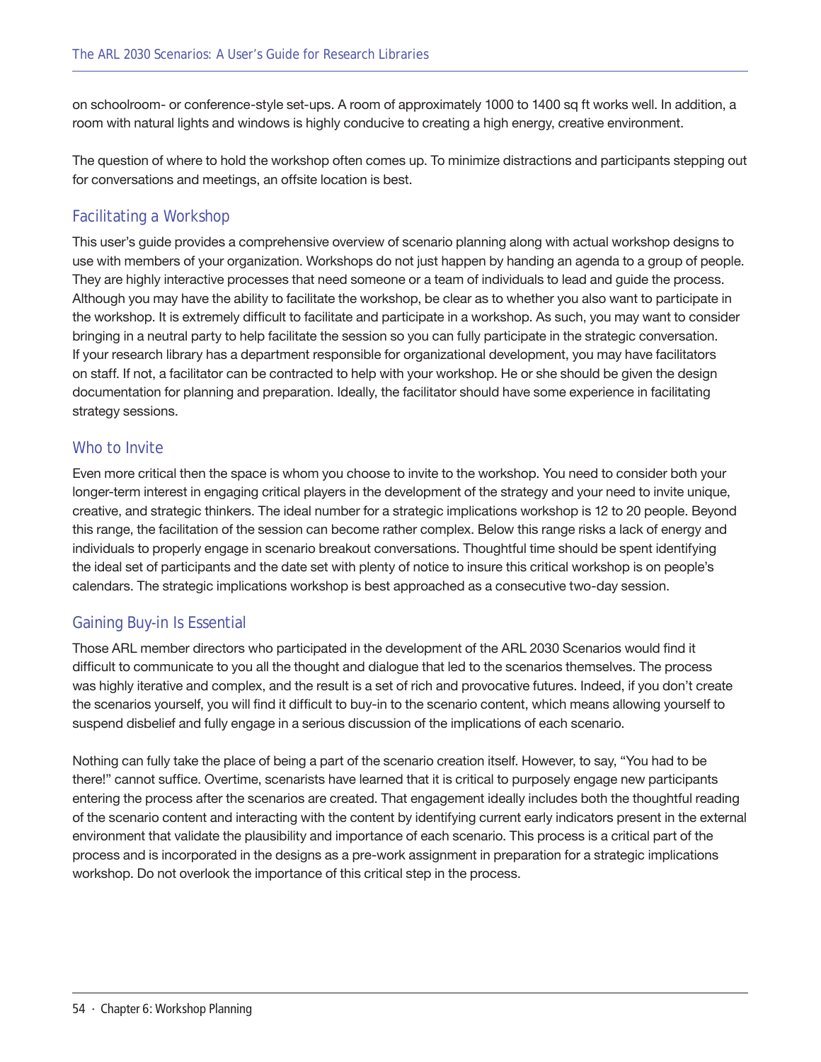on schoolroom- or conference-style set-ups. A room of approximately 1000 to 1400 sq ft works well. In addition, a room with natural lights and windows is highly conducive to creating a high energy, creative environment.

The question of where to hold the workshop often comes up. To minimize distractions and participants stepping out for conversations and meetings, an offsite location is best.

## Facilitating a Workshop

This user's guide provides a comprehensive overview of scenario planning along with actual workshop designs to use with members of your organization. Workshops do not just happen by handing an agenda to a group of people. They are highly interactive processes that need someone or a team of individuals to lead and guide the process. Although you may have the ability to facilitate the workshop, be clear as to whether you also want to participate in the workshop. It is extremely difficult to facilitate and participate in a workshop. As such, you may want to consider bringing in a neutral party to help facilitate the session so you can fully participate in the strategic conversation. If your research library has a department responsible for organizational development, you may have facilitators on staff. If not, a facilitator can be contracted to help with your workshop. He or she should be given the design documentation for planning and preparation. Ideally, the facilitator should have some experience in facilitating strategy sessions.

## Who to Invite

Even more critical then the space is whom you choose to invite to the workshop. You need to consider both your longer-term interest in engaging critical players in the development of the strategy and your need to invite unique, creative, and strategic thinkers. The ideal number for a strategic implications workshop is 12 to 20 people. Beyond this range, the facilitation of the session can become rather complex. Below this range risks a lack of energy and individuals to properly engage in scenario breakout conversations. Thoughtful time should be spent identifying the ideal set of participants and the date set with plenty of notice to insure this critical workshop is on people's calendars. The strategic implications workshop is best approached as a consecutive two-day session.

## Gaining Buy-in Is Essential

Those ARL member directors who participated in the development of the ARL 2030 Scenarios would find it difficult to communicate to you all the thought and dialogue that led to the scenarios themselves. The process was highly iterative and complex, and the result is a set of rich and provocative futures. Indeed, if you don't create the scenarios yourself, you will find it difficult to buy-in to the scenario content, which means allowing yourself to suspend disbelief and fully engage in a serious discussion of the implications of each scenario.

Nothing can fully take the place of being a part of the scenario creation itself. However, to say, "You had to be there!" cannot suffice. Overtime, scenarists have learned that it is critical to purposely engage new participants entering the process after the scenarios are created. That engagement ideally includes both the thoughtful reading of the scenario content and interacting with the content by identifying current early indicators present in the external environment that validate the plausibility and importance of each scenario. This process is a critical part of the process and is incorporated in the designs as a pre-work assignment in preparation for a strategic implications workshop. Do not overlook the importance of this critical step in the process.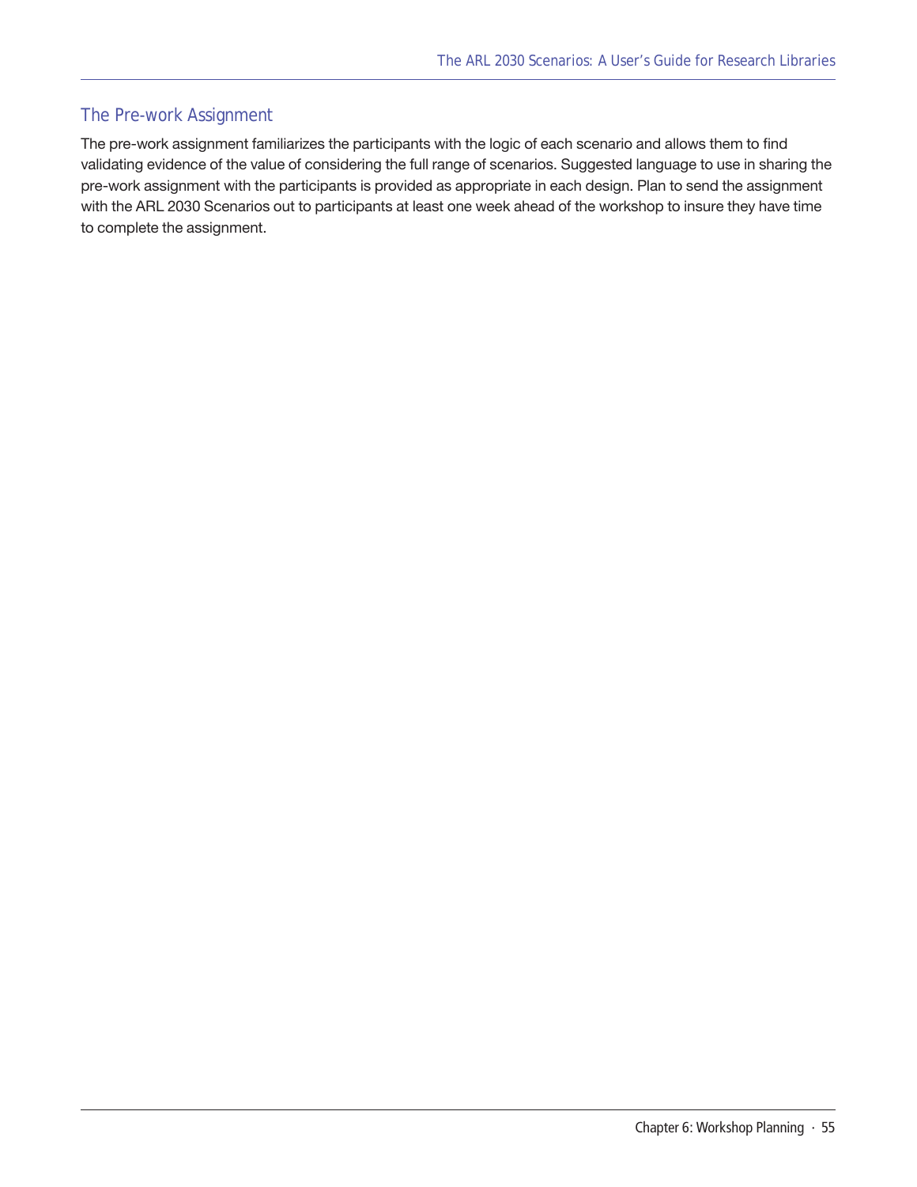## The Pre-work Assignment

The pre-work assignment familiarizes the participants with the logic of each scenario and allows them to find validating evidence of the value of considering the full range of scenarios. Suggested language to use in sharing the pre-work assignment with the participants is provided as appropriate in each design. Plan to send the assignment with the ARL 2030 Scenarios out to participants at least one week ahead of the workshop to insure they have time to complete the assignment.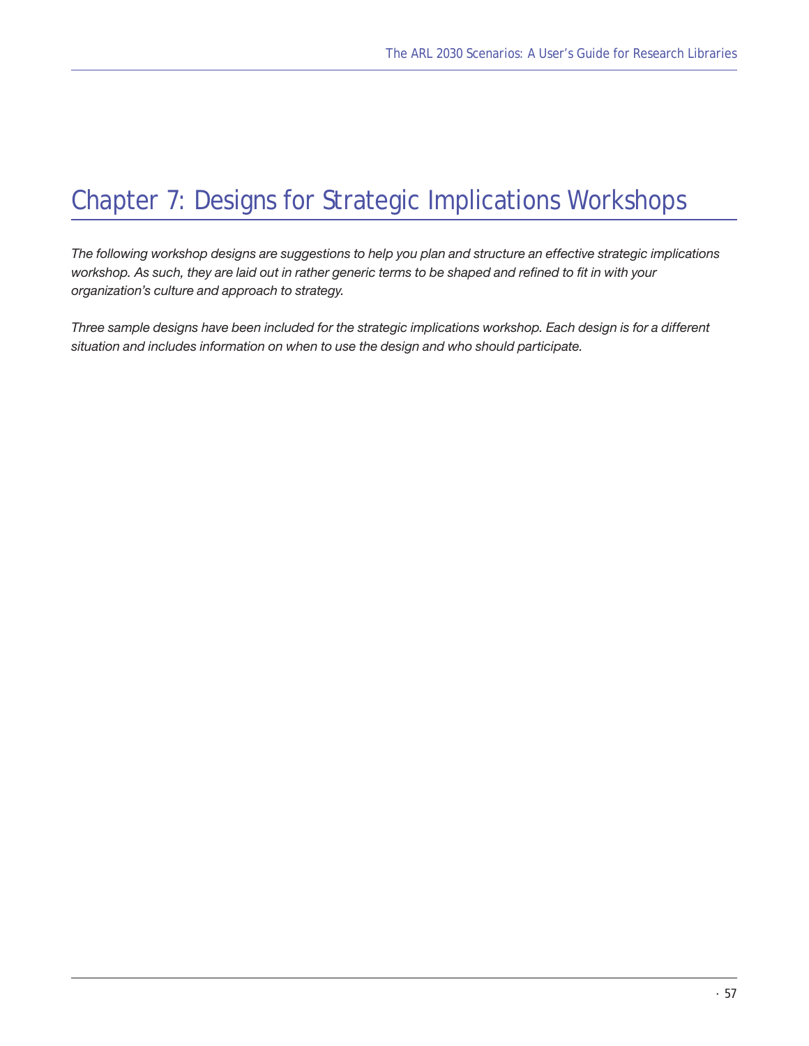# Chapter 7: Designs for Strategic Implications Workshops

*The following workshop designs are suggestions to help you plan and structure an effective strategic implications workshop. As such, they are laid out in rather generic terms to be shaped and refined to fit in with your organization's culture and approach to strategy.*

*Three sample designs have been included for the strategic implications workshop. Each design is for a different situation and includes information on when to use the design and who should participate.*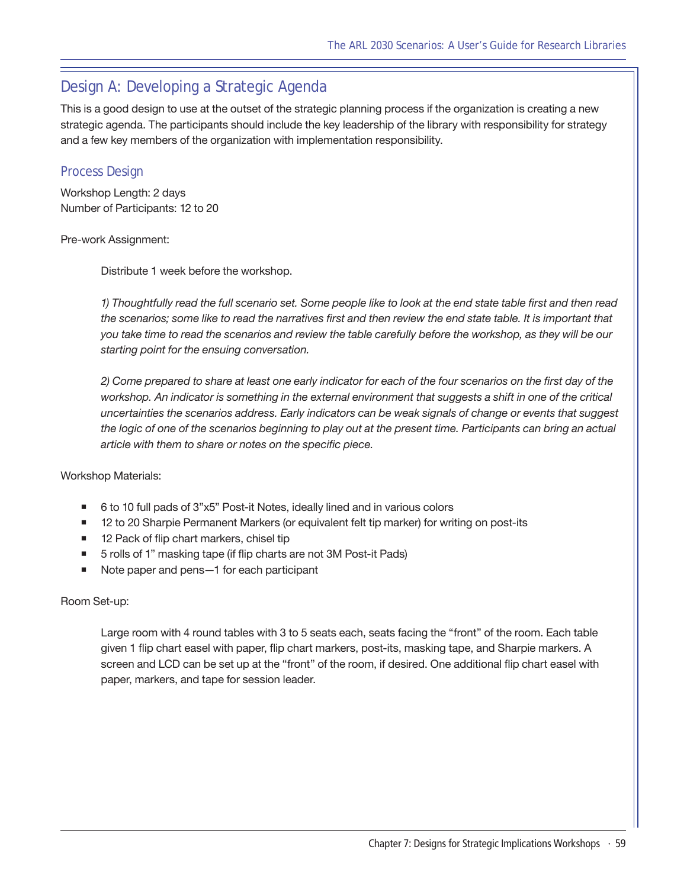## Design A: Developing a Strategic Agenda

This is a good design to use at the outset of the strategic planning process if the organization is creating a new strategic agenda. The participants should include the key leadership of the library with responsibility for strategy and a few key members of the organization with implementation responsibility.

### Process Design

Workshop Length: 2 days
Number of Participants: 12 to 20

Pre-work Assignment:

> Distribute 1 week before the workshop.
>
> *1) Thoughtfully read the full scenario set. Some people like to look at the end state table first and then read the scenarios; some like to read the narratives first and then review the end state table. It is important that you take time to read the scenarios and review the table carefully before the workshop, as they will be our starting point for the ensuing conversation.*
>
> *2) Come prepared to share at least one early indicator for each of the four scenarios on the first day of the workshop. An indicator is something in the external environment that suggests a shift in one of the critical uncertainties the scenarios address. Early indicators can be weak signals of change or events that suggest the logic of one of the scenarios beginning to play out at the present time. Participants can bring an actual article with them to share or notes on the specific piece.*

Workshop Materials:

- 6 to 10 full pads of 3”x5” Post-it Notes, ideally lined and in various colors
- 12 to 20 Sharpie Permanent Markers (or equivalent felt tip marker) for writing on post-its
- 12 Pack of flip chart markers, chisel tip
- 5 rolls of 1” masking tape (if flip charts are not 3M Post-it Pads)
- Note paper and pens—1 for each participant

Room Set-up:

> Large room with 4 round tables with 3 to 5 seats each, seats facing the “front” of the room. Each table given 1 flip chart easel with paper, flip chart markers, post-its, masking tape, and Sharpie markers. A screen and LCD can be set up at the “front” of the room, if desired. One additional flip chart easel with paper, markers, and tape for session leader.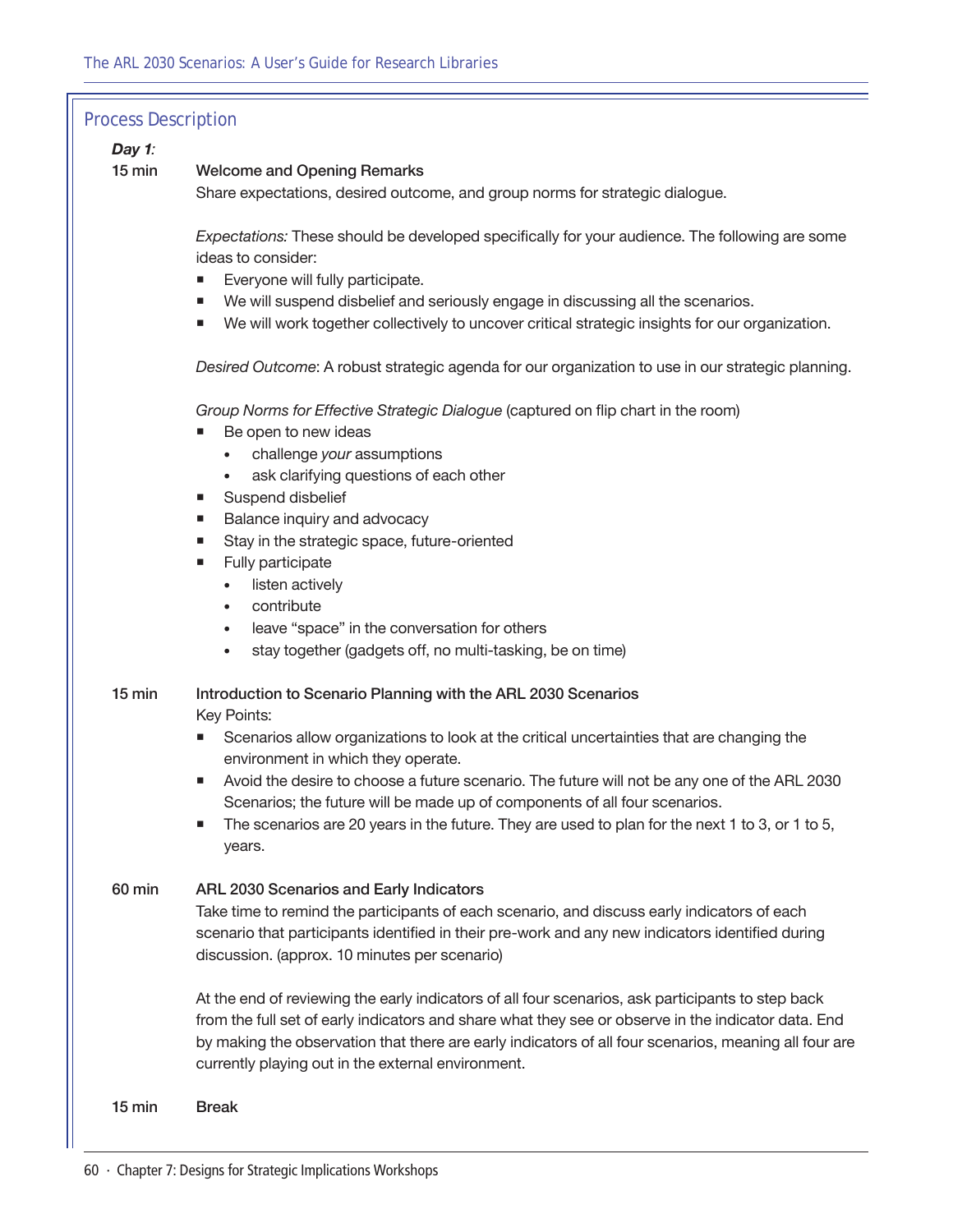## Process Description

***Day 1:***

**15 min** **Welcome and Opening Remarks**

Share expectations, desired outcome, and group norms for strategic dialogue.

*Expectations:* These should be developed specifically for your audience. The following are some ideas to consider:

- Everyone will fully participate.
- We will suspend disbelief and seriously engage in discussing all the scenarios.
- We will work together collectively to uncover critical strategic insights for our organization.

*Desired Outcome*: A robust strategic agenda for our organization to use in our strategic planning.

*Group Norms for Effective Strategic Dialogue* (captured on flip chart in the room)

- Be open to new ideas
  - challenge *your* assumptions
  - ask clarifying questions of each other
- Suspend disbelief
- Balance inquiry and advocacy
- Stay in the strategic space, future-oriented
- Fully participate
  - listen actively
  - contribute
  - leave "space" in the conversation for others
  - stay together (gadgets off, no multi-tasking, be on time)

**15 min** **Introduction to Scenario Planning with the ARL 2030 Scenarios**

Key Points:

- Scenarios allow organizations to look at the critical uncertainties that are changing the environment in which they operate.
- Avoid the desire to choose a future scenario. The future will not be any one of the ARL 2030 Scenarios; the future will be made up of components of all four scenarios.
- The scenarios are 20 years in the future. They are used to plan for the next 1 to 3, or 1 to 5, years.

**60 min** **ARL 2030 Scenarios and Early Indicators**

Take time to remind the participants of each scenario, and discuss early indicators of each scenario that participants identified in their pre-work and any new indicators identified during discussion. (approx. 10 minutes per scenario)

At the end of reviewing the early indicators of all four scenarios, ask participants to step back from the full set of early indicators and share what they see or observe in the indicator data. End by making the observation that there are early indicators of all four scenarios, meaning all four are currently playing out in the external environment.

**15 min** **Break**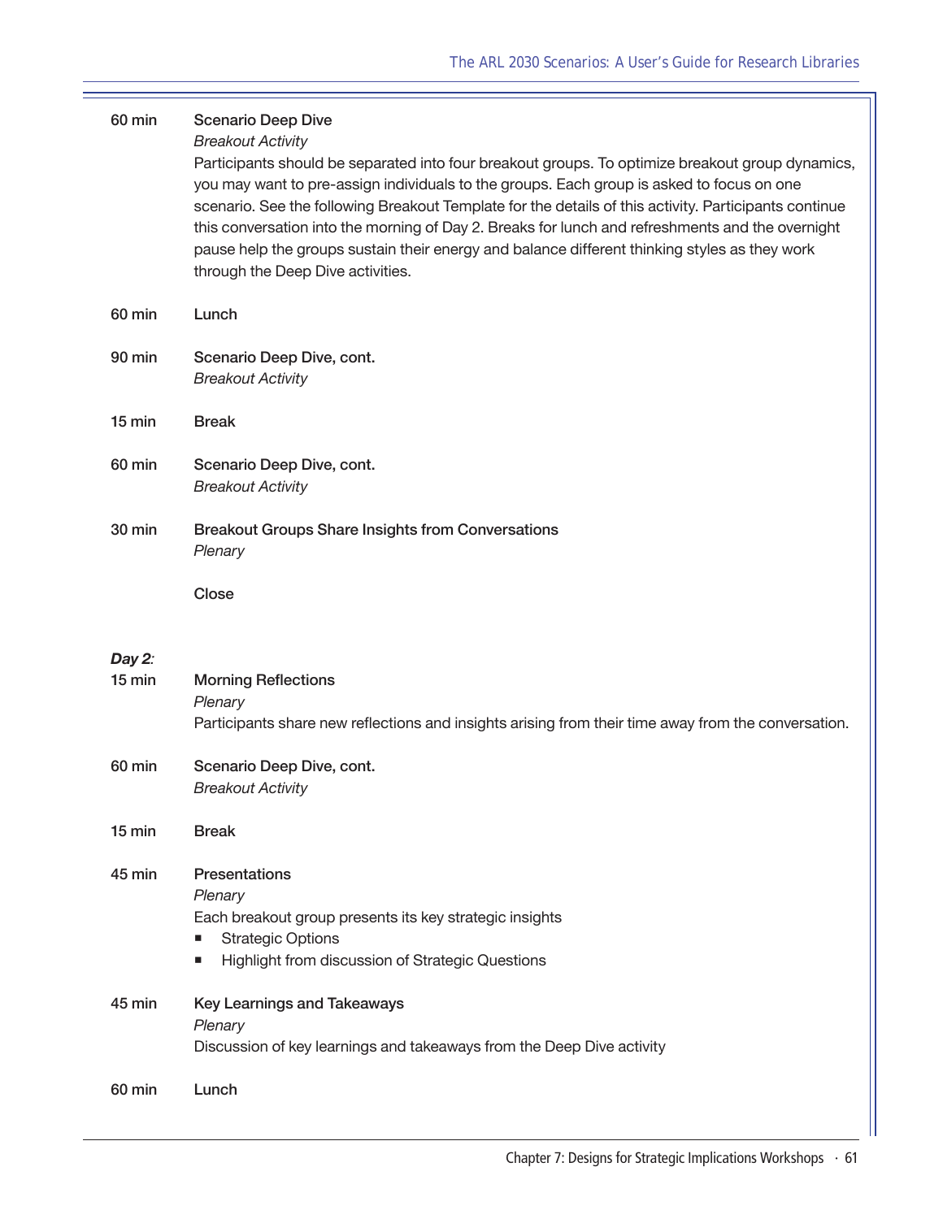**60 min** **Scenario Deep Dive**
*Breakout Activity*
Participants should be separated into four breakout groups. To optimize breakout group dynamics, you may want to pre-assign individuals to the groups. Each group is asked to focus on one scenario. See the following Breakout Template for the details of this activity. Participants continue this conversation into the morning of Day 2. Breaks for lunch and refreshments and the overnight pause help the groups sustain their energy and balance different thinking styles as they work through the Deep Dive activities.

**60 min** **Lunch**

**90 min** **Scenario Deep Dive, cont.**
*Breakout Activity*

**15 min** **Break**

**60 min** **Scenario Deep Dive, cont.**
*Breakout Activity*

**30 min** **Breakout Groups Share Insights from Conversations**
*Plenary*

**Close**

***Day 2:***

**15 min** **Morning Reflections**
*Plenary*
Participants share new reflections and insights arising from their time away from the conversation.

**60 min** **Scenario Deep Dive, cont.**
*Breakout Activity*

**15 min** **Break**

**45 min** **Presentations**
*Plenary*
Each breakout group presents its key strategic insights

- Strategic Options
- Highlight from discussion of Strategic Questions

**45 min** **Key Learnings and Takeaways**
*Plenary*
Discussion of key learnings and takeaways from the Deep Dive activity

**60 min** **Lunch**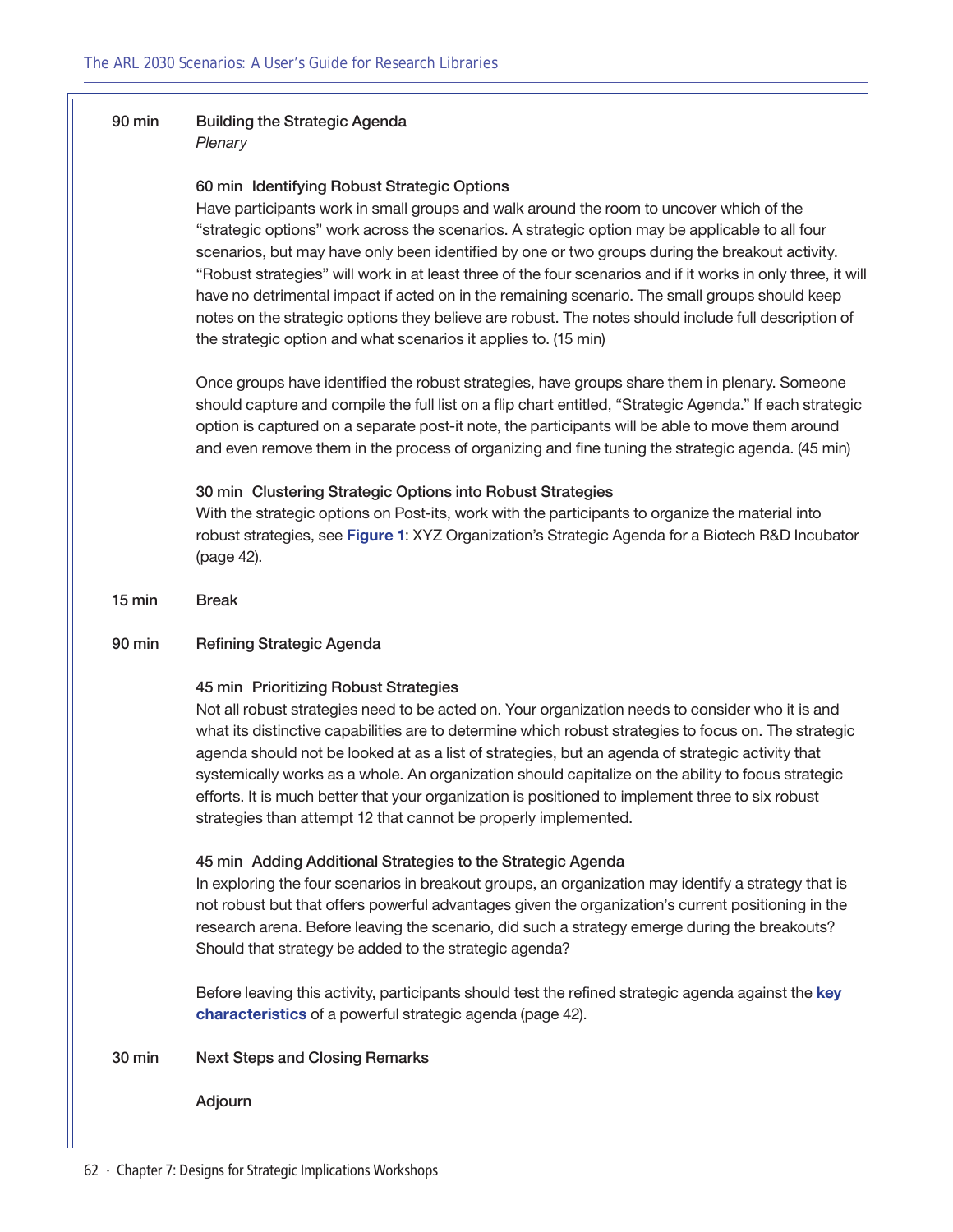**90 min** **Building the Strategic Agenda**
*Plenary*

**60 min Identifying Robust Strategic Options**

Have participants work in small groups and walk around the room to uncover which of the "strategic options" work across the scenarios. A strategic option may be applicable to all four scenarios, but may have only been identified by one or two groups during the breakout activity. "Robust strategies" will work in at least three of the four scenarios and if it works in only three, it will have no detrimental impact if acted on in the remaining scenario. The small groups should keep notes on the strategic options they believe are robust. The notes should include full description of the strategic option and what scenarios it applies to. (15 min)

Once groups have identified the robust strategies, have groups share them in plenary. Someone should capture and compile the full list on a flip chart entitled, "Strategic Agenda." If each strategic option is captured on a separate post-it note, the participants will be able to move them around and even remove them in the process of organizing and fine tuning the strategic agenda. (45 min)

**30 min Clustering Strategic Options into Robust Strategies**

With the strategic options on Post-its, work with the participants to organize the material into robust strategies, see **Figure 1**: XYZ Organization's Strategic Agenda for a Biotech R&D Incubator (page 42).

**15 min** **Break**

**90 min** **Refining Strategic Agenda**

**45 min Prioritizing Robust Strategies**

Not all robust strategies need to be acted on. Your organization needs to consider who it is and what its distinctive capabilities are to determine which robust strategies to focus on. The strategic agenda should not be looked at as a list of strategies, but an agenda of strategic activity that systemically works as a whole. An organization should capitalize on the ability to focus strategic efforts. It is much better that your organization is positioned to implement three to six robust strategies than attempt 12 that cannot be properly implemented.

**45 min Adding Additional Strategies to the Strategic Agenda**

In exploring the four scenarios in breakout groups, an organization may identify a strategy that is not robust but that offers powerful advantages given the organization's current positioning in the research arena. Before leaving the scenario, did such a strategy emerge during the breakouts? Should that strategy be added to the strategic agenda?

Before leaving this activity, participants should test the refined strategic agenda against the **key characteristics** of a powerful strategic agenda (page 42).

**30 min** **Next Steps and Closing Remarks**

**Adjourn**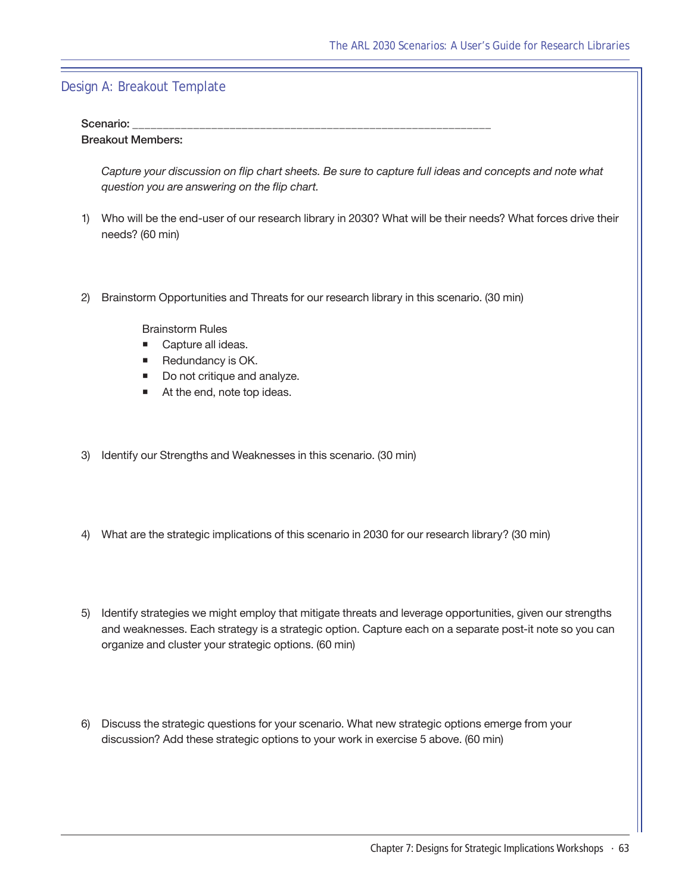## Design A: Breakout Template

**Scenario:** ___________________________________________________________

**Breakout Members:**

*Capture your discussion on flip chart sheets. Be sure to capture full ideas and concepts and note what question you are answering on the flip chart.*

1) Who will be the end-user of our research library in 2030? What will be their needs? What forces drive their needs? (60 min)

2) Brainstorm Opportunities and Threats for our research library in this scenario. (30 min)

   Brainstorm Rules
   - Capture all ideas.
   - Redundancy is OK.
   - Do not critique and analyze.
   - At the end, note top ideas.

3) Identify our Strengths and Weaknesses in this scenario. (30 min)

4) What are the strategic implications of this scenario in 2030 for our research library? (30 min)

5) Identify strategies we might employ that mitigate threats and leverage opportunities, given our strengths and weaknesses. Each strategy is a strategic option. Capture each on a separate post-it note so you can organize and cluster your strategic options. (60 min)

6) Discuss the strategic questions for your scenario. What new strategic options emerge from your discussion? Add these strategic options to your work in exercise 5 above. (60 min)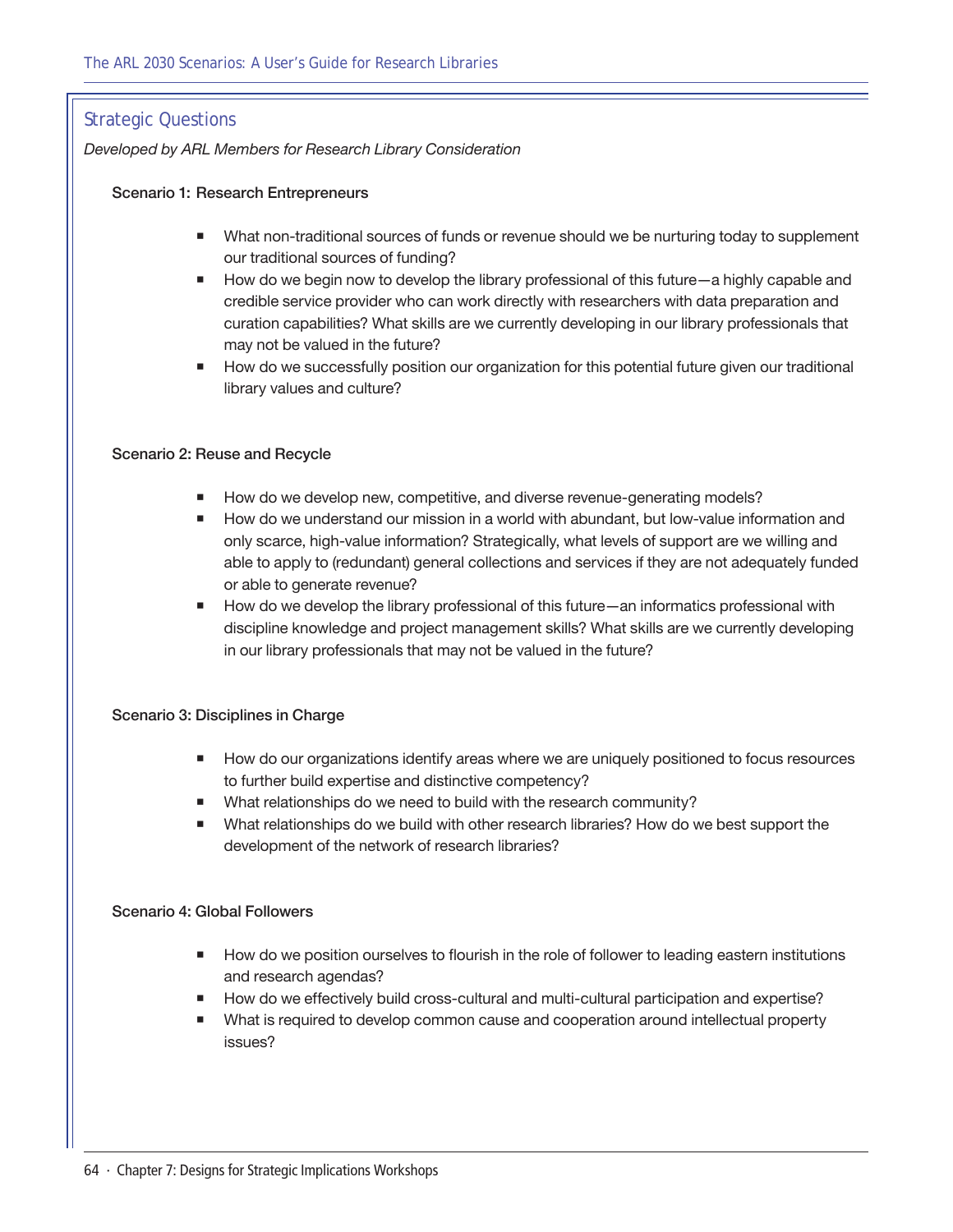## Strategic Questions

*Developed by ARL Members for Research Library Consideration*

### Scenario 1: Research Entrepreneurs

- What non-traditional sources of funds or revenue should we be nurturing today to supplement our traditional sources of funding?
- How do we begin now to develop the library professional of this future—a highly capable and credible service provider who can work directly with researchers with data preparation and curation capabilities? What skills are we currently developing in our library professionals that may not be valued in the future?
- How do we successfully position our organization for this potential future given our traditional library values and culture?

### Scenario 2: Reuse and Recycle

- How do we develop new, competitive, and diverse revenue-generating models?
- How do we understand our mission in a world with abundant, but low-value information and only scarce, high-value information? Strategically, what levels of support are we willing and able to apply to (redundant) general collections and services if they are not adequately funded or able to generate revenue?
- How do we develop the library professional of this future—an informatics professional with discipline knowledge and project management skills? What skills are we currently developing in our library professionals that may not be valued in the future?

### Scenario 3: Disciplines in Charge

- How do our organizations identify areas where we are uniquely positioned to focus resources to further build expertise and distinctive competency?
- What relationships do we need to build with the research community?
- What relationships do we build with other research libraries? How do we best support the development of the network of research libraries?

### Scenario 4: Global Followers

- How do we position ourselves to flourish in the role of follower to leading eastern institutions and research agendas?
- How do we effectively build cross-cultural and multi-cultural participation and expertise?
- What is required to develop common cause and cooperation around intellectual property issues?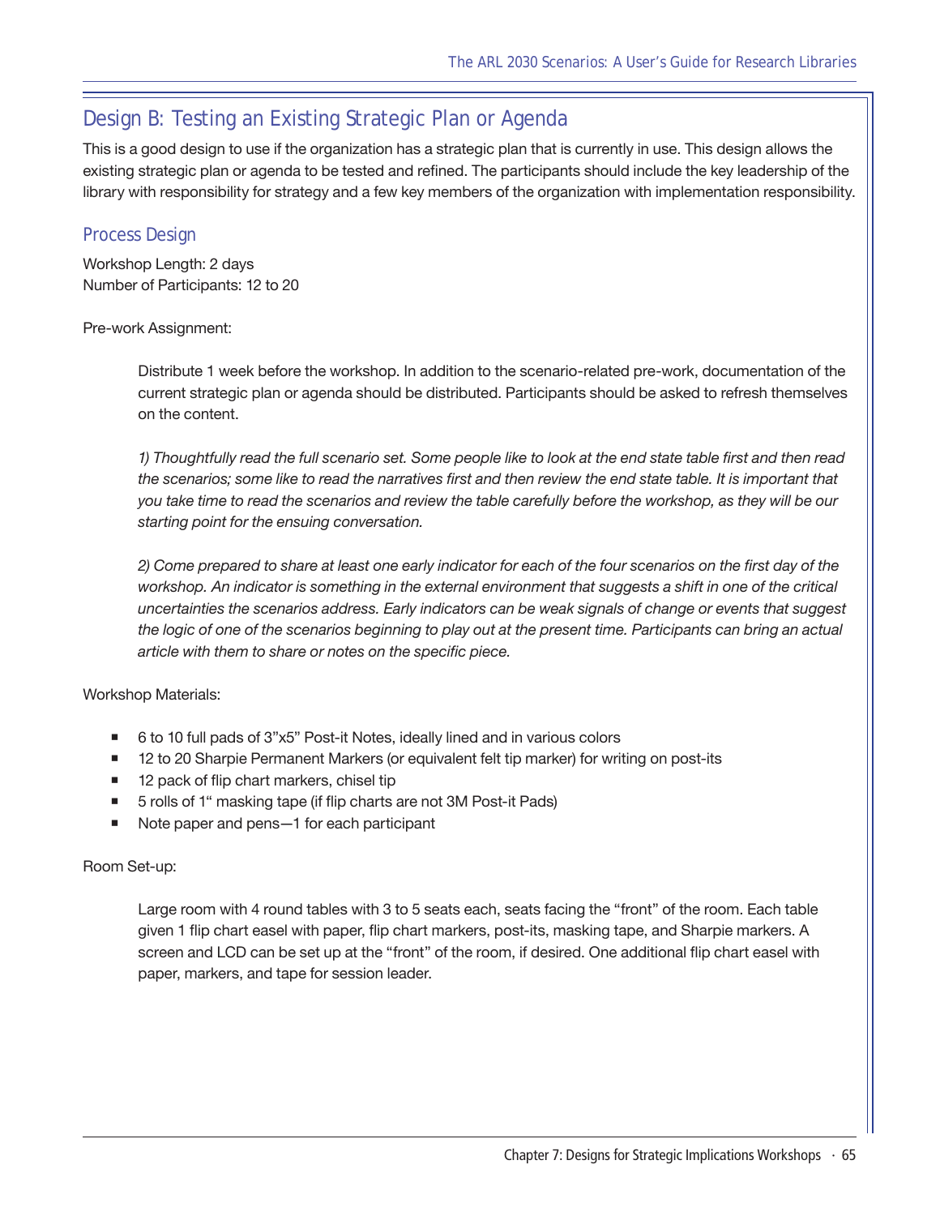## Design B: Testing an Existing Strategic Plan or Agenda

This is a good design to use if the organization has a strategic plan that is currently in use. This design allows the existing strategic plan or agenda to be tested and refined. The participants should include the key leadership of the library with responsibility for strategy and a few key members of the organization with implementation responsibility.

### Process Design

Workshop Length: 2 days
Number of Participants: 12 to 20

Pre-work Assignment:

> Distribute 1 week before the workshop. In addition to the scenario-related pre-work, documentation of the current strategic plan or agenda should be distributed. Participants should be asked to refresh themselves on the content.
>
> *1) Thoughtfully read the full scenario set. Some people like to look at the end state table first and then read the scenarios; some like to read the narratives first and then review the end state table. It is important that you take time to read the scenarios and review the table carefully before the workshop, as they will be our starting point for the ensuing conversation.*
>
> *2) Come prepared to share at least one early indicator for each of the four scenarios on the first day of the workshop. An indicator is something in the external environment that suggests a shift in one of the critical uncertainties the scenarios address. Early indicators can be weak signals of change or events that suggest the logic of one of the scenarios beginning to play out at the present time. Participants can bring an actual article with them to share or notes on the specific piece.*

Workshop Materials:

- 6 to 10 full pads of 3"x5" Post-it Notes, ideally lined and in various colors
- 12 to 20 Sharpie Permanent Markers (or equivalent felt tip marker) for writing on post-its
- 12 pack of flip chart markers, chisel tip
- 5 rolls of 1" masking tape (if flip charts are not 3M Post-it Pads)
- Note paper and pens—1 for each participant

Room Set-up:

> Large room with 4 round tables with 3 to 5 seats each, seats facing the "front" of the room. Each table given 1 flip chart easel with paper, flip chart markers, post-its, masking tape, and Sharpie markers. A screen and LCD can be set up at the "front" of the room, if desired. One additional flip chart easel with paper, markers, and tape for session leader.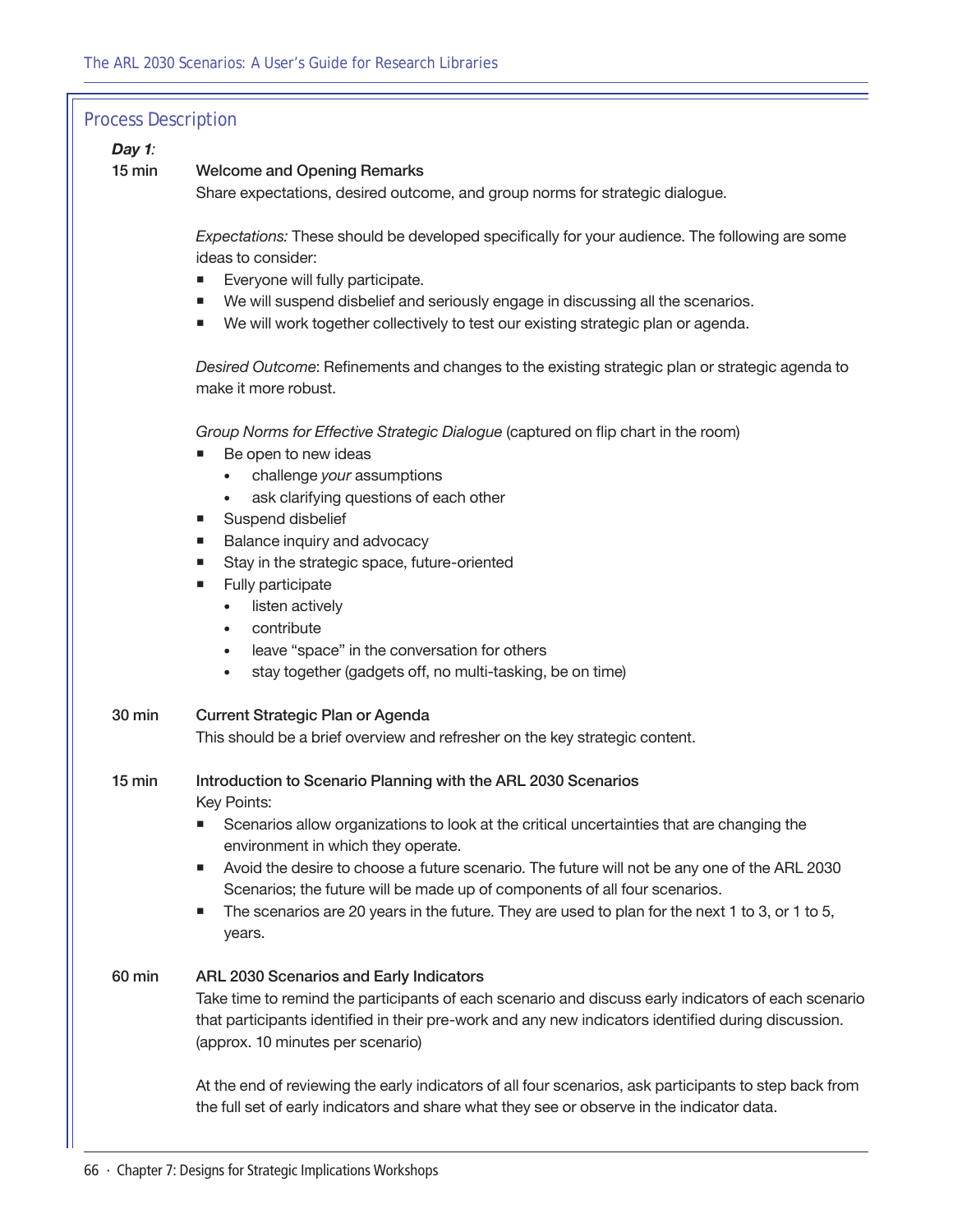## Process Description

***Day 1**:*

**15 min** **Welcome and Opening Remarks**

Share expectations, desired outcome, and group norms for strategic dialogue.

*Expectations:* These should be developed specifically for your audience. The following are some ideas to consider:

- Everyone will fully participate.
- We will suspend disbelief and seriously engage in discussing all the scenarios.
- We will work together collectively to test our existing strategic plan or agenda.

*Desired Outcome*: Refinements and changes to the existing strategic plan or strategic agenda to make it more robust.

*Group Norms for Effective Strategic Dialogue* (captured on flip chart in the room)

- Be open to new ideas
  - challenge *your* assumptions
  - ask clarifying questions of each other
- Suspend disbelief
- Balance inquiry and advocacy
- Stay in the strategic space, future-oriented
- Fully participate
  - listen actively
  - contribute
  - leave "space" in the conversation for others
  - stay together (gadgets off, no multi-tasking, be on time)

**30 min** **Current Strategic Plan or Agenda**

This should be a brief overview and refresher on the key strategic content.

**15 min** **Introduction to Scenario Planning with the ARL 2030 Scenarios**

Key Points:

- Scenarios allow organizations to look at the critical uncertainties that are changing the environment in which they operate.
- Avoid the desire to choose a future scenario. The future will not be any one of the ARL 2030 Scenarios; the future will be made up of components of all four scenarios.
- The scenarios are 20 years in the future. They are used to plan for the next 1 to 3, or 1 to 5, years.

**60 min** **ARL 2030 Scenarios and Early Indicators**

Take time to remind the participants of each scenario and discuss early indicators of each scenario that participants identified in their pre-work and any new indicators identified during discussion. (approx. 10 minutes per scenario)

At the end of reviewing the early indicators of all four scenarios, ask participants to step back from the full set of early indicators and share what they see or observe in the indicator data.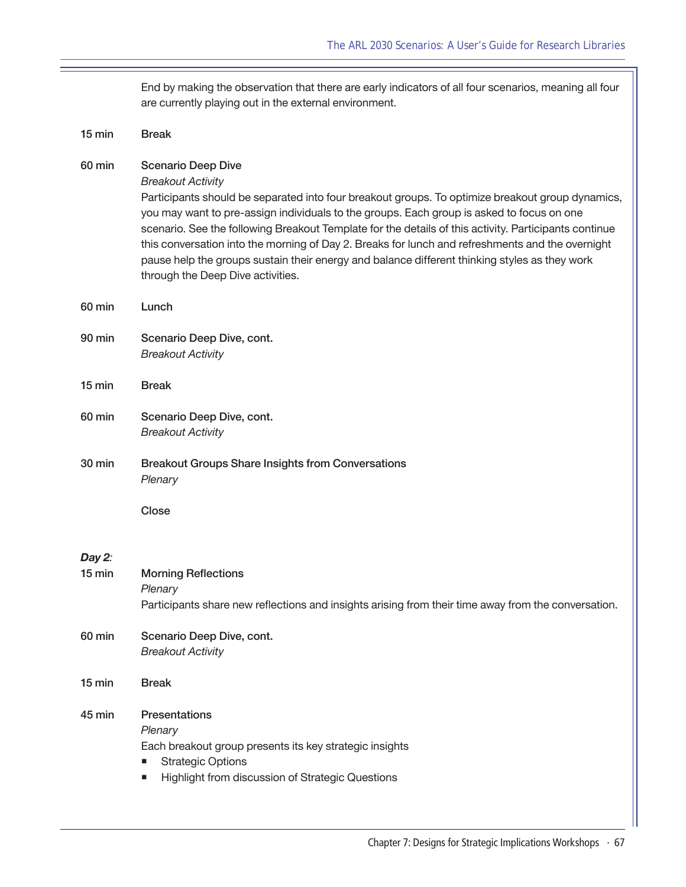End by making the observation that there are early indicators of all four scenarios, meaning all four are currently playing out in the external environment.

**15 min** Break

**60 min** Scenario Deep Dive
*Breakout Activity*
Participants should be separated into four breakout groups. To optimize breakout group dynamics, you may want to pre-assign individuals to the groups. Each group is asked to focus on one scenario. See the following Breakout Template for the details of this activity. Participants continue this conversation into the morning of Day 2. Breaks for lunch and refreshments and the overnight pause help the groups sustain their energy and balance different thinking styles as they work through the Deep Dive activities.

**60 min** Lunch

**90 min** Scenario Deep Dive, cont.
*Breakout Activity*

**15 min** Break

**60 min** Scenario Deep Dive, cont.
*Breakout Activity*

**30 min** Breakout Groups Share Insights from Conversations
*Plenary*

Close

***Day 2:***

**15 min** Morning Reflections
*Plenary*
Participants share new reflections and insights arising from their time away from the conversation.

**60 min** Scenario Deep Dive, cont.
*Breakout Activity*

**15 min** Break

**45 min** Presentations
*Plenary*
Each breakout group presents its key strategic insights

- Strategic Options
- Highlight from discussion of Strategic Questions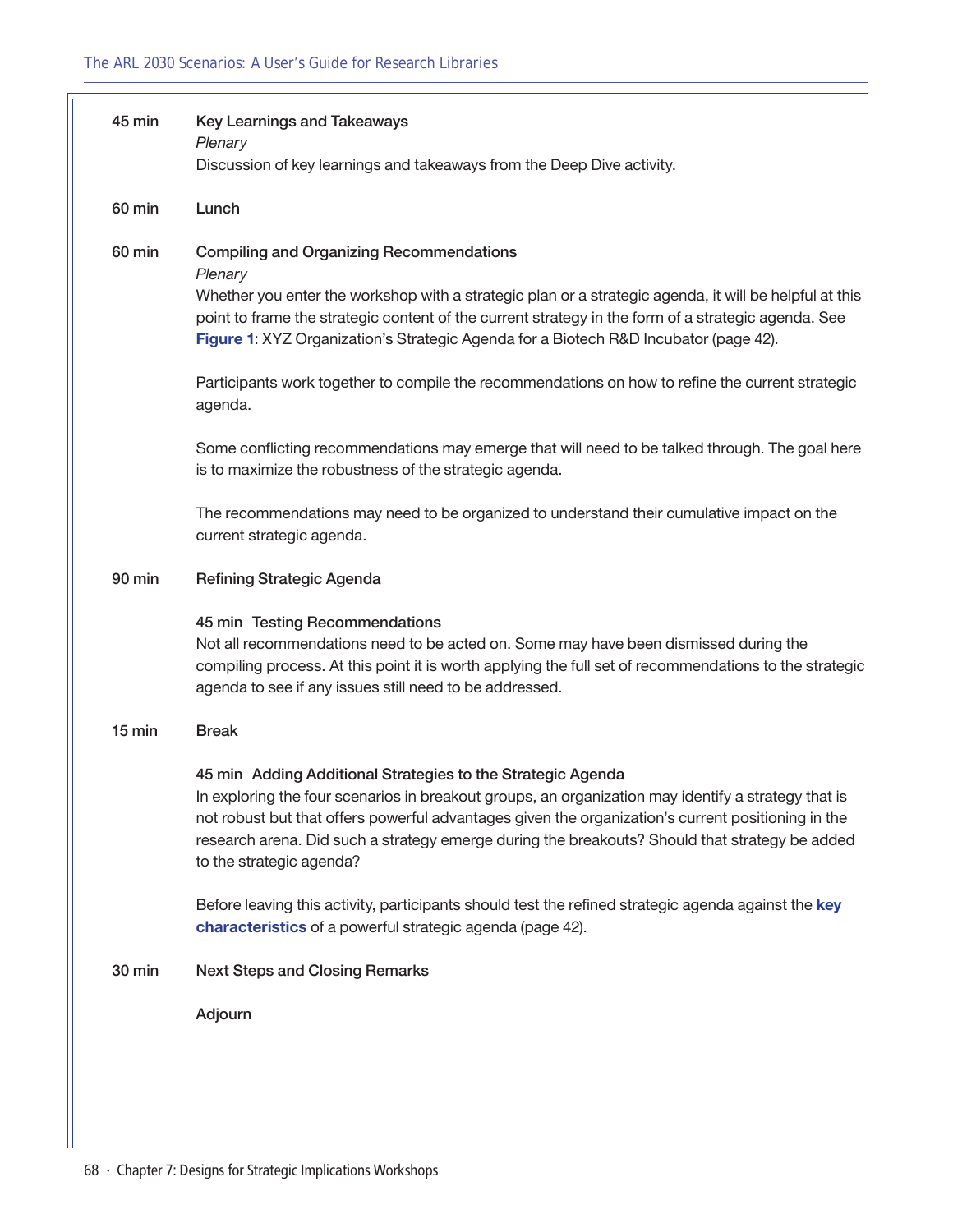**45 min** **Key Learnings and Takeaways**
*Plenary*
Discussion of key learnings and takeaways from the Deep Dive activity.

**60 min** **Lunch**

**60 min** **Compiling and Organizing Recommendations**
*Plenary*
Whether you enter the workshop with a strategic plan or a strategic agenda, it will be helpful at this point to frame the strategic content of the current strategy in the form of a strategic agenda. See **Figure 1**: XYZ Organization's Strategic Agenda for a Biotech R&D Incubator (page 42).

Participants work together to compile the recommendations on how to refine the current strategic agenda.

Some conflicting recommendations may emerge that will need to be talked through. The goal here is to maximize the robustness of the strategic agenda.

The recommendations may need to be organized to understand their cumulative impact on the current strategic agenda.

**90 min** **Refining Strategic Agenda**

**45 min Testing Recommendations**
Not all recommendations need to be acted on. Some may have been dismissed during the compiling process. At this point it is worth applying the full set of recommendations to the strategic agenda to see if any issues still need to be addressed.

**15 min** **Break**

**45 min Adding Additional Strategies to the Strategic Agenda**
In exploring the four scenarios in breakout groups, an organization may identify a strategy that is not robust but that offers powerful advantages given the organization's current positioning in the research arena. Did such a strategy emerge during the breakouts? Should that strategy be added to the strategic agenda?

Before leaving this activity, participants should test the refined strategic agenda against the **key characteristics** of a powerful strategic agenda (page 42).

**30 min** **Next Steps and Closing Remarks**

**Adjourn**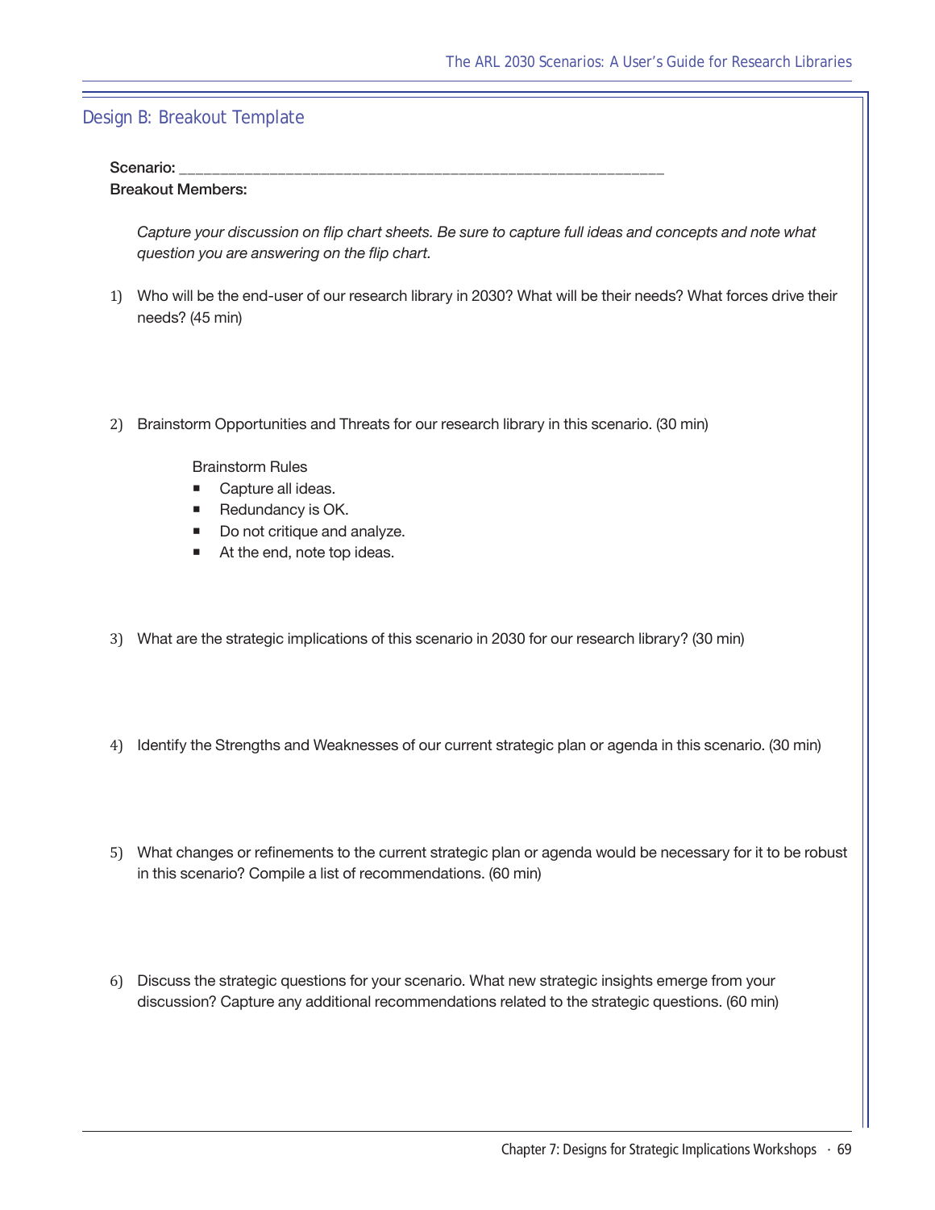## Design B: Breakout Template

**Scenario:** ___________________________________________________________

**Breakout Members:**

*Capture your discussion on flip chart sheets. Be sure to capture full ideas and concepts and note what question you are answering on the flip chart.*

1) Who will be the end-user of our research library in 2030? What will be their needs? What forces drive their needs? (45 min)

2) Brainstorm Opportunities and Threats for our research library in this scenario. (30 min)

   Brainstorm Rules

   - Capture all ideas.
   - Redundancy is OK.
   - Do not critique and analyze.
   - At the end, note top ideas.

3) What are the strategic implications of this scenario in 2030 for our research library? (30 min)

4) Identify the Strengths and Weaknesses of our current strategic plan or agenda in this scenario. (30 min)

5) What changes or refinements to the current strategic plan or agenda would be necessary for it to be robust in this scenario? Compile a list of recommendations. (60 min)

6) Discuss the strategic questions for your scenario. What new strategic insights emerge from your discussion? Capture any additional recommendations related to the strategic questions. (60 min)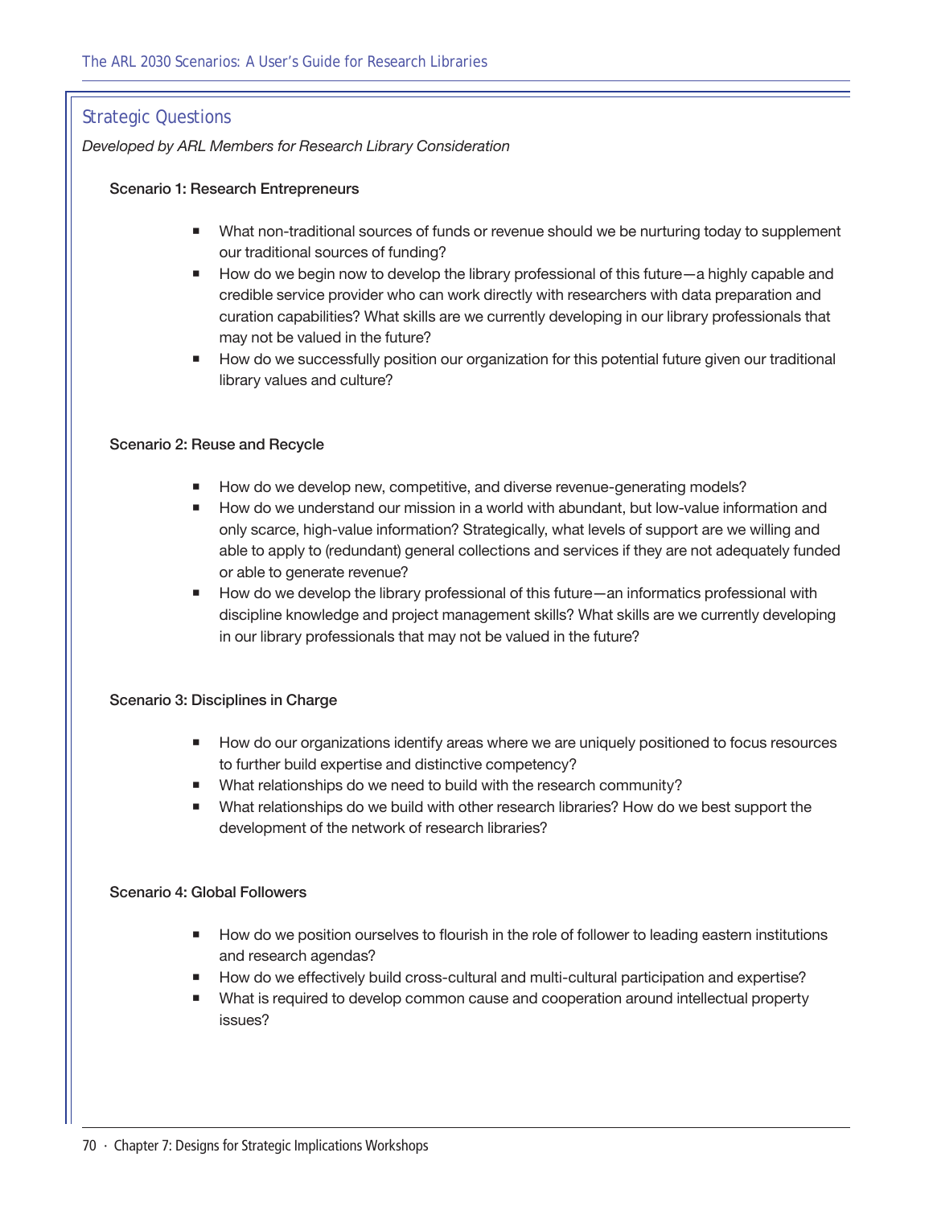## Strategic Questions

*Developed by ARL Members for Research Library Consideration*

### Scenario 1: Research Entrepreneurs

- What non-traditional sources of funds or revenue should we be nurturing today to supplement our traditional sources of funding?
- How do we begin now to develop the library professional of this future—a highly capable and credible service provider who can work directly with researchers with data preparation and curation capabilities? What skills are we currently developing in our library professionals that may not be valued in the future?
- How do we successfully position our organization for this potential future given our traditional library values and culture?

### Scenario 2: Reuse and Recycle

- How do we develop new, competitive, and diverse revenue-generating models?
- How do we understand our mission in a world with abundant, but low-value information and only scarce, high-value information? Strategically, what levels of support are we willing and able to apply to (redundant) general collections and services if they are not adequately funded or able to generate revenue?
- How do we develop the library professional of this future—an informatics professional with discipline knowledge and project management skills? What skills are we currently developing in our library professionals that may not be valued in the future?

### Scenario 3: Disciplines in Charge

- How do our organizations identify areas where we are uniquely positioned to focus resources to further build expertise and distinctive competency?
- What relationships do we need to build with the research community?
- What relationships do we build with other research libraries? How do we best support the development of the network of research libraries?

### Scenario 4: Global Followers

- How do we position ourselves to flourish in the role of follower to leading eastern institutions and research agendas?
- How do we effectively build cross-cultural and multi-cultural participation and expertise?
- What is required to develop common cause and cooperation around intellectual property issues?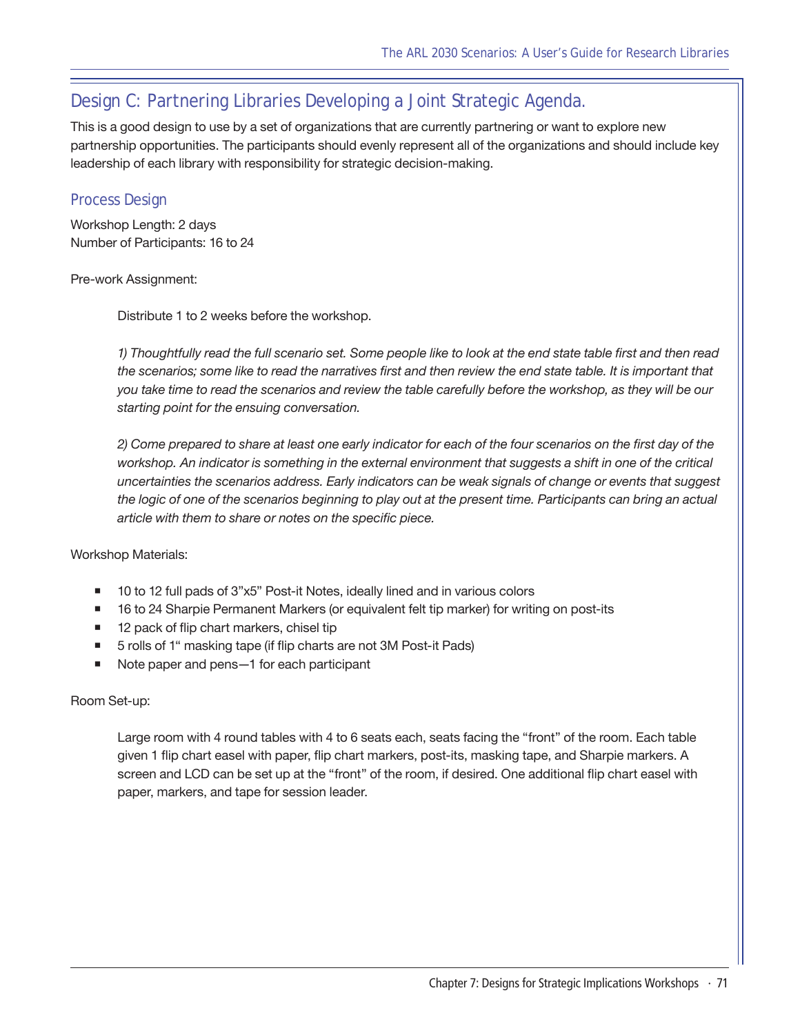## Design C: Partnering Libraries Developing a Joint Strategic Agenda.

This is a good design to use by a set of organizations that are currently partnering or want to explore new partnership opportunities. The participants should evenly represent all of the organizations and should include key leadership of each library with responsibility for strategic decision-making.

### Process Design

Workshop Length: 2 days
Number of Participants: 16 to 24

Pre-work Assignment:

> Distribute 1 to 2 weeks before the workshop.
>
> *1) Thoughtfully read the full scenario set. Some people like to look at the end state table first and then read the scenarios; some like to read the narratives first and then review the end state table. It is important that you take time to read the scenarios and review the table carefully before the workshop, as they will be our starting point for the ensuing conversation.*
>
> *2) Come prepared to share at least one early indicator for each of the four scenarios on the first day of the workshop. An indicator is something in the external environment that suggests a shift in one of the critical uncertainties the scenarios address. Early indicators can be weak signals of change or events that suggest the logic of one of the scenarios beginning to play out at the present time. Participants can bring an actual article with them to share or notes on the specific piece.*

Workshop Materials:

- 10 to 12 full pads of 3"x5" Post-it Notes, ideally lined and in various colors
- 16 to 24 Sharpie Permanent Markers (or equivalent felt tip marker) for writing on post-its
- 12 pack of flip chart markers, chisel tip
- 5 rolls of 1" masking tape (if flip charts are not 3M Post-it Pads)
- Note paper and pens—1 for each participant

Room Set-up:

> Large room with 4 round tables with 4 to 6 seats each, seats facing the "front" of the room. Each table given 1 flip chart easel with paper, flip chart markers, post-its, masking tape, and Sharpie markers. A screen and LCD can be set up at the "front" of the room, if desired. One additional flip chart easel with paper, markers, and tape for session leader.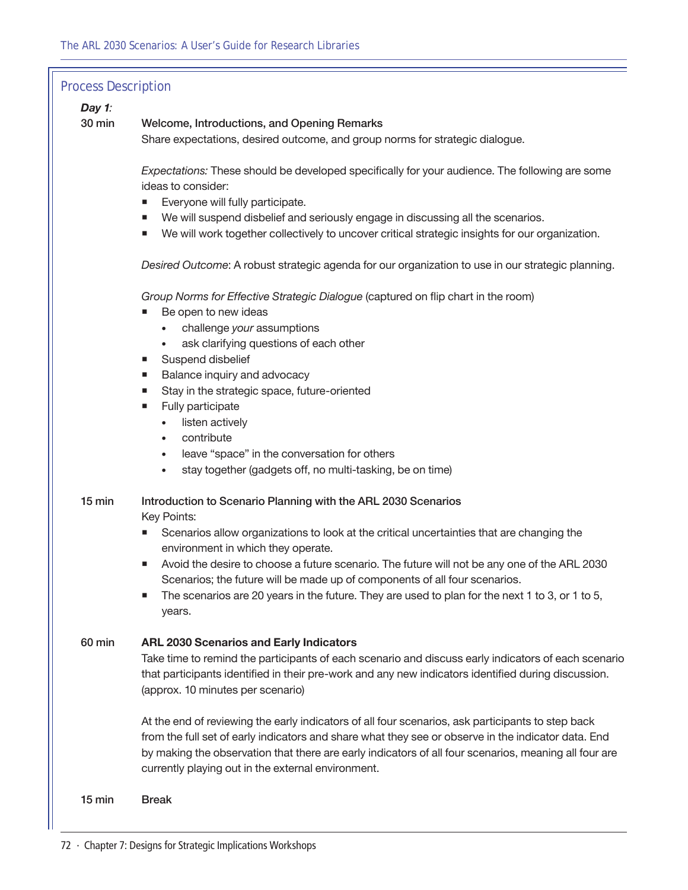## Process Description

***Day 1:***

**30 min** **Welcome, Introductions, and Opening Remarks**

Share expectations, desired outcome, and group norms for strategic dialogue.

*Expectations:* These should be developed specifically for your audience. The following are some ideas to consider:

- Everyone will fully participate.
- We will suspend disbelief and seriously engage in discussing all the scenarios.
- We will work together collectively to uncover critical strategic insights for our organization.

*Desired Outcome*: A robust strategic agenda for our organization to use in our strategic planning.

*Group Norms for Effective Strategic Dialogue* (captured on flip chart in the room)

- Be open to new ideas
  - challenge *your* assumptions
  - ask clarifying questions of each other
- Suspend disbelief
- Balance inquiry and advocacy
- Stay in the strategic space, future-oriented
- Fully participate
  - listen actively
  - contribute
  - leave "space" in the conversation for others
  - stay together (gadgets off, no multi-tasking, be on time)

**15 min** **Introduction to Scenario Planning with the ARL 2030 Scenarios**

Key Points:

- Scenarios allow organizations to look at the critical uncertainties that are changing the environment in which they operate.
- Avoid the desire to choose a future scenario. The future will not be any one of the ARL 2030 Scenarios; the future will be made up of components of all four scenarios.
- The scenarios are 20 years in the future. They are used to plan for the next 1 to 3, or 1 to 5, years.

**60 min** **ARL 2030 Scenarios and Early Indicators**

Take time to remind the participants of each scenario and discuss early indicators of each scenario that participants identified in their pre-work and any new indicators identified during discussion. (approx. 10 minutes per scenario)

At the end of reviewing the early indicators of all four scenarios, ask participants to step back from the full set of early indicators and share what they see or observe in the indicator data. End by making the observation that there are early indicators of all four scenarios, meaning all four are currently playing out in the external environment.

**15 min** **Break**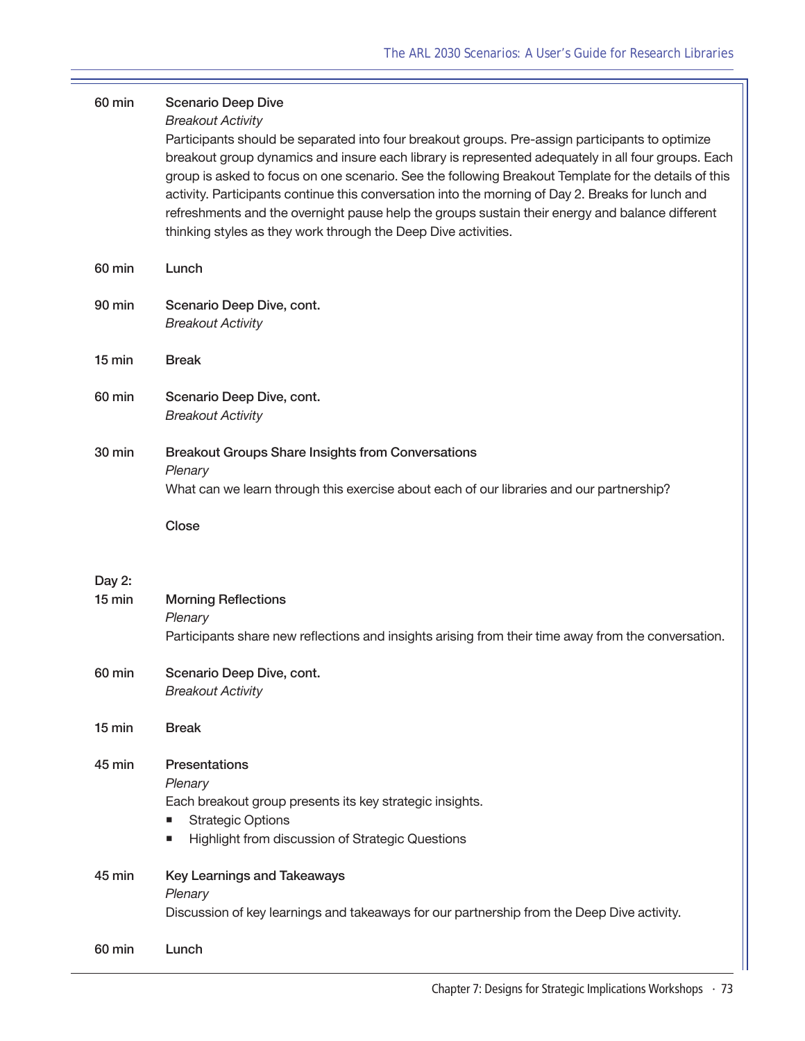| | |
|---|---|
| 60 min | **Scenario Deep Dive**<br>*Breakout Activity*<br>Participants should be separated into four breakout groups. Pre-assign participants to optimize breakout group dynamics and insure each library is represented adequately in all four groups. Each group is asked to focus on one scenario. See the following Breakout Template for the details of this activity. Participants continue this conversation into the morning of Day 2. Breaks for lunch and refreshments and the overnight pause help the groups sustain their energy and balance different thinking styles as they work through the Deep Dive activities. |
| 60 min | **Lunch** |
| 90 min | **Scenario Deep Dive, cont.**<br>*Breakout Activity* |
| 15 min | **Break** |
| 60 min | **Scenario Deep Dive, cont.**<br>*Breakout Activity* |
| 30 min | **Breakout Groups Share Insights from Conversations**<br>*Plenary*<br>What can we learn through this exercise about each of our libraries and our partnership? |
| | **Close** |
| **Day 2:** | |
| 15 min | **Morning Reflections**<br>*Plenary*<br>Participants share new reflections and insights arising from their time away from the conversation. |
| 60 min | **Scenario Deep Dive, cont.**<br>*Breakout Activity* |
| 15 min | **Break** |
| 45 min | **Presentations**<br>*Plenary*<br>Each breakout group presents its key strategic insights.<br>▪ Strategic Options<br>▪ Highlight from discussion of Strategic Questions |
| 45 min | **Key Learnings and Takeaways**<br>*Plenary*<br>Discussion of key learnings and takeaways for our partnership from the Deep Dive activity. |
| 60 min | **Lunch** |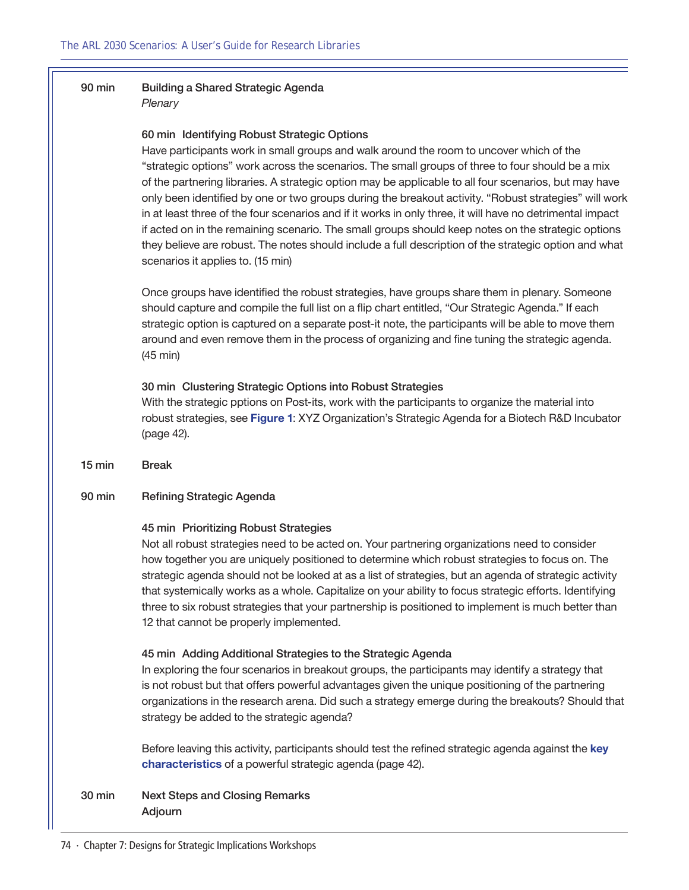**90 min** **Building a Shared Strategic Agenda**
*Plenary*

**60 min Identifying Robust Strategic Options**

Have participants work in small groups and walk around the room to uncover which of the "strategic options" work across the scenarios. The small groups of three to four should be a mix of the partnering libraries. A strategic option may be applicable to all four scenarios, but may have only been identified by one or two groups during the breakout activity. "Robust strategies" will work in at least three of the four scenarios and if it works in only three, it will have no detrimental impact if acted on in the remaining scenario. The small groups should keep notes on the strategic options they believe are robust. The notes should include a full description of the strategic option and what scenarios it applies to. (15 min)

Once groups have identified the robust strategies, have groups share them in plenary. Someone should capture and compile the full list on a flip chart entitled, "Our Strategic Agenda." If each strategic option is captured on a separate post-it note, the participants will be able to move them around and even remove them in the process of organizing and fine tuning the strategic agenda. (45 min)

**30 min Clustering Strategic Options into Robust Strategies**

With the strategic pptions on Post-its, work with the participants to organize the material into robust strategies, see **Figure 1**: XYZ Organization's Strategic Agenda for a Biotech R&D Incubator (page 42).

**15 min** **Break**

**90 min** **Refining Strategic Agenda**

**45 min Prioritizing Robust Strategies**

Not all robust strategies need to be acted on. Your partnering organizations need to consider how together you are uniquely positioned to determine which robust strategies to focus on. The strategic agenda should not be looked at as a list of strategies, but an agenda of strategic activity that systemically works as a whole. Capitalize on your ability to focus strategic efforts. Identifying three to six robust strategies that your partnership is positioned to implement is much better than 12 that cannot be properly implemented.

**45 min Adding Additional Strategies to the Strategic Agenda**

In exploring the four scenarios in breakout groups, the participants may identify a strategy that is not robust but that offers powerful advantages given the unique positioning of the partnering organizations in the research arena. Did such a strategy emerge during the breakouts? Should that strategy be added to the strategic agenda?

Before leaving this activity, participants should test the refined strategic agenda against the **key characteristics** of a powerful strategic agenda (page 42).

**30 min** **Next Steps and Closing Remarks**
**Adjourn**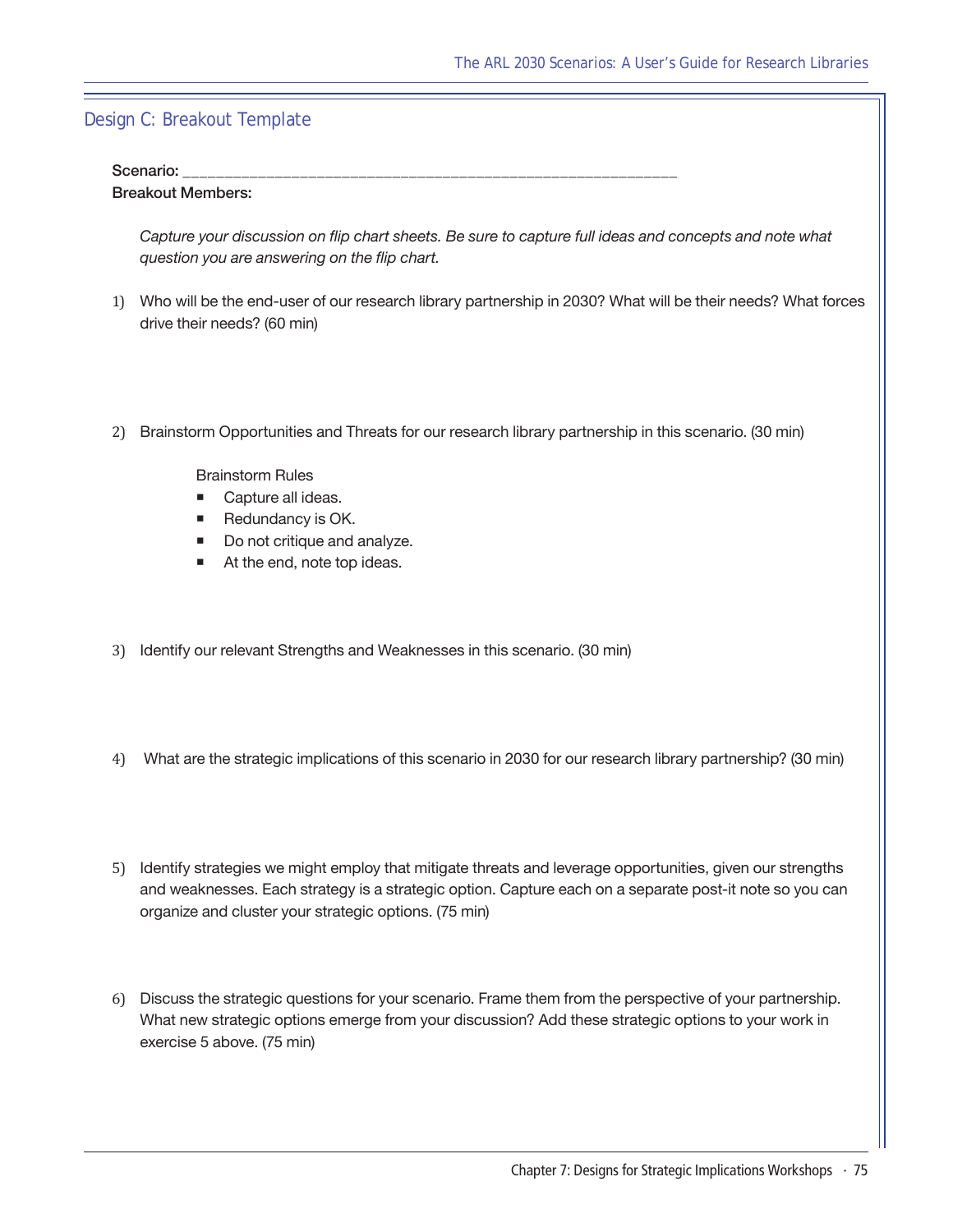## Design C: Breakout Template

**Scenario:** ____________________________________________________________

**Breakout Members:**

*Capture your discussion on flip chart sheets. Be sure to capture full ideas and concepts and note what question you are answering on the flip chart.*

1) Who will be the end-user of our research library partnership in 2030? What will be their needs? What forces drive their needs? (60 min)

2) Brainstorm Opportunities and Threats for our research library partnership in this scenario. (30 min)

   Brainstorm Rules
   - Capture all ideas.
   - Redundancy is OK.
   - Do not critique and analyze.
   - At the end, note top ideas.

3) Identify our relevant Strengths and Weaknesses in this scenario. (30 min)

4) What are the strategic implications of this scenario in 2030 for our research library partnership? (30 min)

5) Identify strategies we might employ that mitigate threats and leverage opportunities, given our strengths and weaknesses. Each strategy is a strategic option. Capture each on a separate post-it note so you can organize and cluster your strategic options. (75 min)

6) Discuss the strategic questions for your scenario. Frame them from the perspective of your partnership. What new strategic options emerge from your discussion? Add these strategic options to your work in exercise 5 above. (75 min)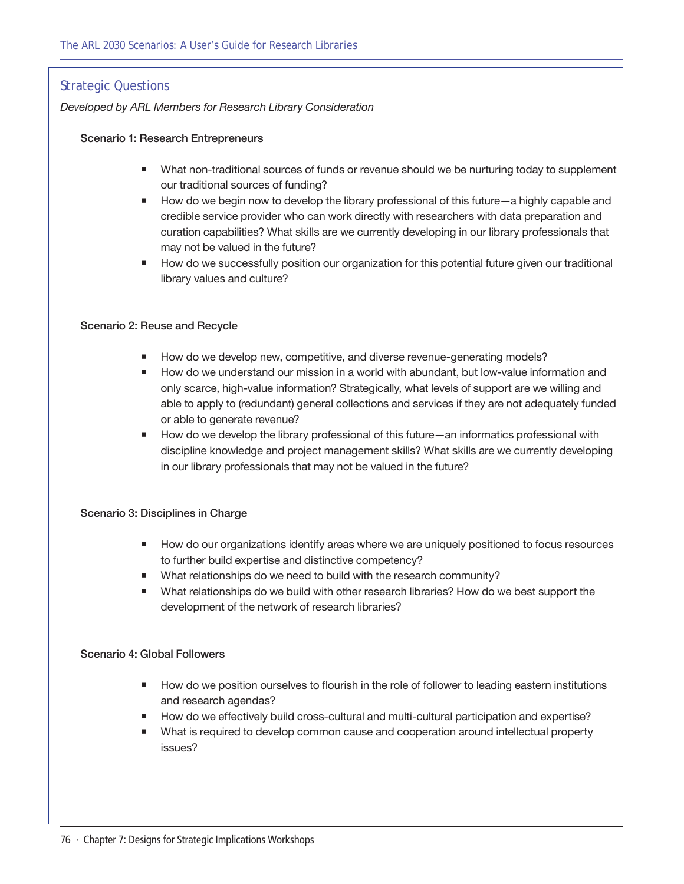## Strategic Questions

*Developed by ARL Members for Research Library Consideration*

### Scenario 1: Research Entrepreneurs

- What non-traditional sources of funds or revenue should we be nurturing today to supplement our traditional sources of funding?
- How do we begin now to develop the library professional of this future—a highly capable and credible service provider who can work directly with researchers with data preparation and curation capabilities? What skills are we currently developing in our library professionals that may not be valued in the future?
- How do we successfully position our organization for this potential future given our traditional library values and culture?

### Scenario 2: Reuse and Recycle

- How do we develop new, competitive, and diverse revenue-generating models?
- How do we understand our mission in a world with abundant, but low-value information and only scarce, high-value information? Strategically, what levels of support are we willing and able to apply to (redundant) general collections and services if they are not adequately funded or able to generate revenue?
- How do we develop the library professional of this future—an informatics professional with discipline knowledge and project management skills? What skills are we currently developing in our library professionals that may not be valued in the future?

### Scenario 3: Disciplines in Charge

- How do our organizations identify areas where we are uniquely positioned to focus resources to further build expertise and distinctive competency?
- What relationships do we need to build with the research community?
- What relationships do we build with other research libraries? How do we best support the development of the network of research libraries?

### Scenario 4: Global Followers

- How do we position ourselves to flourish in the role of follower to leading eastern institutions and research agendas?
- How do we effectively build cross-cultural and multi-cultural participation and expertise?
- What is required to develop common cause and cooperation around intellectual property issues?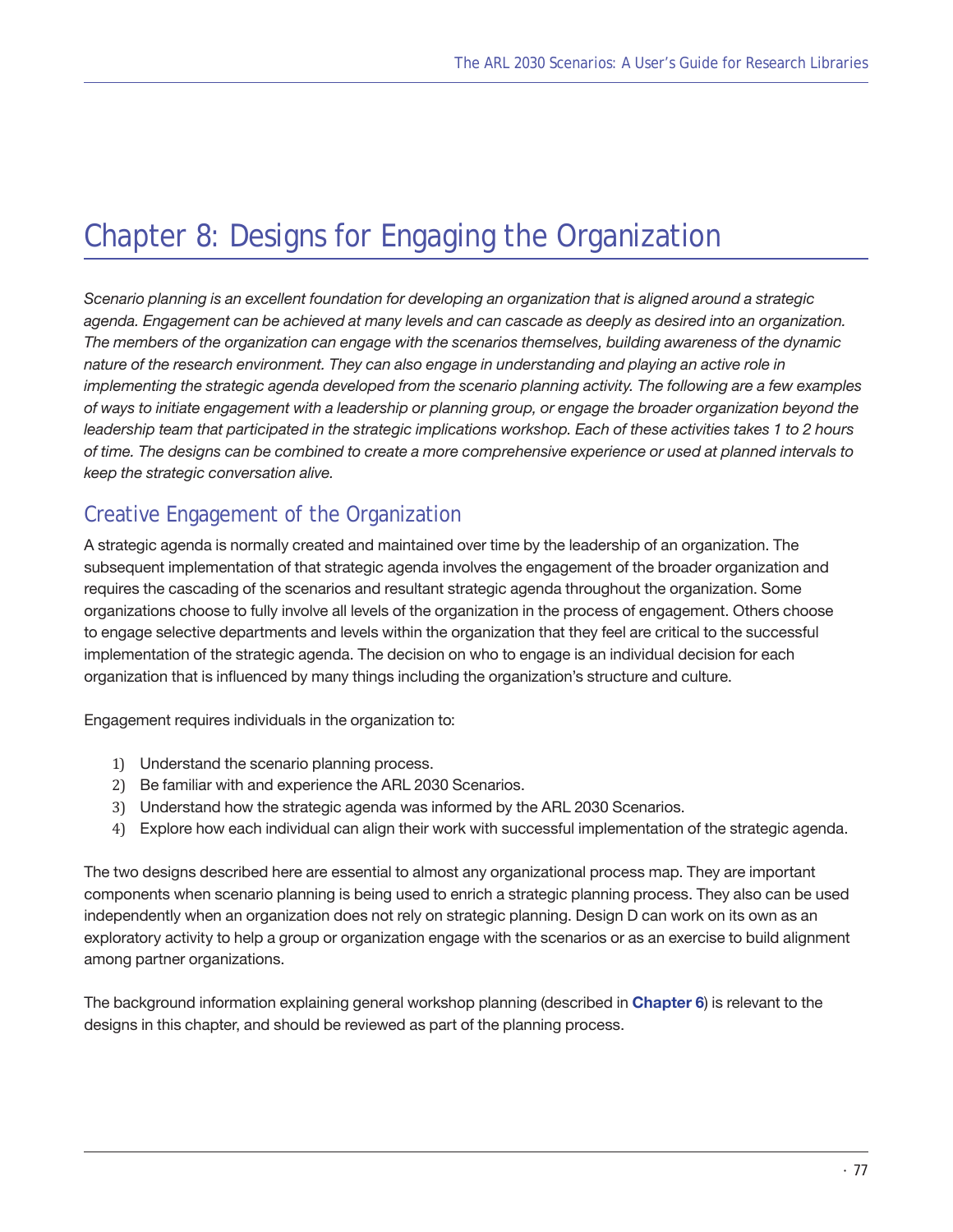# Chapter 8: Designs for Engaging the Organization

*Scenario planning is an excellent foundation for developing an organization that is aligned around a strategic agenda. Engagement can be achieved at many levels and can cascade as deeply as desired into an organization. The members of the organization can engage with the scenarios themselves, building awareness of the dynamic nature of the research environment. They can also engage in understanding and playing an active role in implementing the strategic agenda developed from the scenario planning activity. The following are a few examples of ways to initiate engagement with a leadership or planning group, or engage the broader organization beyond the leadership team that participated in the strategic implications workshop. Each of these activities takes 1 to 2 hours of time. The designs can be combined to create a more comprehensive experience or used at planned intervals to keep the strategic conversation alive.*

## Creative Engagement of the Organization

A strategic agenda is normally created and maintained over time by the leadership of an organization. The subsequent implementation of that strategic agenda involves the engagement of the broader organization and requires the cascading of the scenarios and resultant strategic agenda throughout the organization. Some organizations choose to fully involve all levels of the organization in the process of engagement. Others choose to engage selective departments and levels within the organization that they feel are critical to the successful implementation of the strategic agenda. The decision on who to engage is an individual decision for each organization that is influenced by many things including the organization's structure and culture.

Engagement requires individuals in the organization to:

1) Understand the scenario planning process.
2) Be familiar with and experience the ARL 2030 Scenarios.
3) Understand how the strategic agenda was informed by the ARL 2030 Scenarios.
4) Explore how each individual can align their work with successful implementation of the strategic agenda.

The two designs described here are essential to almost any organizational process map. They are important components when scenario planning is being used to enrich a strategic planning process. They also can be used independently when an organization does not rely on strategic planning. Design D can work on its own as an exploratory activity to help a group or organization engage with the scenarios or as an exercise to build alignment among partner organizations.

The background information explaining general workshop planning (described in **Chapter 6**) is relevant to the designs in this chapter, and should be reviewed as part of the planning process.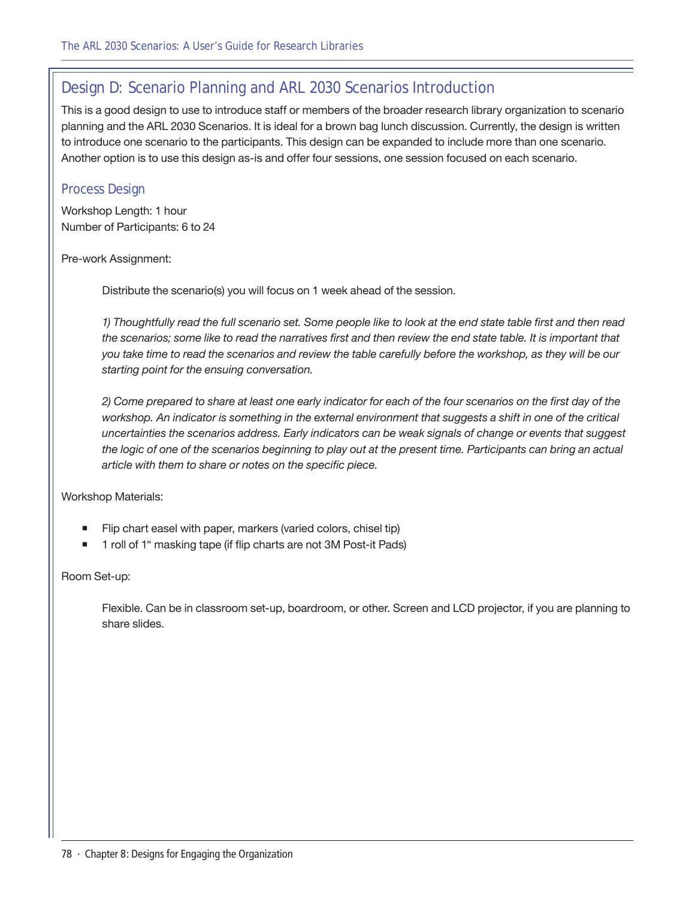## Design D: Scenario Planning and ARL 2030 Scenarios Introduction

This is a good design to use to introduce staff or members of the broader research library organization to scenario planning and the ARL 2030 Scenarios. It is ideal for a brown bag lunch discussion. Currently, the design is written to introduce one scenario to the participants. This design can be expanded to include more than one scenario. Another option is to use this design as-is and offer four sessions, one session focused on each scenario.

### Process Design

Workshop Length: 1 hour
Number of Participants: 6 to 24

Pre-work Assignment:

Distribute the scenario(s) you will focus on 1 week ahead of the session.

*1) Thoughtfully read the full scenario set. Some people like to look at the end state table first and then read the scenarios; some like to read the narratives first and then review the end state table. It is important that you take time to read the scenarios and review the table carefully before the workshop, as they will be our starting point for the ensuing conversation.*

*2) Come prepared to share at least one early indicator for each of the four scenarios on the first day of the workshop. An indicator is something in the external environment that suggests a shift in one of the critical uncertainties the scenarios address. Early indicators can be weak signals of change or events that suggest the logic of one of the scenarios beginning to play out at the present time. Participants can bring an actual article with them to share or notes on the specific piece.*

Workshop Materials:

- Flip chart easel with paper, markers (varied colors, chisel tip)
- 1 roll of 1" masking tape (if flip charts are not 3M Post-it Pads)

Room Set-up:

Flexible. Can be in classroom set-up, boardroom, or other. Screen and LCD projector, if you are planning to share slides.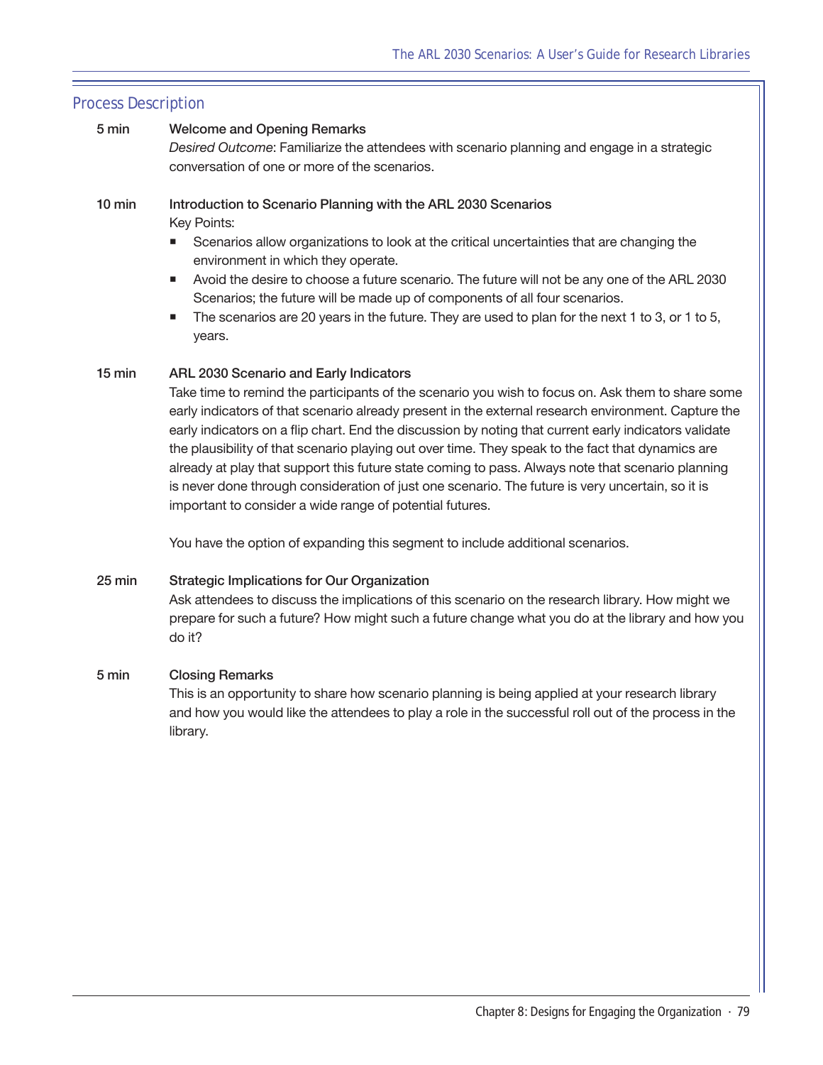## Process Description

**5 min** **Welcome and Opening Remarks**

*Desired Outcome*: Familiarize the attendees with scenario planning and engage in a strategic conversation of one or more of the scenarios.

**10 min** **Introduction to Scenario Planning with the ARL 2030 Scenarios**

Key Points:

- Scenarios allow organizations to look at the critical uncertainties that are changing the environment in which they operate.
- Avoid the desire to choose a future scenario. The future will not be any one of the ARL 2030 Scenarios; the future will be made up of components of all four scenarios.
- The scenarios are 20 years in the future. They are used to plan for the next 1 to 3, or 1 to 5, years.

**15 min** **ARL 2030 Scenario and Early Indicators**

Take time to remind the participants of the scenario you wish to focus on. Ask them to share some early indicators of that scenario already present in the external research environment. Capture the early indicators on a flip chart. End the discussion by noting that current early indicators validate the plausibility of that scenario playing out over time. They speak to the fact that dynamics are already at play that support this future state coming to pass. Always note that scenario planning is never done through consideration of just one scenario. The future is very uncertain, so it is important to consider a wide range of potential futures.

You have the option of expanding this segment to include additional scenarios.

**25 min** **Strategic Implications for Our Organization**

Ask attendees to discuss the implications of this scenario on the research library. How might we prepare for such a future? How might such a future change what you do at the library and how you do it?

**5 min** **Closing Remarks**

This is an opportunity to share how scenario planning is being applied at your research library and how you would like the attendees to play a role in the successful roll out of the process in the library.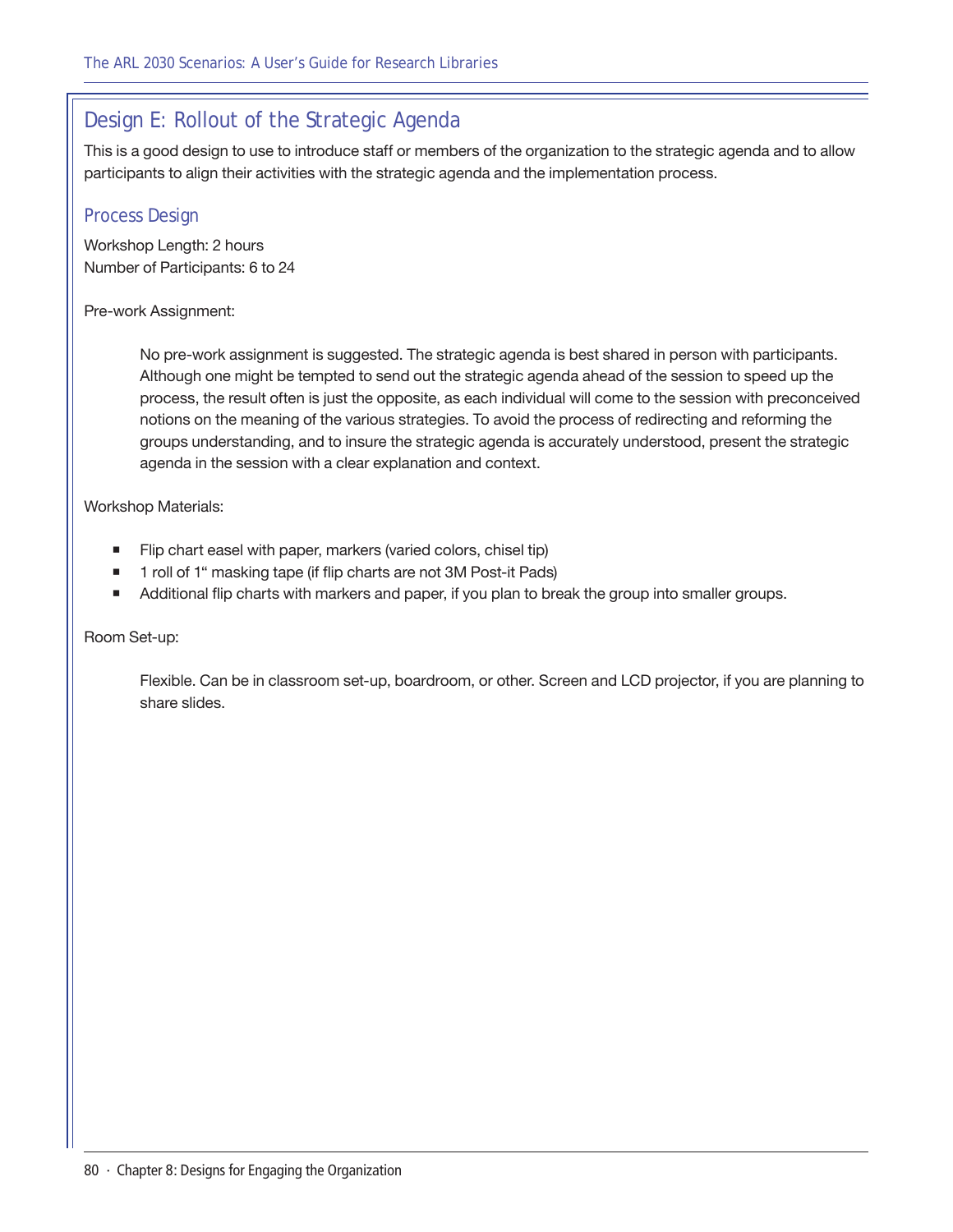## Design E: Rollout of the Strategic Agenda

This is a good design to use to introduce staff or members of the organization to the strategic agenda and to allow participants to align their activities with the strategic agenda and the implementation process.

### Process Design

Workshop Length: 2 hours
Number of Participants: 6 to 24

Pre-work Assignment:

> No pre-work assignment is suggested. The strategic agenda is best shared in person with participants. Although one might be tempted to send out the strategic agenda ahead of the session to speed up the process, the result often is just the opposite, as each individual will come to the session with preconceived notions on the meaning of the various strategies. To avoid the process of redirecting and reforming the groups understanding, and to insure the strategic agenda is accurately understood, present the strategic agenda in the session with a clear explanation and context.

Workshop Materials:

- Flip chart easel with paper, markers (varied colors, chisel tip)
- 1 roll of 1" masking tape (if flip charts are not 3M Post-it Pads)
- Additional flip charts with markers and paper, if you plan to break the group into smaller groups.

Room Set-up:

> Flexible. Can be in classroom set-up, boardroom, or other. Screen and LCD projector, if you are planning to share slides.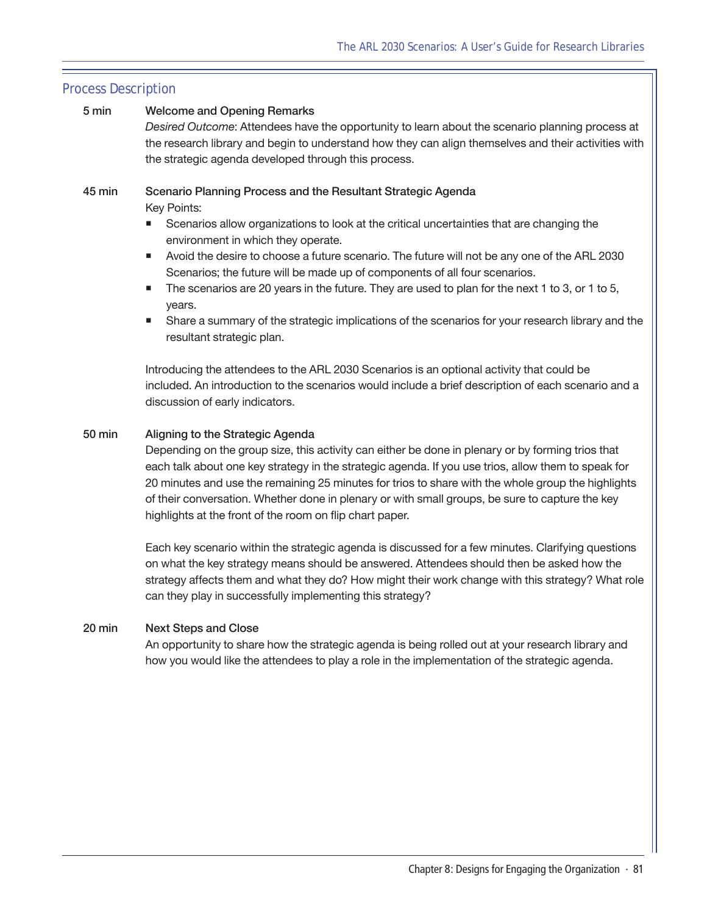## Process Description

**5 min** **Welcome and Opening Remarks**

*Desired Outcome*: Attendees have the opportunity to learn about the scenario planning process at the research library and begin to understand how they can align themselves and their activities with the strategic agenda developed through this process.

**45 min** **Scenario Planning Process and the Resultant Strategic Agenda**

Key Points:

- Scenarios allow organizations to look at the critical uncertainties that are changing the environment in which they operate.
- Avoid the desire to choose a future scenario. The future will not be any one of the ARL 2030 Scenarios; the future will be made up of components of all four scenarios.
- The scenarios are 20 years in the future. They are used to plan for the next 1 to 3, or 1 to 5, years.
- Share a summary of the strategic implications of the scenarios for your research library and the resultant strategic plan.

Introducing the attendees to the ARL 2030 Scenarios is an optional activity that could be included. An introduction to the scenarios would include a brief description of each scenario and a discussion of early indicators.

**50 min** **Aligning to the Strategic Agenda**

Depending on the group size, this activity can either be done in plenary or by forming trios that each talk about one key strategy in the strategic agenda. If you use trios, allow them to speak for 20 minutes and use the remaining 25 minutes for trios to share with the whole group the highlights of their conversation. Whether done in plenary or with small groups, be sure to capture the key highlights at the front of the room on flip chart paper.

Each key scenario within the strategic agenda is discussed for a few minutes. Clarifying questions on what the key strategy means should be answered. Attendees should then be asked how the strategy affects them and what they do? How might their work change with this strategy? What role can they play in successfully implementing this strategy?

**20 min** **Next Steps and Close**

An opportunity to share how the strategic agenda is being rolled out at your research library and how you would like the attendees to play a role in the implementation of the strategic agenda.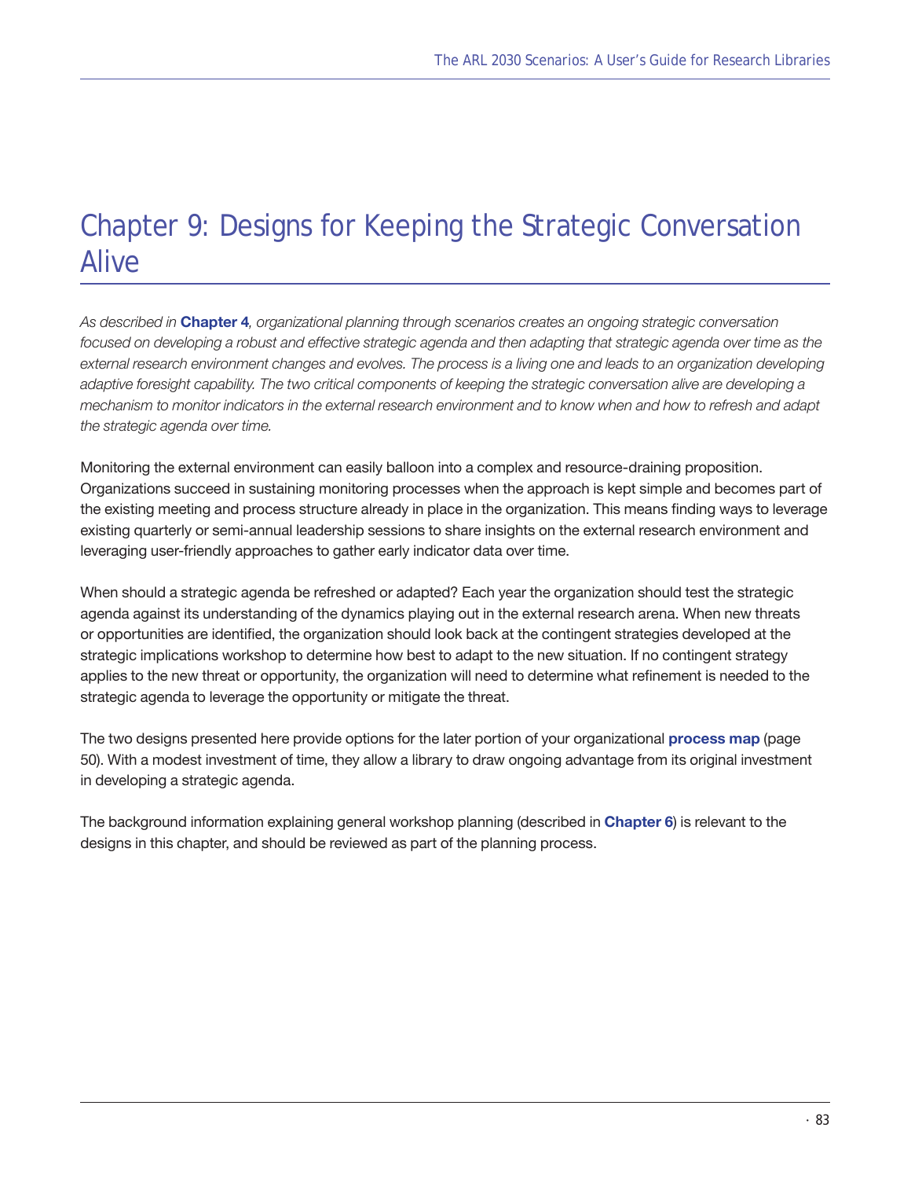# Chapter 9: Designs for Keeping the Strategic Conversation Alive

*As described in* ***Chapter 4****, organizational planning through scenarios creates an ongoing strategic conversation focused on developing a robust and effective strategic agenda and then adapting that strategic agenda over time as the external research environment changes and evolves. The process is a living one and leads to an organization developing adaptive foresight capability. The two critical components of keeping the strategic conversation alive are developing a mechanism to monitor indicators in the external research environment and to know when and how to refresh and adapt the strategic agenda over time.*

Monitoring the external environment can easily balloon into a complex and resource-draining proposition. Organizations succeed in sustaining monitoring processes when the approach is kept simple and becomes part of the existing meeting and process structure already in place in the organization. This means finding ways to leverage existing quarterly or semi-annual leadership sessions to share insights on the external research environment and leveraging user-friendly approaches to gather early indicator data over time.

When should a strategic agenda be refreshed or adapted? Each year the organization should test the strategic agenda against its understanding of the dynamics playing out in the external research arena. When new threats or opportunities are identified, the organization should look back at the contingent strategies developed at the strategic implications workshop to determine how best to adapt to the new situation. If no contingent strategy applies to the new threat or opportunity, the organization will need to determine what refinement is needed to the strategic agenda to leverage the opportunity or mitigate the threat.

The two designs presented here provide options for the later portion of your organizational **process map** (page 50). With a modest investment of time, they allow a library to draw ongoing advantage from its original investment in developing a strategic agenda.

The background information explaining general workshop planning (described in **Chapter 6**) is relevant to the designs in this chapter, and should be reviewed as part of the planning process.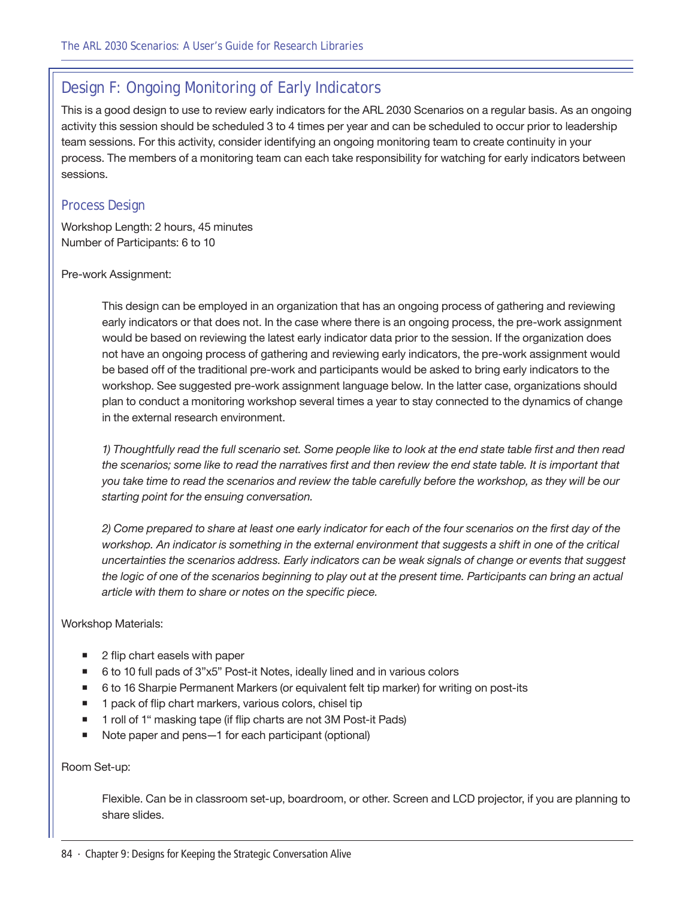## Design F: Ongoing Monitoring of Early Indicators

This is a good design to use to review early indicators for the ARL 2030 Scenarios on a regular basis. As an ongoing activity this session should be scheduled 3 to 4 times per year and can be scheduled to occur prior to leadership team sessions. For this activity, consider identifying an ongoing monitoring team to create continuity in your process. The members of a monitoring team can each take responsibility for watching for early indicators between sessions.

### Process Design

Workshop Length: 2 hours, 45 minutes
Number of Participants: 6 to 10

Pre-work Assignment:

> This design can be employed in an organization that has an ongoing process of gathering and reviewing early indicators or that does not. In the case where there is an ongoing process, the pre-work assignment would be based on reviewing the latest early indicator data prior to the session. If the organization does not have an ongoing process of gathering and reviewing early indicators, the pre-work assignment would be based off of the traditional pre-work and participants would be asked to bring early indicators to the workshop. See suggested pre-work assignment language below. In the latter case, organizations should plan to conduct a monitoring workshop several times a year to stay connected to the dynamics of change in the external research environment.
>
> *1) Thoughtfully read the full scenario set. Some people like to look at the end state table first and then read the scenarios; some like to read the narratives first and then review the end state table. It is important that you take time to read the scenarios and review the table carefully before the workshop, as they will be our starting point for the ensuing conversation.*
>
> *2) Come prepared to share at least one early indicator for each of the four scenarios on the first day of the workshop. An indicator is something in the external environment that suggests a shift in one of the critical uncertainties the scenarios address. Early indicators can be weak signals of change or events that suggest the logic of one of the scenarios beginning to play out at the present time. Participants can bring an actual article with them to share or notes on the specific piece.*

Workshop Materials:

- 2 flip chart easels with paper
- 6 to 10 full pads of 3"x5" Post-it Notes, ideally lined and in various colors
- 6 to 16 Sharpie Permanent Markers (or equivalent felt tip marker) for writing on post-its
- 1 pack of flip chart markers, various colors, chisel tip
- 1 roll of 1" masking tape (if flip charts are not 3M Post-it Pads)
- Note paper and pens—1 for each participant (optional)

Room Set-up:

> Flexible. Can be in classroom set-up, boardroom, or other. Screen and LCD projector, if you are planning to share slides.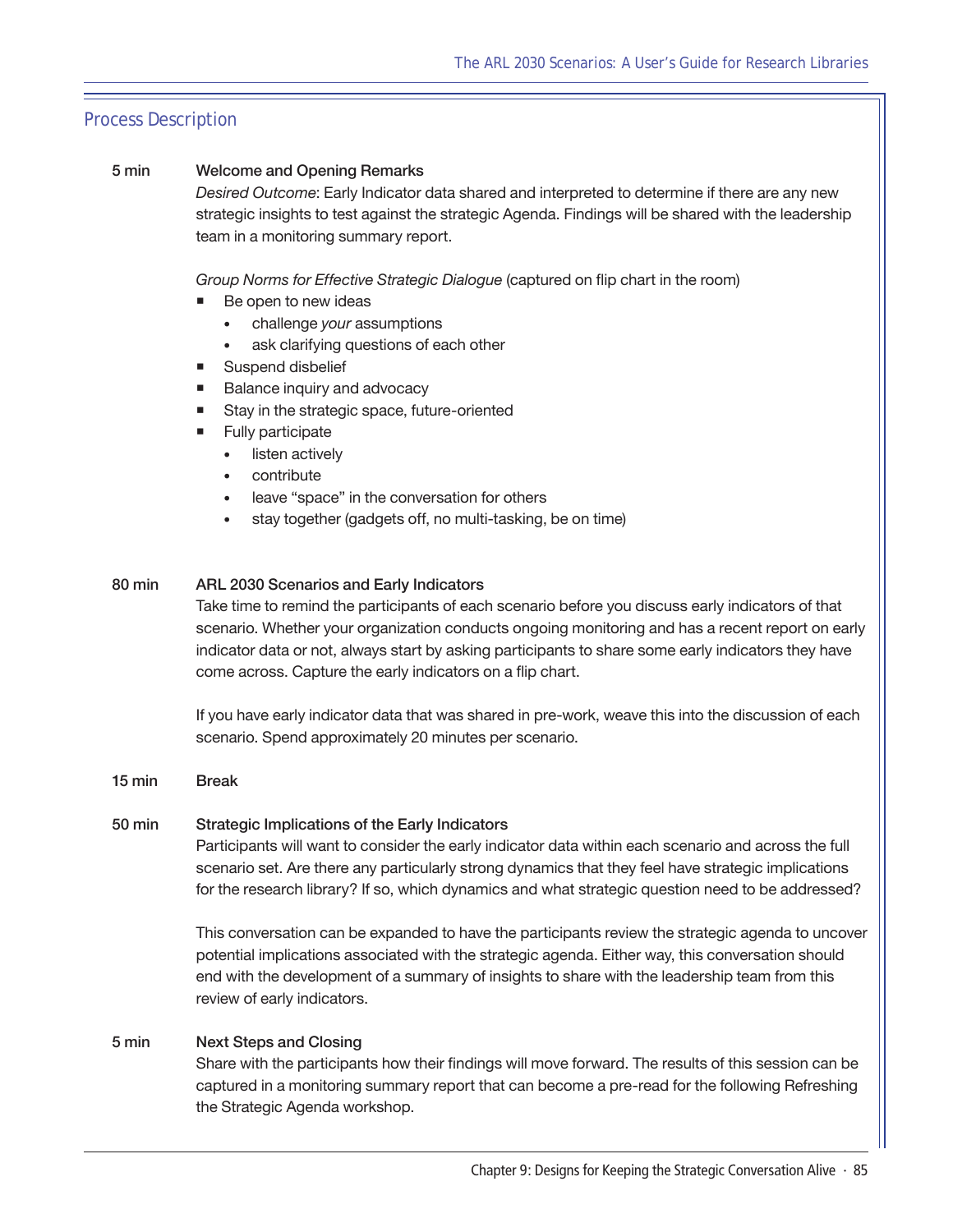## Process Description

**5 min** **Welcome and Opening Remarks**

*Desired Outcome*: Early Indicator data shared and interpreted to determine if there are any new strategic insights to test against the strategic Agenda. Findings will be shared with the leadership team in a monitoring summary report.

*Group Norms for Effective Strategic Dialogue* (captured on flip chart in the room)

- Be open to new ideas
  - challenge *your* assumptions
  - ask clarifying questions of each other
- Suspend disbelief
- Balance inquiry and advocacy
- Stay in the strategic space, future-oriented
- Fully participate
  - listen actively
  - contribute
  - leave "space" in the conversation for others
  - stay together (gadgets off, no multi-tasking, be on time)

**80 min** **ARL 2030 Scenarios and Early Indicators**

Take time to remind the participants of each scenario before you discuss early indicators of that scenario. Whether your organization conducts ongoing monitoring and has a recent report on early indicator data or not, always start by asking participants to share some early indicators they have come across. Capture the early indicators on a flip chart.

If you have early indicator data that was shared in pre-work, weave this into the discussion of each scenario. Spend approximately 20 minutes per scenario.

**15 min** **Break**

**50 min** **Strategic Implications of the Early Indicators**

Participants will want to consider the early indicator data within each scenario and across the full scenario set. Are there any particularly strong dynamics that they feel have strategic implications for the research library? If so, which dynamics and what strategic question need to be addressed?

This conversation can be expanded to have the participants review the strategic agenda to uncover potential implications associated with the strategic agenda. Either way, this conversation should end with the development of a summary of insights to share with the leadership team from this review of early indicators.

**5 min** **Next Steps and Closing**

Share with the participants how their findings will move forward. The results of this session can be captured in a monitoring summary report that can become a pre-read for the following Refreshing the Strategic Agenda workshop.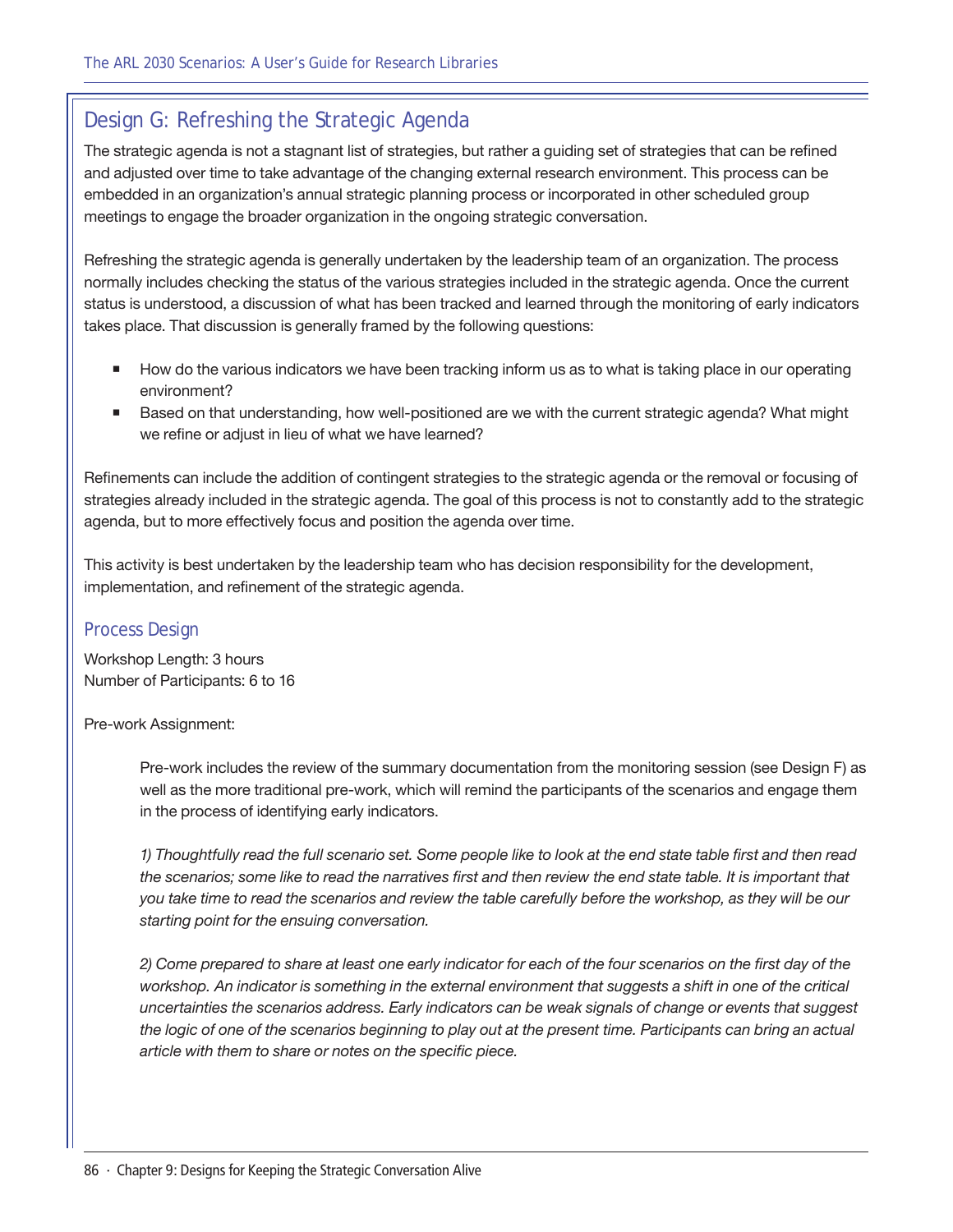## Design G: Refreshing the Strategic Agenda

The strategic agenda is not a stagnant list of strategies, but rather a guiding set of strategies that can be refined and adjusted over time to take advantage of the changing external research environment. This process can be embedded in an organization's annual strategic planning process or incorporated in other scheduled group meetings to engage the broader organization in the ongoing strategic conversation.

Refreshing the strategic agenda is generally undertaken by the leadership team of an organization. The process normally includes checking the status of the various strategies included in the strategic agenda. Once the current status is understood, a discussion of what has been tracked and learned through the monitoring of early indicators takes place. That discussion is generally framed by the following questions:

- How do the various indicators we have been tracking inform us as to what is taking place in our operating environment?
- Based on that understanding, how well-positioned are we with the current strategic agenda? What might we refine or adjust in lieu of what we have learned?

Refinements can include the addition of contingent strategies to the strategic agenda or the removal or focusing of strategies already included in the strategic agenda. The goal of this process is not to constantly add to the strategic agenda, but to more effectively focus and position the agenda over time.

This activity is best undertaken by the leadership team who has decision responsibility for the development, implementation, and refinement of the strategic agenda.

### Process Design

Workshop Length: 3 hours
Number of Participants: 6 to 16

Pre-work Assignment:

> Pre-work includes the review of the summary documentation from the monitoring session (see Design F) as well as the more traditional pre-work, which will remind the participants of the scenarios and engage them in the process of identifying early indicators.
>
> *1) Thoughtfully read the full scenario set. Some people like to look at the end state table first and then read the scenarios; some like to read the narratives first and then review the end state table. It is important that you take time to read the scenarios and review the table carefully before the workshop, as they will be our starting point for the ensuing conversation.*
>
> *2) Come prepared to share at least one early indicator for each of the four scenarios on the first day of the workshop. An indicator is something in the external environment that suggests a shift in one of the critical uncertainties the scenarios address. Early indicators can be weak signals of change or events that suggest the logic of one of the scenarios beginning to play out at the present time. Participants can bring an actual article with them to share or notes on the specific piece.*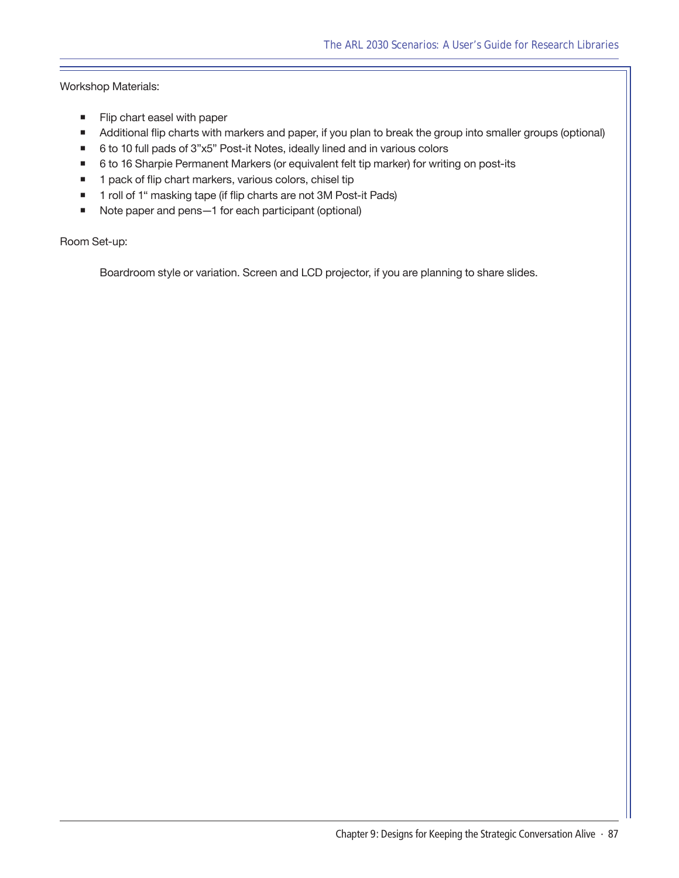Workshop Materials:

- Flip chart easel with paper
- Additional flip charts with markers and paper, if you plan to break the group into smaller groups (optional)
- 6 to 10 full pads of 3”x5” Post-it Notes, ideally lined and in various colors
- 6 to 16 Sharpie Permanent Markers (or equivalent felt tip marker) for writing on post-its
- 1 pack of flip chart markers, various colors, chisel tip
- 1 roll of 1“ masking tape (if flip charts are not 3M Post-it Pads)
- Note paper and pens—1 for each participant (optional)

Room Set-up:

Boardroom style or variation. Screen and LCD projector, if you are planning to share slides.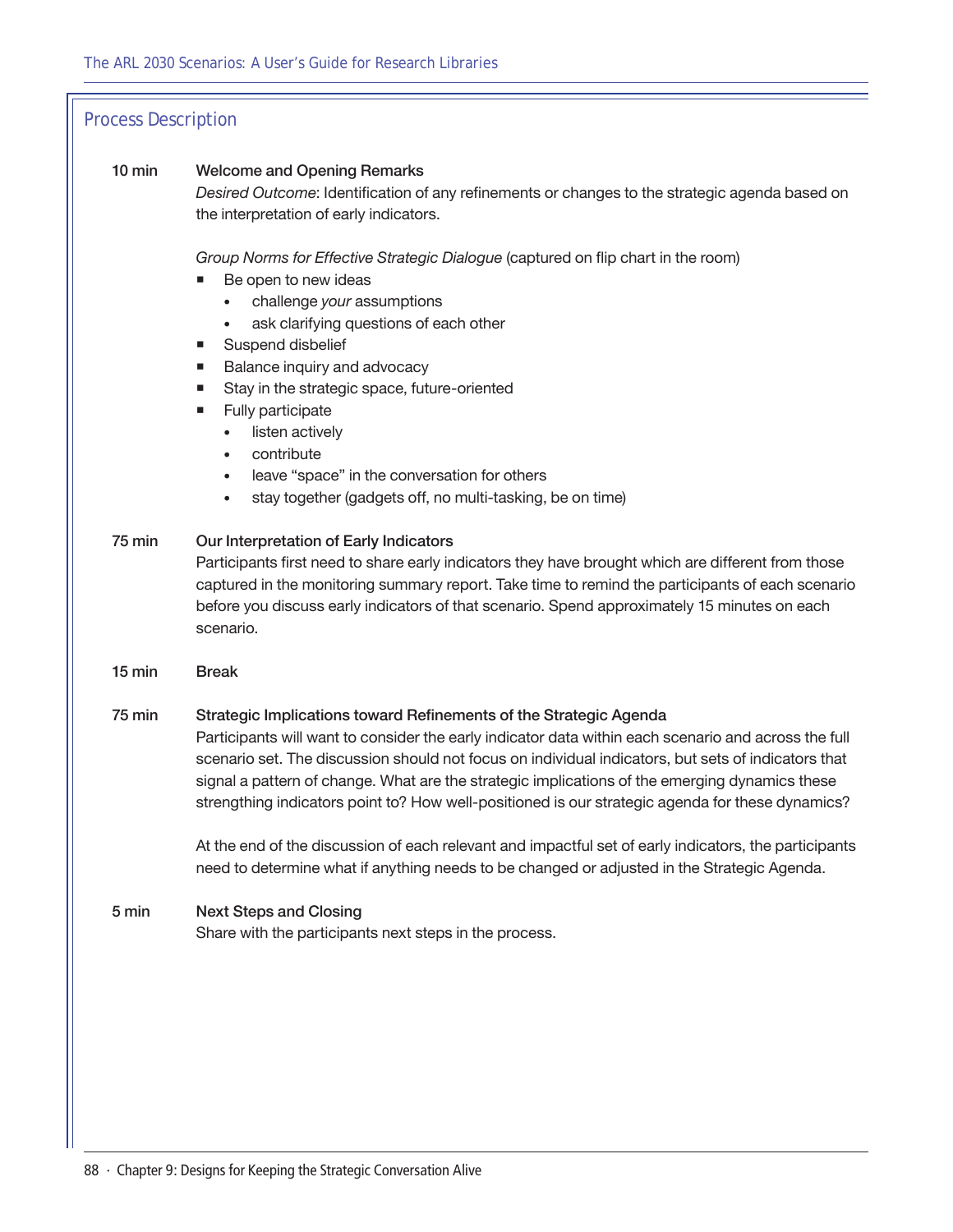## Process Description

**10 min** **Welcome and Opening Remarks**

*Desired Outcome*: Identification of any refinements or changes to the strategic agenda based on the interpretation of early indicators.

*Group Norms for Effective Strategic Dialogue* (captured on flip chart in the room)

- Be open to new ideas
  - challenge *your* assumptions
  - ask clarifying questions of each other
- Suspend disbelief
- Balance inquiry and advocacy
- Stay in the strategic space, future-oriented
- Fully participate
  - listen actively
  - contribute
  - leave "space" in the conversation for others
  - stay together (gadgets off, no multi-tasking, be on time)

**75 min** **Our Interpretation of Early Indicators**

Participants first need to share early indicators they have brought which are different from those captured in the monitoring summary report. Take time to remind the participants of each scenario before you discuss early indicators of that scenario. Spend approximately 15 minutes on each scenario.

**15 min** **Break**

**75 min** **Strategic Implications toward Refinements of the Strategic Agenda**

Participants will want to consider the early indicator data within each scenario and across the full scenario set. The discussion should not focus on individual indicators, but sets of indicators that signal a pattern of change. What are the strategic implications of the emerging dynamics these strengthing indicators point to? How well-positioned is our strategic agenda for these dynamics?

At the end of the discussion of each relevant and impactful set of early indicators, the participants need to determine what if anything needs to be changed or adjusted in the Strategic Agenda.

**5 min** **Next Steps and Closing**

Share with the participants next steps in the process.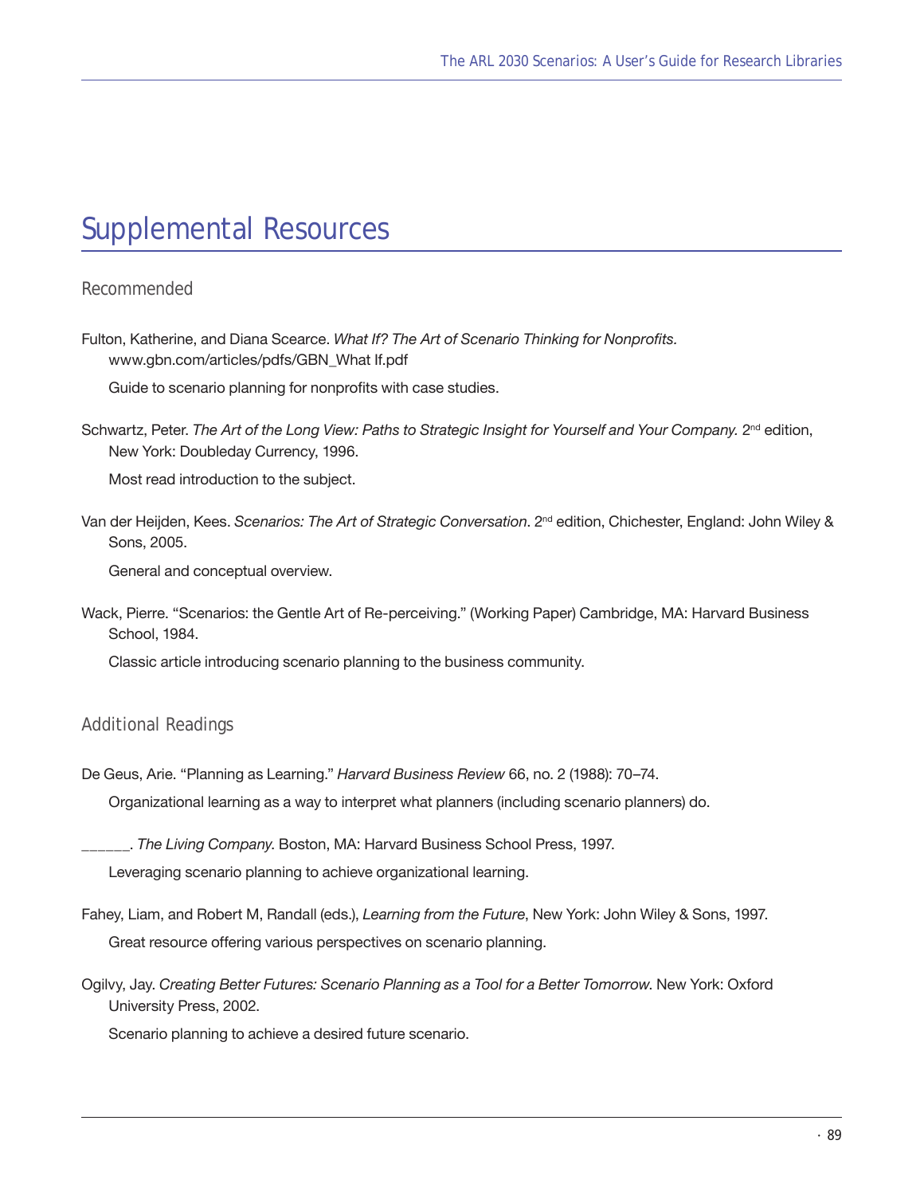# Supplemental Resources

## Recommended

Fulton, Katherine, and Diana Scearce. *What If? The Art of Scenario Thinking for Nonprofits.* www.gbn.com/articles/pdfs/GBN_What If.pdf

Guide to scenario planning for nonprofits with case studies.

Schwartz, Peter. *The Art of the Long View: Paths to Strategic Insight for Yourself and Your Company.* 2nd edition, New York: Doubleday Currency, 1996.

Most read introduction to the subject.

Van der Heijden, Kees. *Scenarios: The Art of Strategic Conversation*. 2nd edition, Chichester, England: John Wiley & Sons, 2005.

General and conceptual overview.

Wack, Pierre. "Scenarios: the Gentle Art of Re-perceiving." (Working Paper) Cambridge, MA: Harvard Business School, 1984.

Classic article introducing scenario planning to the business community.

## Additional Readings

De Geus, Arie. "Planning as Learning." *Harvard Business Review* 66, no. 2 (1988): 70–74.

Organizational learning as a way to interpret what planners (including scenario planners) do.

______. *The Living Company*. Boston, MA: Harvard Business School Press, 1997.

Leveraging scenario planning to achieve organizational learning.

Fahey, Liam, and Robert M, Randall (eds.), *Learning from the Future*, New York: John Wiley & Sons, 1997.

Great resource offering various perspectives on scenario planning.

Ogilvy, Jay. *Creating Better Futures: Scenario Planning as a Tool for a Better Tomorrow*. New York: Oxford University Press, 2002.

Scenario planning to achieve a desired future scenario.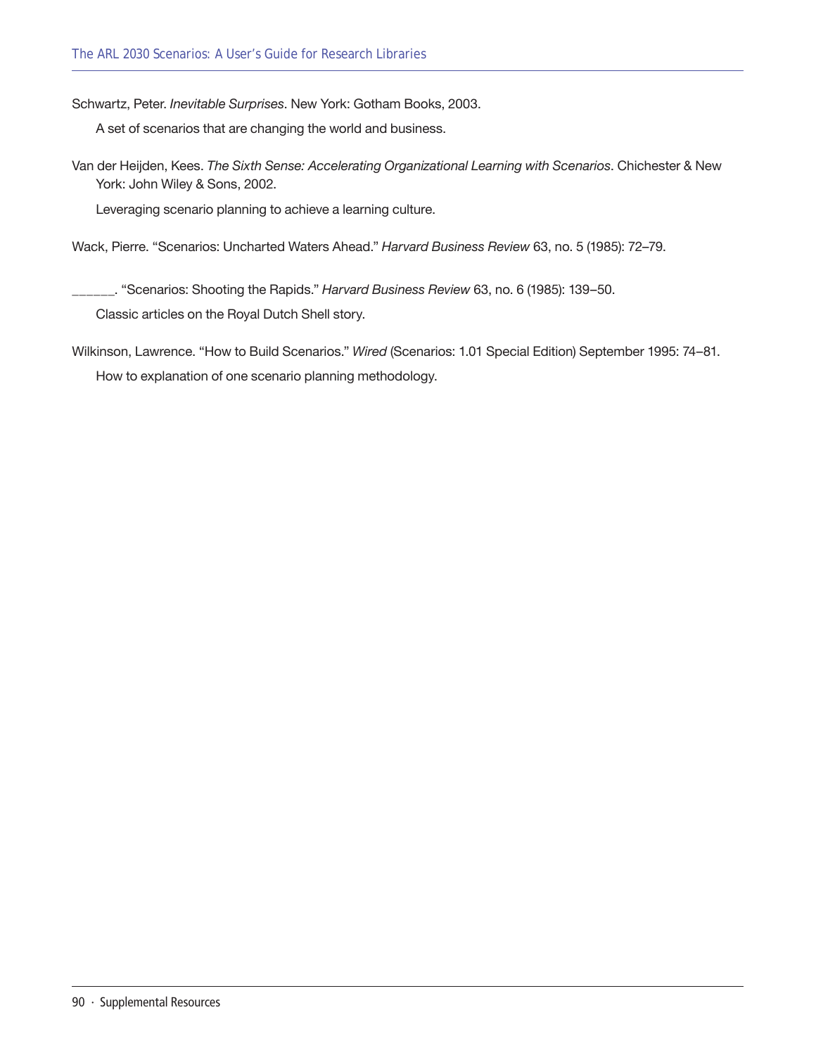Schwartz, Peter. *Inevitable Surprises*. New York: Gotham Books, 2003.

A set of scenarios that are changing the world and business.

Van der Heijden, Kees. *The Sixth Sense: Accelerating Organizational Learning with Scenarios*. Chichester & New York: John Wiley & Sons, 2002.

Leveraging scenario planning to achieve a learning culture.

Wack, Pierre. "Scenarios: Uncharted Waters Ahead." *Harvard Business Review* 63, no. 5 (1985): 72–79.

______. "Scenarios: Shooting the Rapids." *Harvard Business Review* 63, no. 6 (1985): 139–50.

Classic articles on the Royal Dutch Shell story.

Wilkinson, Lawrence. "How to Build Scenarios." *Wired* (Scenarios: 1.01 Special Edition) September 1995: 74–81.

How to explanation of one scenario planning methodology.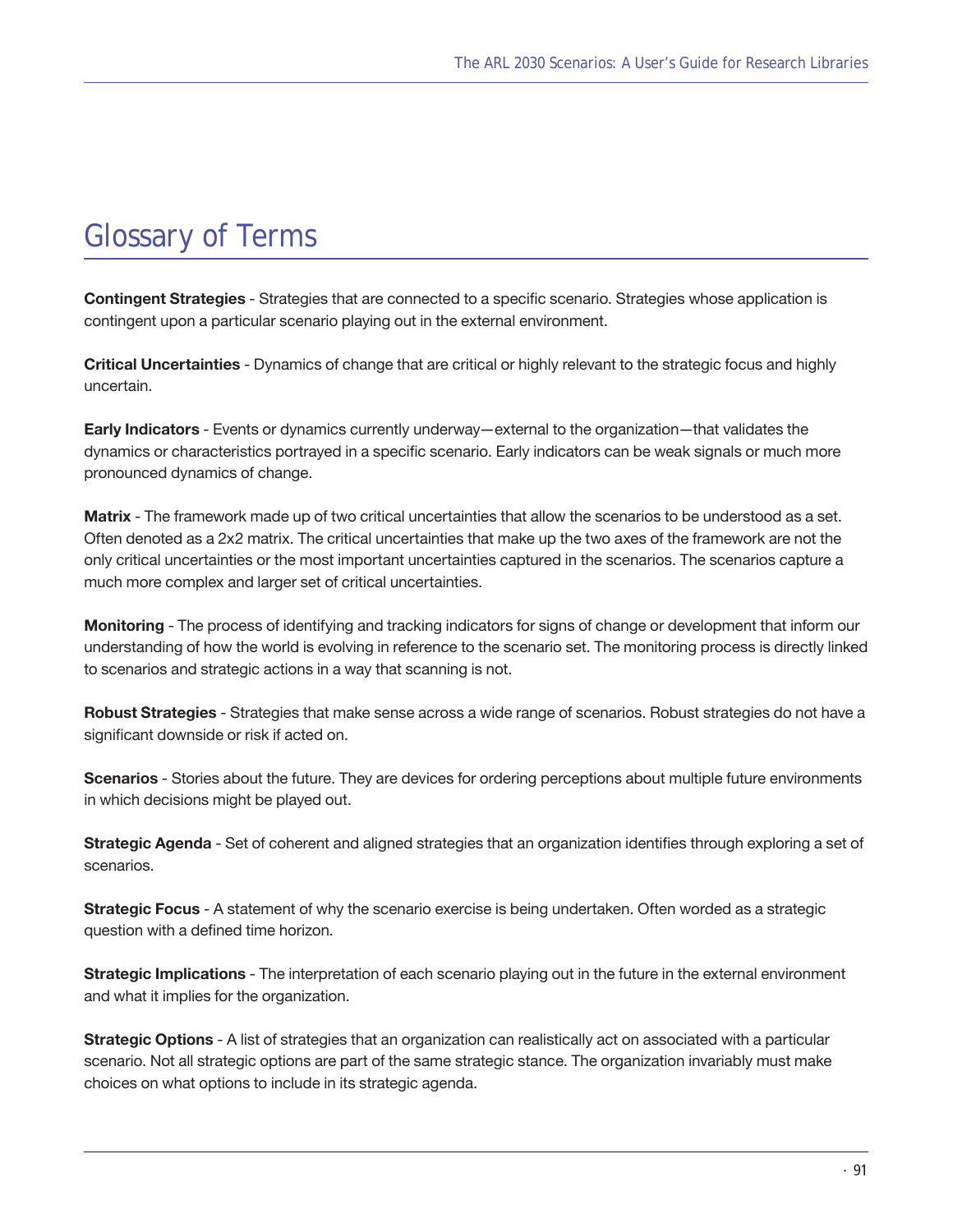# Glossary of Terms

**Contingent Strategies** - Strategies that are connected to a specific scenario. Strategies whose application is contingent upon a particular scenario playing out in the external environment.

**Critical Uncertainties** - Dynamics of change that are critical or highly relevant to the strategic focus and highly uncertain.

**Early Indicators** - Events or dynamics currently underway—external to the organization—that validates the dynamics or characteristics portrayed in a specific scenario. Early indicators can be weak signals or much more pronounced dynamics of change.

**Matrix** - The framework made up of two critical uncertainties that allow the scenarios to be understood as a set. Often denoted as a 2x2 matrix. The critical uncertainties that make up the two axes of the framework are not the only critical uncertainties or the most important uncertainties captured in the scenarios. The scenarios capture a much more complex and larger set of critical uncertainties.

**Monitoring** - The process of identifying and tracking indicators for signs of change or development that inform our understanding of how the world is evolving in reference to the scenario set. The monitoring process is directly linked to scenarios and strategic actions in a way that scanning is not.

**Robust Strategies** - Strategies that make sense across a wide range of scenarios. Robust strategies do not have a significant downside or risk if acted on.

**Scenarios** - Stories about the future. They are devices for ordering perceptions about multiple future environments in which decisions might be played out.

**Strategic Agenda** - Set of coherent and aligned strategies that an organization identifies through exploring a set of scenarios.

**Strategic Focus** - A statement of why the scenario exercise is being undertaken. Often worded as a strategic question with a defined time horizon.

**Strategic Implications** - The interpretation of each scenario playing out in the future in the external environment and what it implies for the organization.

**Strategic Options** - A list of strategies that an organization can realistically act on associated with a particular scenario. Not all strategic options are part of the same strategic stance. The organization invariably must make choices on what options to include in its strategic agenda.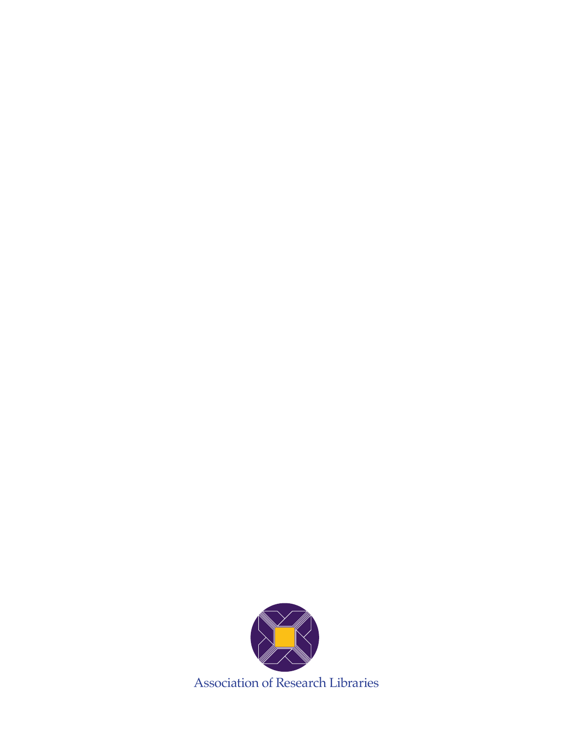Association of Research Libraries